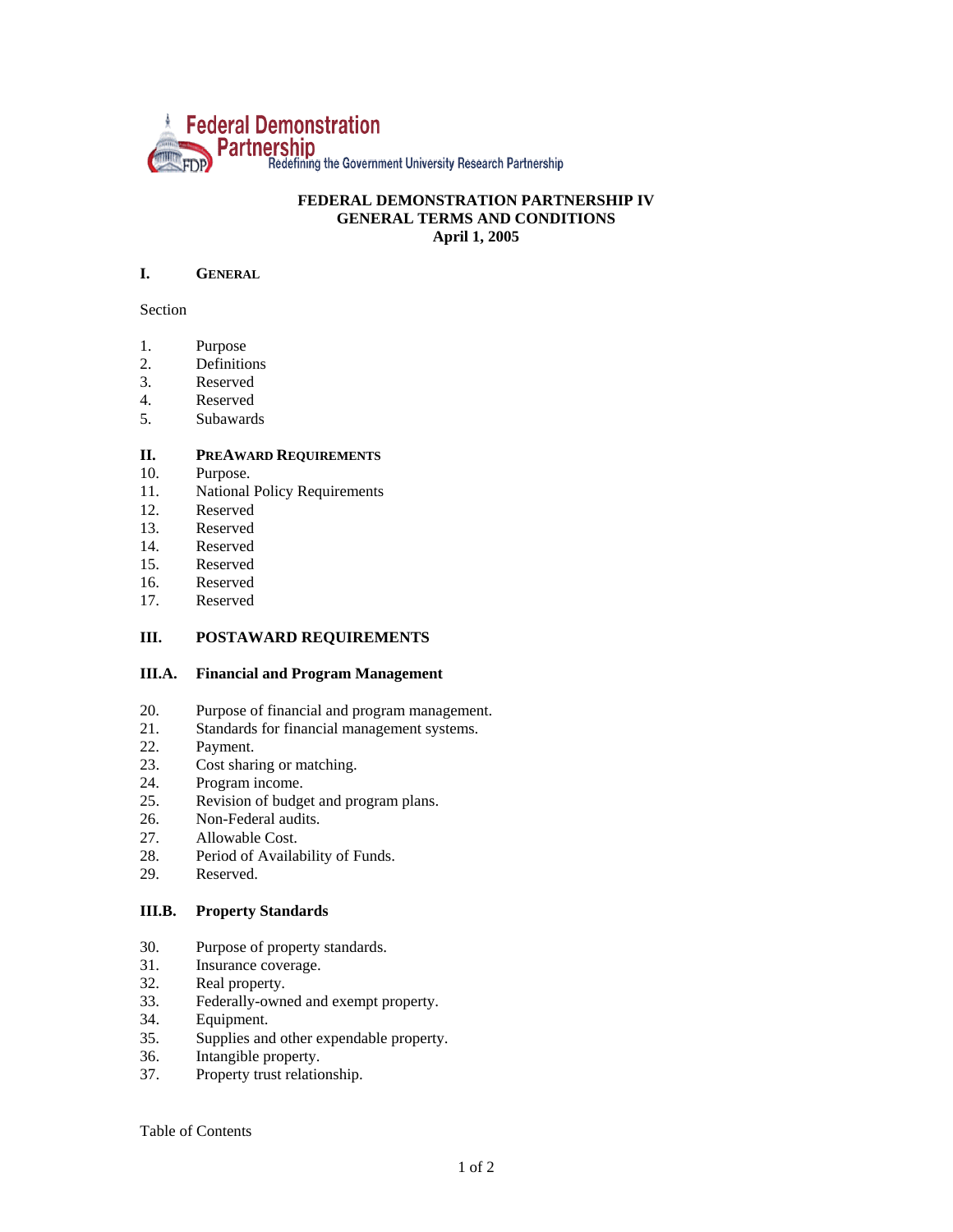Federal Demonstration Partnership
Redefining the Government University Research Partnership

# FEDERAL DEMONSTRATION PARTNERSHIP IV GENERAL TERMS AND CONDITIONS April 1, 2005

## I. GENERAL

Section

1. Purpose
2. Definitions
3. Reserved
4. Reserved
5. Subawards

## II. PREAWARD REQUIREMENTS

10. Purpose.
11. National Policy Requirements
12. Reserved
13. Reserved
14. Reserved
15. Reserved
16. Reserved
17. Reserved

## III. POSTAWARD REQUIREMENTS

### III.A. Financial and Program Management

20. Purpose of financial and program management.
21. Standards for financial management systems.
22. Payment.
23. Cost sharing or matching.
24. Program income.
25. Revision of budget and program plans.
26. Non-Federal audits.
27. Allowable Cost.
28. Period of Availability of Funds.
29. Reserved.

### III.B. Property Standards

30. Purpose of property standards.
31. Insurance coverage.
32. Real property.
33. Federally-owned and exempt property.
34. Equipment.
35. Supplies and other expendable property.
36. Intangible property.
37. Property trust relationship.

Table of Contents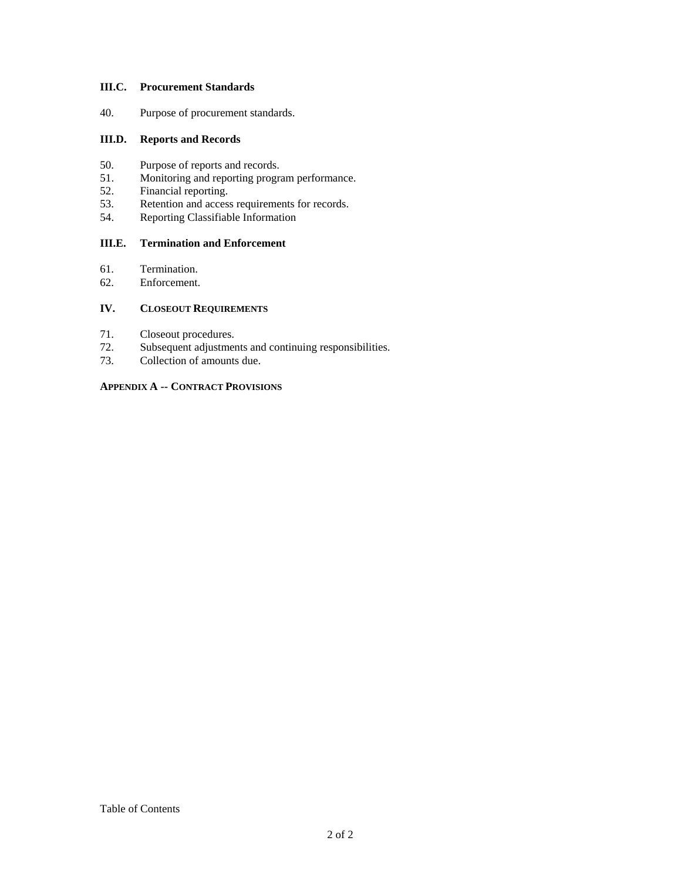**III.C. Procurement Standards**

40. Purpose of procurement standards.

**III.D. Reports and Records**

50. Purpose of reports and records.
51. Monitoring and reporting program performance.
52. Financial reporting.
53. Retention and access requirements for records.
54. Reporting Classifiable Information

**III.E. Termination and Enforcement**

61. Termination.
62. Enforcement.

**IV. CLOSEOUT REQUIREMENTS**

71. Closeout procedures.
72. Subsequent adjustments and continuing responsibilities.
73. Collection of amounts due.

**APPENDIX A -- CONTRACT PROVISIONS**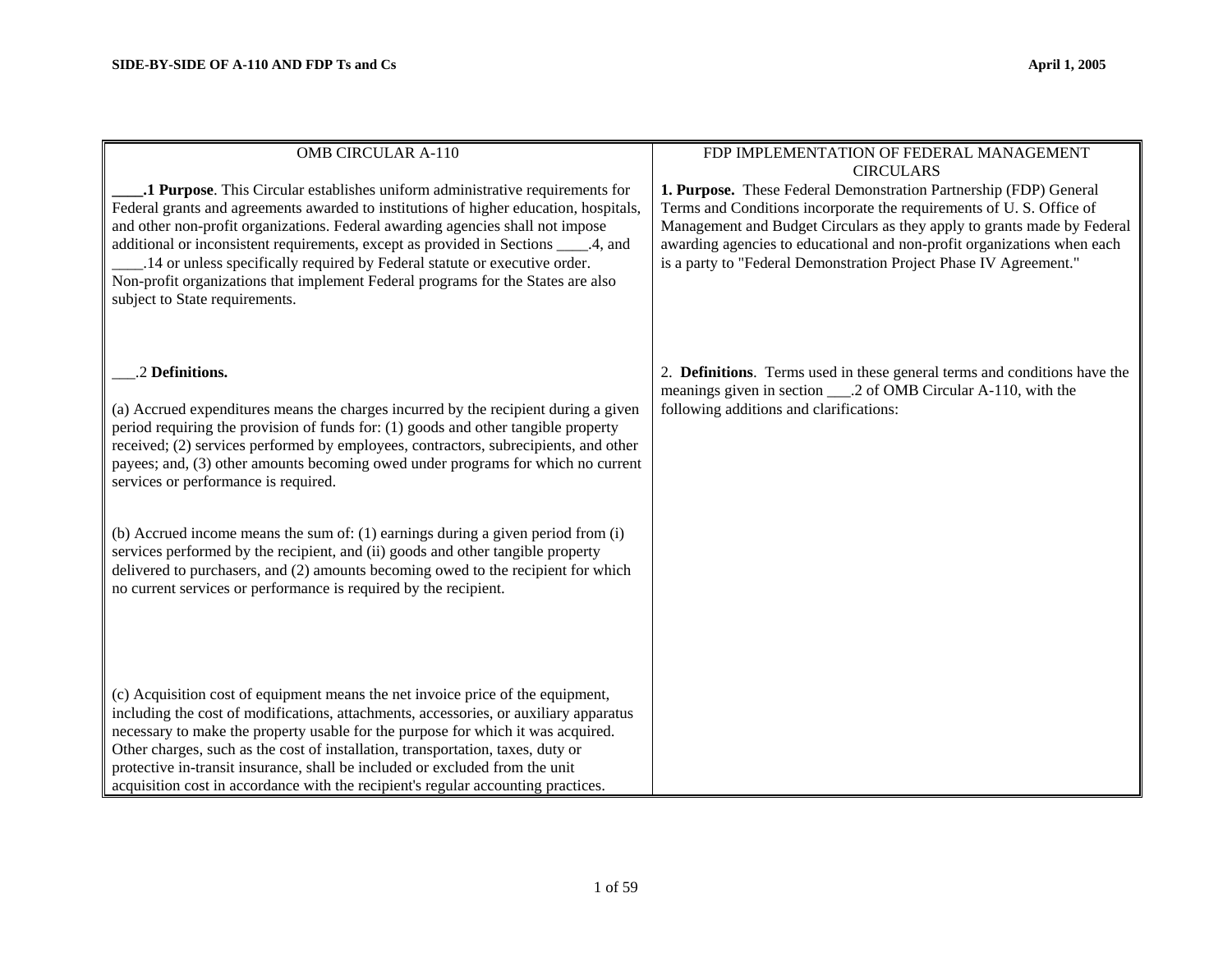| OMB CIRCULAR A-110 | FDP IMPLEMENTATION OF FEDERAL MANAGEMENT CIRCULARS |
|---|---|
| **____.1 Purpose**. This Circular establishes uniform administrative requirements for Federal grants and agreements awarded to institutions of higher education, hospitals, and other non-profit organizations. Federal awarding agencies shall not impose additional or inconsistent requirements, except as provided in Sections ____.4, and ____.14 or unless specifically required by Federal statute or executive order. Non-profit organizations that implement Federal programs for the States are also subject to State requirements. | **1. Purpose.** These Federal Demonstration Partnership (FDP) General Terms and Conditions incorporate the requirements of U. S. Office of Management and Budget Circulars as they apply to grants made by Federal awarding agencies to educational and non-profit organizations when each is a party to "Federal Demonstration Project Phase IV Agreement." |
| ___.2 **Definitions.** | 2. **Definitions**. Terms used in these general terms and conditions have the meanings given in section ___.2 of OMB Circular A-110, with the following additions and clarifications: |
| (a) Accrued expenditures means the charges incurred by the recipient during a given period requiring the provision of funds for: (1) goods and other tangible property received; (2) services performed by employees, contractors, subrecipients, and other payees; and, (3) other amounts becoming owed under programs for which no current services or performance is required. | |
| (b) Accrued income means the sum of: (1) earnings during a given period from (i) services performed by the recipient, and (ii) goods and other tangible property delivered to purchasers, and (2) amounts becoming owed to the recipient for which no current services or performance is required by the recipient. | |
| (c) Acquisition cost of equipment means the net invoice price of the equipment, including the cost of modifications, attachments, accessories, or auxiliary apparatus necessary to make the property usable for the purpose for which it was acquired. Other charges, such as the cost of installation, transportation, taxes, duty or protective in-transit insurance, shall be included or excluded from the unit acquisition cost in accordance with the recipient's regular accounting practices. | |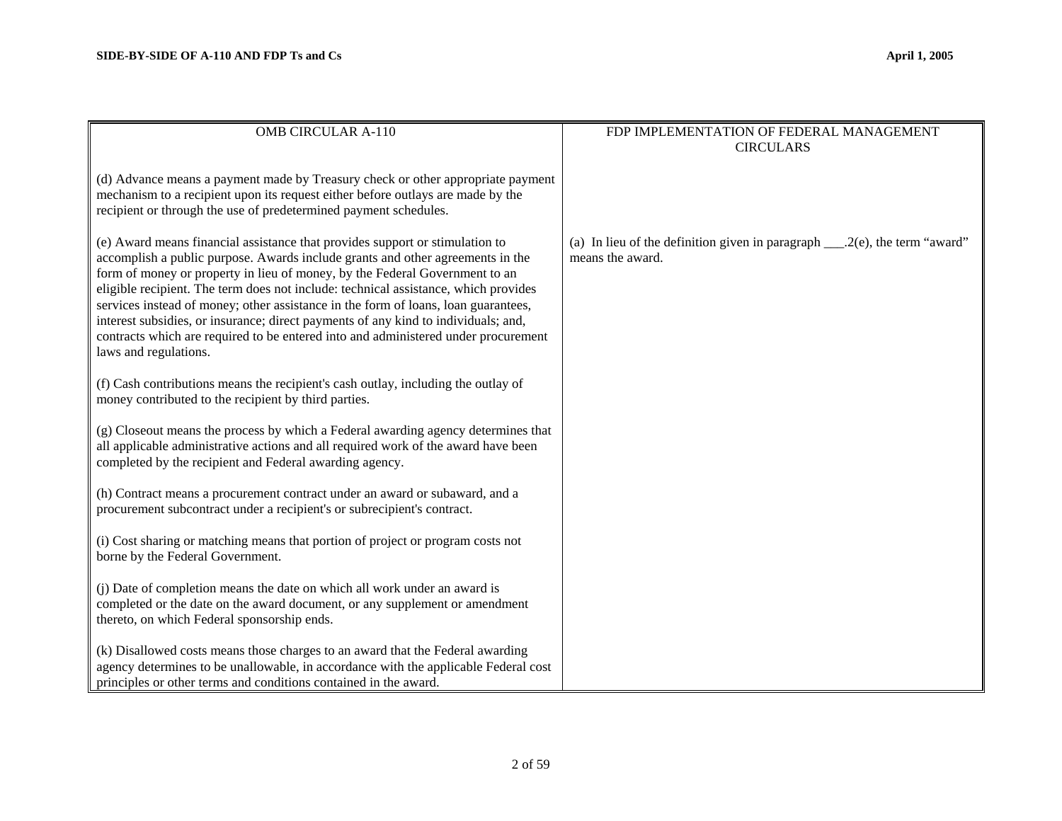| OMB CIRCULAR A-110 | FDP IMPLEMENTATION OF FEDERAL MANAGEMENT CIRCULARS |
|---|---|
| (d) Advance means a payment made by Treasury check or other appropriate payment mechanism to a recipient upon its request either before outlays are made by the recipient or through the use of predetermined payment schedules. | |
| (e) Award means financial assistance that provides support or stimulation to accomplish a public purpose. Awards include grants and other agreements in the form of money or property in lieu of money, by the Federal Government to an eligible recipient. The term does not include: technical assistance, which provides services instead of money; other assistance in the form of loans, loan guarantees, interest subsidies, or insurance; direct payments of any kind to individuals; and, contracts which are required to be entered into and administered under procurement laws and regulations. | (a) In lieu of the definition given in paragraph ___.2(e), the term "award" means the award. |
| (f) Cash contributions means the recipient's cash outlay, including the outlay of money contributed to the recipient by third parties. | |
| (g) Closeout means the process by which a Federal awarding agency determines that all applicable administrative actions and all required work of the award have been completed by the recipient and Federal awarding agency. | |
| (h) Contract means a procurement contract under an award or subaward, and a procurement subcontract under a recipient's or subrecipient's contract. | |
| (i) Cost sharing or matching means that portion of project or program costs not borne by the Federal Government. | |
| (j) Date of completion means the date on which all work under an award is completed or the date on the award document, or any supplement or amendment thereto, on which Federal sponsorship ends. | |
| (k) Disallowed costs means those charges to an award that the Federal awarding agency determines to be unallowable, in accordance with the applicable Federal cost principles or other terms and conditions contained in the award. | |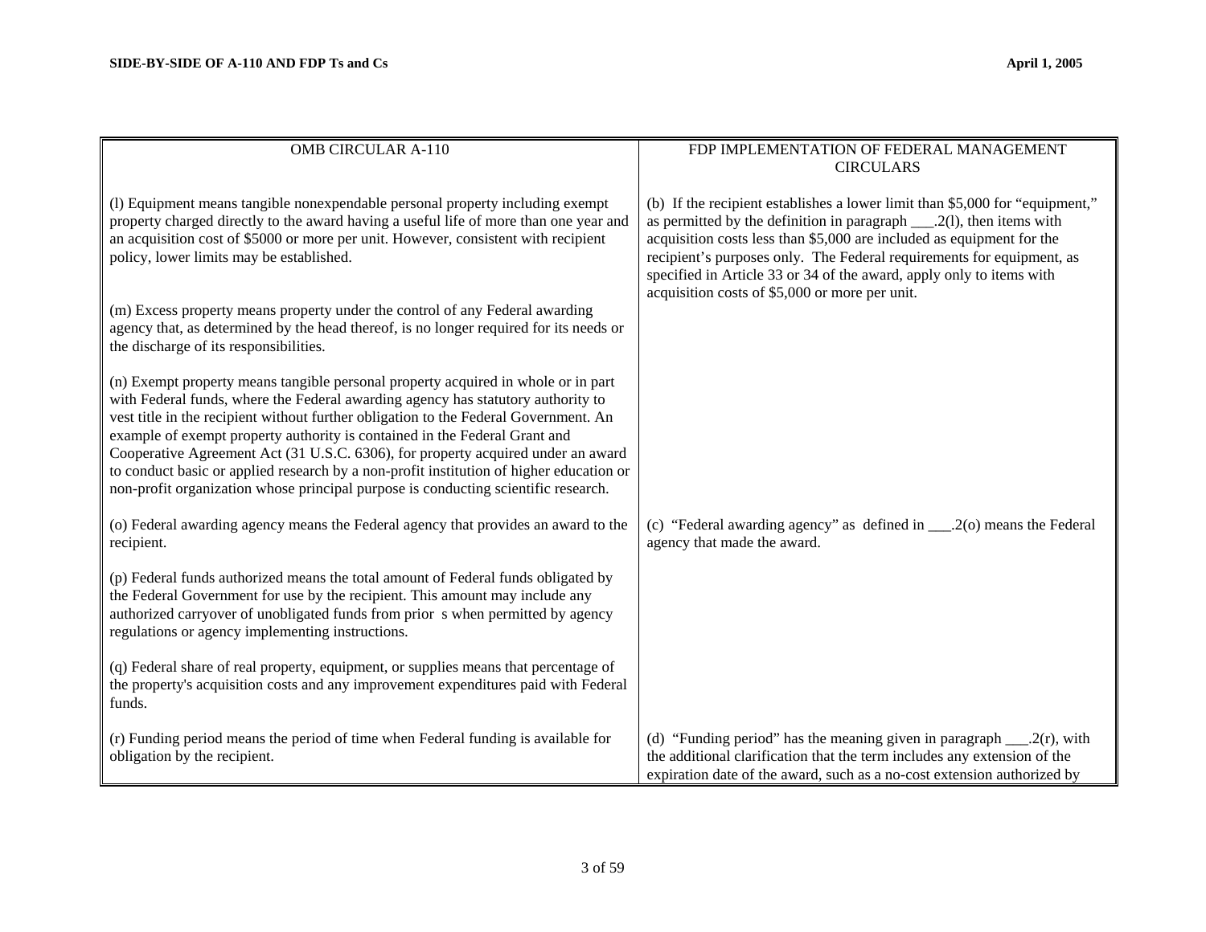| OMB CIRCULAR A-110 | FDP IMPLEMENTATION OF FEDERAL MANAGEMENT CIRCULARS |
|---|---|
| (l) Equipment means tangible nonexpendable personal property including exempt property charged directly to the award having a useful life of more than one year and an acquisition cost of $5000 or more per unit. However, consistent with recipient policy, lower limits may be established. | (b) If the recipient establishes a lower limit than $5,000 for "equipment," as permitted by the definition in paragraph ___.2(l), then items with acquisition costs less than $5,000 are included as equipment for the recipient's purposes only. The Federal requirements for equipment, as specified in Article 33 or 34 of the award, apply only to items with acquisition costs of $5,000 or more per unit. |
| (m) Excess property means property under the control of any Federal awarding agency that, as determined by the head thereof, is no longer required for its needs or the discharge of its responsibilities. | |
| (n) Exempt property means tangible personal property acquired in whole or in part with Federal funds, where the Federal awarding agency has statutory authority to vest title in the recipient without further obligation to the Federal Government. An example of exempt property authority is contained in the Federal Grant and Cooperative Agreement Act (31 U.S.C. 6306), for property acquired under an award to conduct basic or applied research by a non-profit institution of higher education or non-profit organization whose principal purpose is conducting scientific research. | |
| (o) Federal awarding agency means the Federal agency that provides an award to the recipient. | (c) "Federal awarding agency" as defined in ___.2(o) means the Federal agency that made the award. |
| (p) Federal funds authorized means the total amount of Federal funds obligated by the Federal Government for use by the recipient. This amount may include any authorized carryover of unobligated funds from prior s when permitted by agency regulations or agency implementing instructions. | |
| (q) Federal share of real property, equipment, or supplies means that percentage of the property's acquisition costs and any improvement expenditures paid with Federal funds. | |
| (r) Funding period means the period of time when Federal funding is available for obligation by the recipient. | (d) "Funding period" has the meaning given in paragraph ___.2(r), with the additional clarification that the term includes any extension of the expiration date of the award, such as a no-cost extension authorized by |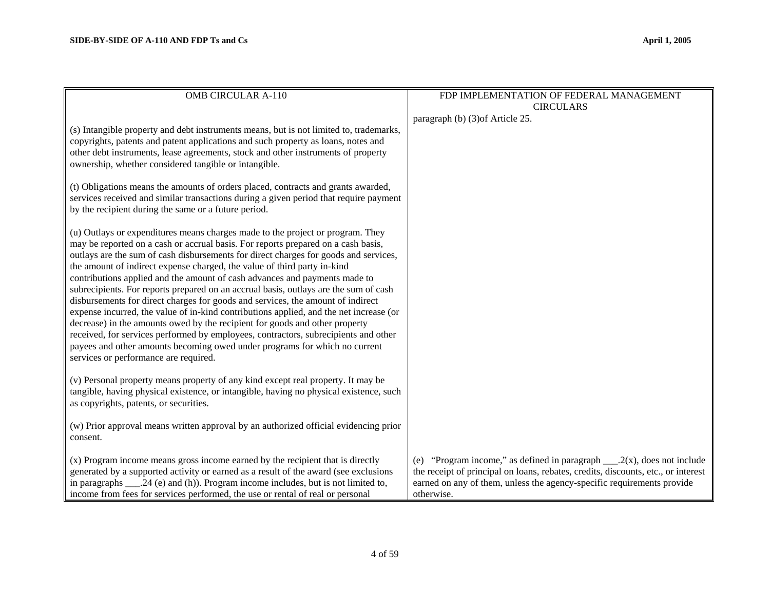| OMB CIRCULAR A-110 | FDP IMPLEMENTATION OF FEDERAL MANAGEMENT CIRCULARS |
|---|---|
| | paragraph (b) (3)of Article 25. |
| (s) Intangible property and debt instruments means, but is not limited to, trademarks, copyrights, patents and patent applications and such property as loans, notes and other debt instruments, lease agreements, stock and other instruments of property ownership, whether considered tangible or intangible. | |
| (t) Obligations means the amounts of orders placed, contracts and grants awarded, services received and similar transactions during a given period that require payment by the recipient during the same or a future period. | |
| (u) Outlays or expenditures means charges made to the project or program. They may be reported on a cash or accrual basis. For reports prepared on a cash basis, outlays are the sum of cash disbursements for direct charges for goods and services, the amount of indirect expense charged, the value of third party in-kind contributions applied and the amount of cash advances and payments made to subrecipients. For reports prepared on an accrual basis, outlays are the sum of cash disbursements for direct charges for goods and services, the amount of indirect expense incurred, the value of in-kind contributions applied, and the net increase (or decrease) in the amounts owed by the recipient for goods and other property received, for services performed by employees, contractors, subrecipients and other payees and other amounts becoming owed under programs for which no current services or performance are required. | |
| (v) Personal property means property of any kind except real property. It may be tangible, having physical existence, or intangible, having no physical existence, such as copyrights, patents, or securities. | |
| (w) Prior approval means written approval by an authorized official evidencing prior consent. | |
| (x) Program income means gross income earned by the recipient that is directly generated by a supported activity or earned as a result of the award (see exclusions in paragraphs ___.24 (e) and (h)). Program income includes, but is not limited to, income from fees for services performed, the use or rental of real or personal | (e) "Program income," as defined in paragraph ___.2(x), does not include the receipt of principal on loans, rebates, credits, discounts, etc., or interest earned on any of them, unless the agency-specific requirements provide otherwise. |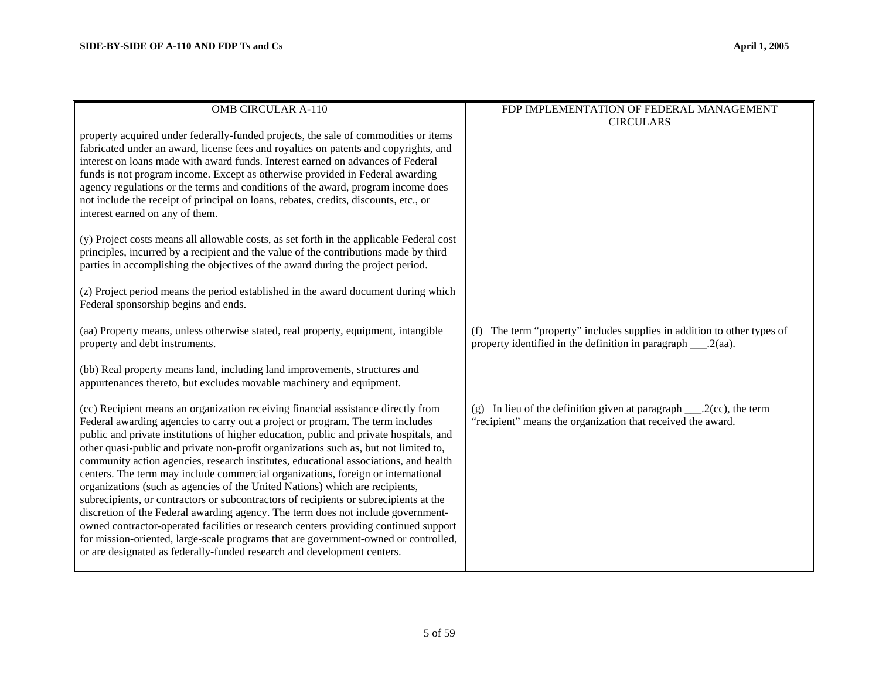| OMB CIRCULAR A-110 | FDP IMPLEMENTATION OF FEDERAL MANAGEMENT CIRCULARS |
| --- | --- |
| property acquired under federally-funded projects, the sale of commodities or items fabricated under an award, license fees and royalties on patents and copyrights, and interest on loans made with award funds. Interest earned on advances of Federal funds is not program income. Except as otherwise provided in Federal awarding agency regulations or the terms and conditions of the award, program income does not include the receipt of principal on loans, rebates, credits, discounts, etc., or interest earned on any of them. | |
| (y) Project costs means all allowable costs, as set forth in the applicable Federal cost principles, incurred by a recipient and the value of the contributions made by third parties in accomplishing the objectives of the award during the project period. | |
| (z) Project period means the period established in the award document during which Federal sponsorship begins and ends. | |
| (aa) Property means, unless otherwise stated, real property, equipment, intangible property and debt instruments. | (f) The term "property" includes supplies in addition to other types of property identified in the definition in paragraph ___.2(aa). |
| (bb) Real property means land, including land improvements, structures and appurtenances thereto, but excludes movable machinery and equipment. | |
| (cc) Recipient means an organization receiving financial assistance directly from Federal awarding agencies to carry out a project or program. The term includes public and private institutions of higher education, public and private hospitals, and other quasi-public and private non-profit organizations such as, but not limited to, community action agencies, research institutes, educational associations, and health centers. The term may include commercial organizations, foreign or international organizations (such as agencies of the United Nations) which are recipients, subrecipients, or contractors or subcontractors of recipients or subrecipients at the discretion of the Federal awarding agency. The term does not include government-owned contractor-operated facilities or research centers providing continued support for mission-oriented, large-scale programs that are government-owned or controlled, or are designated as federally-funded research and development centers. | (g) In lieu of the definition given at paragraph ___.2(cc), the term "recipient" means the organization that received the award. |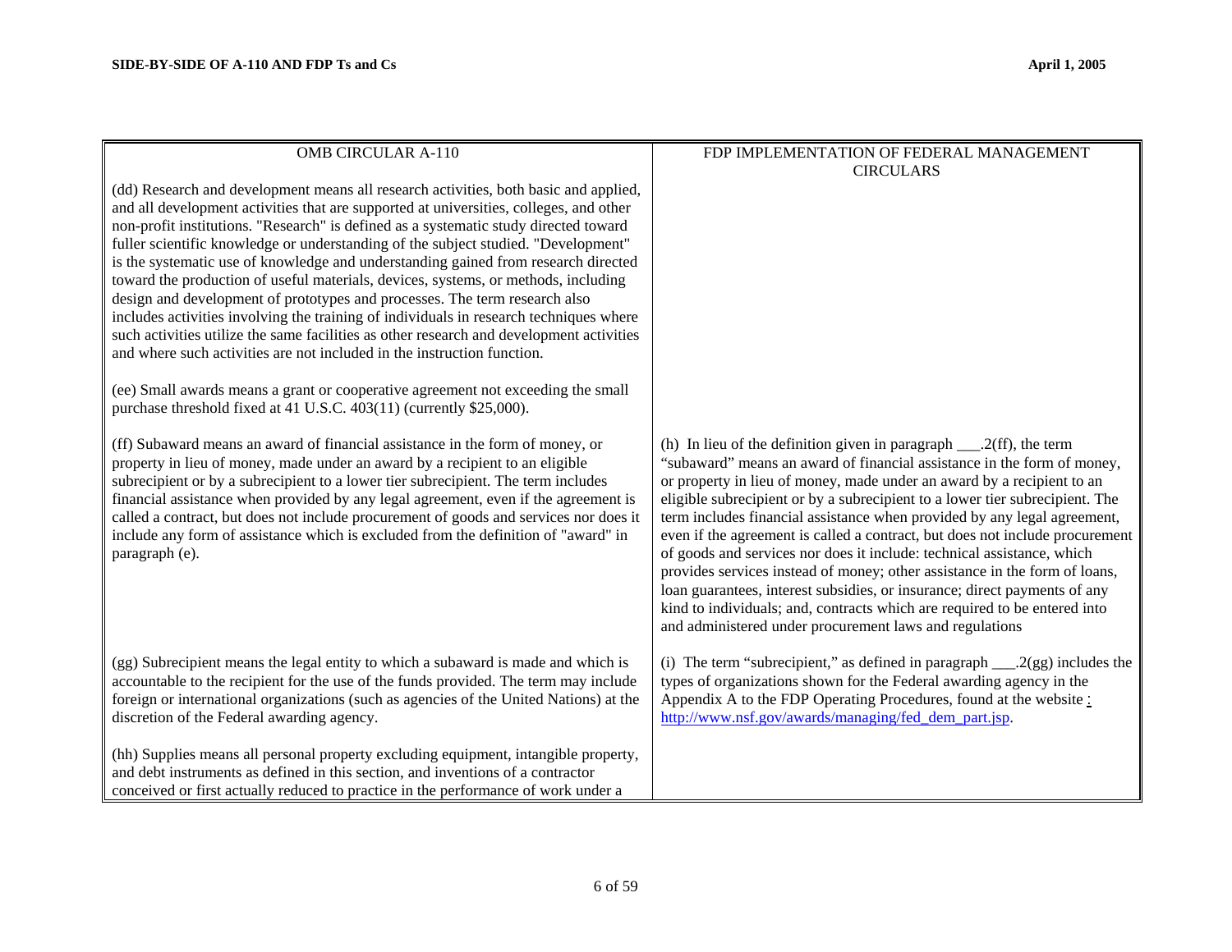| OMB CIRCULAR A-110 | FDP IMPLEMENTATION OF FEDERAL MANAGEMENT CIRCULARS |
|---|---|
| (dd) Research and development means all research activities, both basic and applied, and all development activities that are supported at universities, colleges, and other non-profit institutions. "Research" is defined as a systematic study directed toward fuller scientific knowledge or understanding of the subject studied. "Development" is the systematic use of knowledge and understanding gained from research directed toward the production of useful materials, devices, systems, or methods, including design and development of prototypes and processes. The term research also includes activities involving the training of individuals in research techniques where such activities utilize the same facilities as other research and development activities and where such activities are not included in the instruction function. | |
| (ee) Small awards means a grant or cooperative agreement not exceeding the small purchase threshold fixed at 41 U.S.C. 403(11) (currently $25,000). | |
| (ff) Subaward means an award of financial assistance in the form of money, or property in lieu of money, made under an award by a recipient to an eligible subrecipient or by a subrecipient to a lower tier subrecipient. The term includes financial assistance when provided by any legal agreement, even if the agreement is called a contract, but does not include procurement of goods and services nor does it include any form of assistance which is excluded from the definition of "award" in paragraph (e). | (h) In lieu of the definition given in paragraph ___.2(ff), the term "subaward" means an award of financial assistance in the form of money, or property in lieu of money, made under an award by a recipient to an eligible subrecipient or by a subrecipient to a lower tier subrecipient. The term includes financial assistance when provided by any legal agreement, even if the agreement is called a contract, but does not include procurement of goods and services nor does it include: technical assistance, which provides services instead of money; other assistance in the form of loans, loan guarantees, interest subsidies, or insurance; direct payments of any kind to individuals; and, contracts which are required to be entered into and administered under procurement laws and regulations |
| (gg) Subrecipient means the legal entity to which a subaward is made and which is accountable to the recipient for the use of the funds provided. The term may include foreign or international organizations (such as agencies of the United Nations) at the discretion of the Federal awarding agency. | (i) The term "subrecipient," as defined in paragraph ___.2(gg) includes the types of organizations shown for the Federal awarding agency in the Appendix A to the FDP Operating Procedures, found at the website : http://www.nsf.gov/awards/managing/fed_dem_part.jsp. |
| (hh) Supplies means all personal property excluding equipment, intangible property, and debt instruments as defined in this section, and inventions of a contractor conceived or first actually reduced to practice in the performance of work under a | |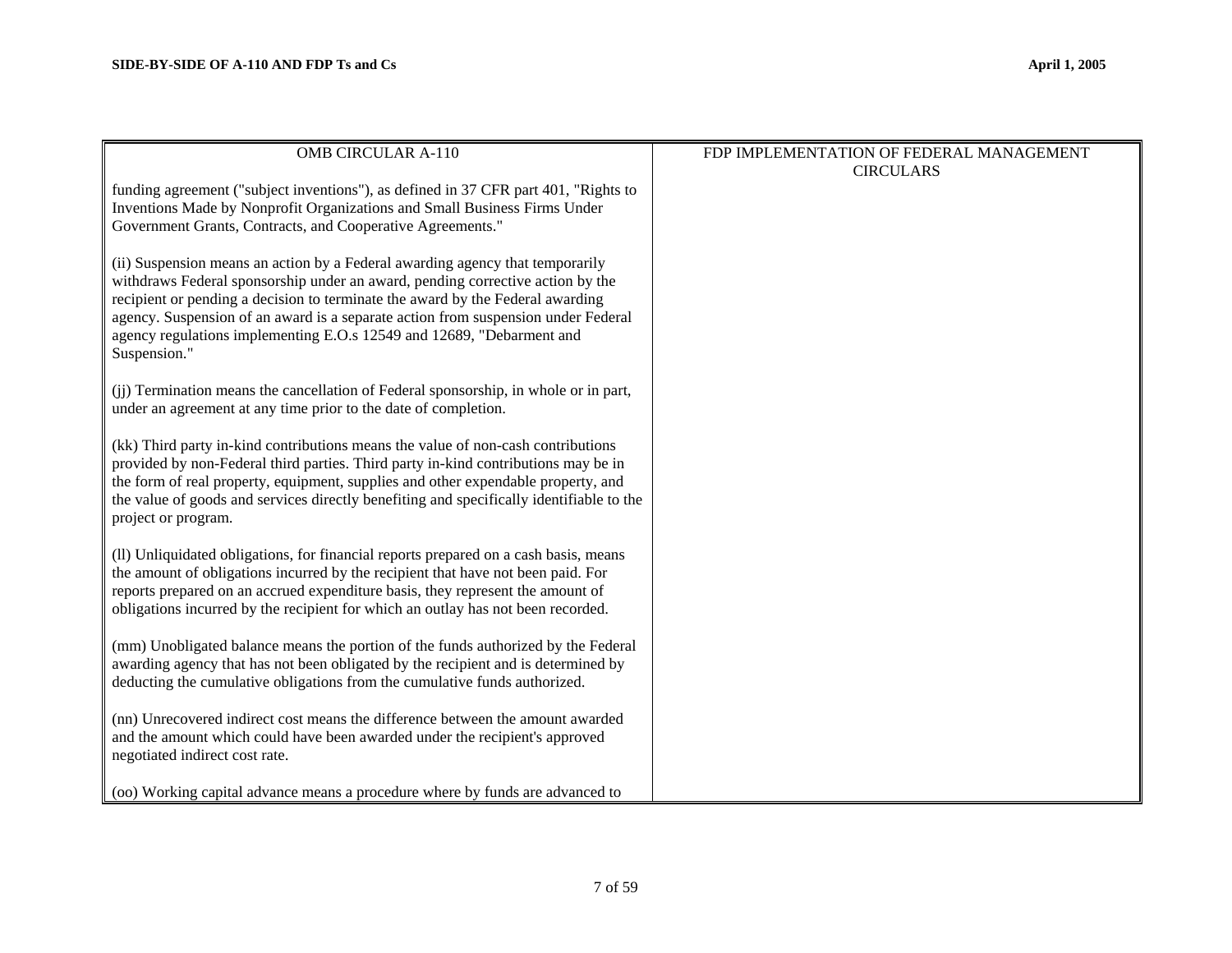| OMB CIRCULAR A-110 | FDP IMPLEMENTATION OF FEDERAL MANAGEMENT CIRCULARS |
| --- | --- |
| funding agreement ("subject inventions"), as defined in 37 CFR part 401, "Rights to Inventions Made by Nonprofit Organizations and Small Business Firms Under Government Grants, Contracts, and Cooperative Agreements."<br><br>(ii) Suspension means an action by a Federal awarding agency that temporarily withdraws Federal sponsorship under an award, pending corrective action by the recipient or pending a decision to terminate the award by the Federal awarding agency. Suspension of an award is a separate action from suspension under Federal agency regulations implementing E.O.s 12549 and 12689, "Debarment and Suspension."<br><br>(jj) Termination means the cancellation of Federal sponsorship, in whole or in part, under an agreement at any time prior to the date of completion.<br><br>(kk) Third party in-kind contributions means the value of non-cash contributions provided by non-Federal third parties. Third party in-kind contributions may be in the form of real property, equipment, supplies and other expendable property, and the value of goods and services directly benefiting and specifically identifiable to the project or program.<br><br>(ll) Unliquidated obligations, for financial reports prepared on a cash basis, means the amount of obligations incurred by the recipient that have not been paid. For reports prepared on an accrued expenditure basis, they represent the amount of obligations incurred by the recipient for which an outlay has not been recorded.<br><br>(mm) Unobligated balance means the portion of the funds authorized by the Federal awarding agency that has not been obligated by the recipient and is determined by deducting the cumulative obligations from the cumulative funds authorized.<br><br>(nn) Unrecovered indirect cost means the difference between the amount awarded and the amount which could have been awarded under the recipient's approved negotiated indirect cost rate.<br><br>(oo) Working capital advance means a procedure where by funds are advanced to | |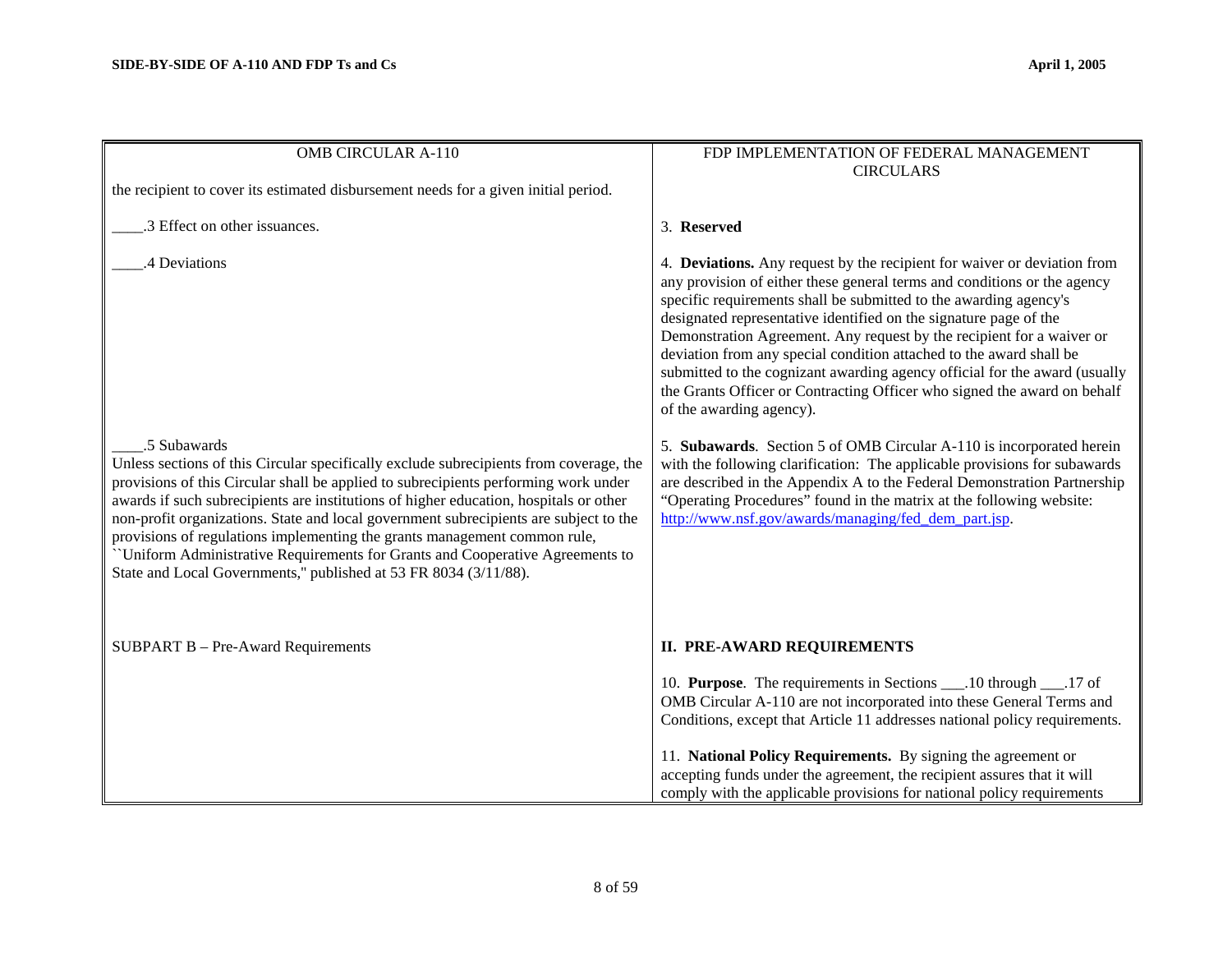| OMB CIRCULAR A-110 | FDP IMPLEMENTATION OF FEDERAL MANAGEMENT CIRCULARS |
| --- | --- |
| the recipient to cover its estimated disbursement needs for a given initial period. | |
| ____.3 Effect on other issuances. | 3. **Reserved** |
| ____.4 Deviations | 4. **Deviations.** Any request by the recipient for waiver or deviation from any provision of either these general terms and conditions or the agency specific requirements shall be submitted to the awarding agency's designated representative identified on the signature page of the Demonstration Agreement. Any request by the recipient for a waiver or deviation from any special condition attached to the award shall be submitted to the cognizant awarding agency official for the award (usually the Grants Officer or Contracting Officer who signed the award on behalf of the awarding agency). |
| ____.5 Subawards<br>Unless sections of this Circular specifically exclude subrecipients from coverage, the provisions of this Circular shall be applied to subrecipients performing work under awards if such subrecipients are institutions of higher education, hospitals or other non-profit organizations. State and local government subrecipients are subject to the provisions of regulations implementing the grants management common rule, ``Uniform Administrative Requirements for Grants and Cooperative Agreements to State and Local Governments," published at 53 FR 8034 (3/11/88). | 5. **Subawards**. Section 5 of OMB Circular A-110 is incorporated herein with the following clarification: The applicable provisions for subawards are described in the Appendix A to the Federal Demonstration Partnership "Operating Procedures" found in the matrix at the following website: http://www.nsf.gov/awards/managing/fed_dem_part.jsp. |
| SUBPART B – Pre-Award Requirements | **II. PRE-AWARD REQUIREMENTS** |
| | 10. **Purpose**. The requirements in Sections ___.10 through ___.17 of OMB Circular A-110 are not incorporated into these General Terms and Conditions, except that Article 11 addresses national policy requirements. |
| | 11. **National Policy Requirements.** By signing the agreement or accepting funds under the agreement, the recipient assures that it will comply with the applicable provisions for national policy requirements |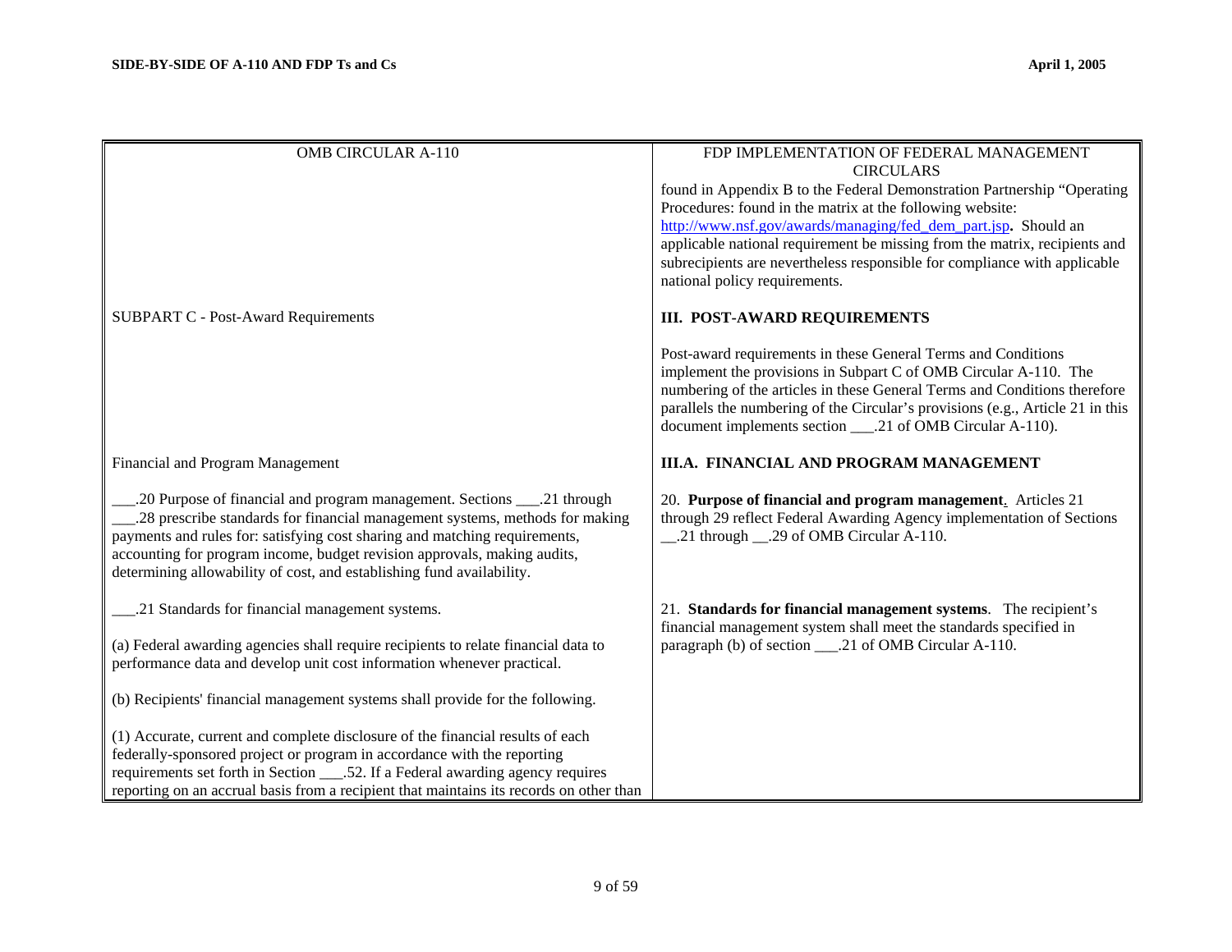| OMB CIRCULAR A-110 | FDP IMPLEMENTATION OF FEDERAL MANAGEMENT CIRCULARS |
|---|---|
| | found in Appendix B to the Federal Demonstration Partnership "Operating Procedures: found in the matrix at the following website: http://www.nsf.gov/awards/managing/fed_dem_part.jsp. Should an applicable national requirement be missing from the matrix, recipients and subrecipients are nevertheless responsible for compliance with applicable national policy requirements. |
| SUBPART C - Post-Award Requirements | **III. POST-AWARD REQUIREMENTS** |
| | Post-award requirements in these General Terms and Conditions implement the provisions in Subpart C of OMB Circular A-110. The numbering of the articles in these General Terms and Conditions therefore parallels the numbering of the Circular's provisions (e.g., Article 21 in this document implements section ___.21 of OMB Circular A-110). |
| Financial and Program Management | **III.A. FINANCIAL AND PROGRAM MANAGEMENT** |
| ___.20 Purpose of financial and program management. Sections ___.21 through ___.28 prescribe standards for financial management systems, methods for making payments and rules for: satisfying cost sharing and matching requirements, accounting for program income, budget revision approvals, making audits, determining allowability of cost, and establishing fund availability. | 20. **Purpose of financial and program management**. Articles 21 through 29 reflect Federal Awarding Agency implementation of Sections __.21 through __.29 of OMB Circular A-110. |
| ___.21 Standards for financial management systems.<br><br>(a) Federal awarding agencies shall require recipients to relate financial data to performance data and develop unit cost information whenever practical.<br><br>(b) Recipients' financial management systems shall provide for the following.<br><br>(1) Accurate, current and complete disclosure of the financial results of each federally-sponsored project or program in accordance with the reporting requirements set forth in Section ___.52. If a Federal awarding agency requires reporting on an accrual basis from a recipient that maintains its records on other than | 21. **Standards for financial management systems**. The recipient's financial management system shall meet the standards specified in paragraph (b) of section ___.21 of OMB Circular A-110. |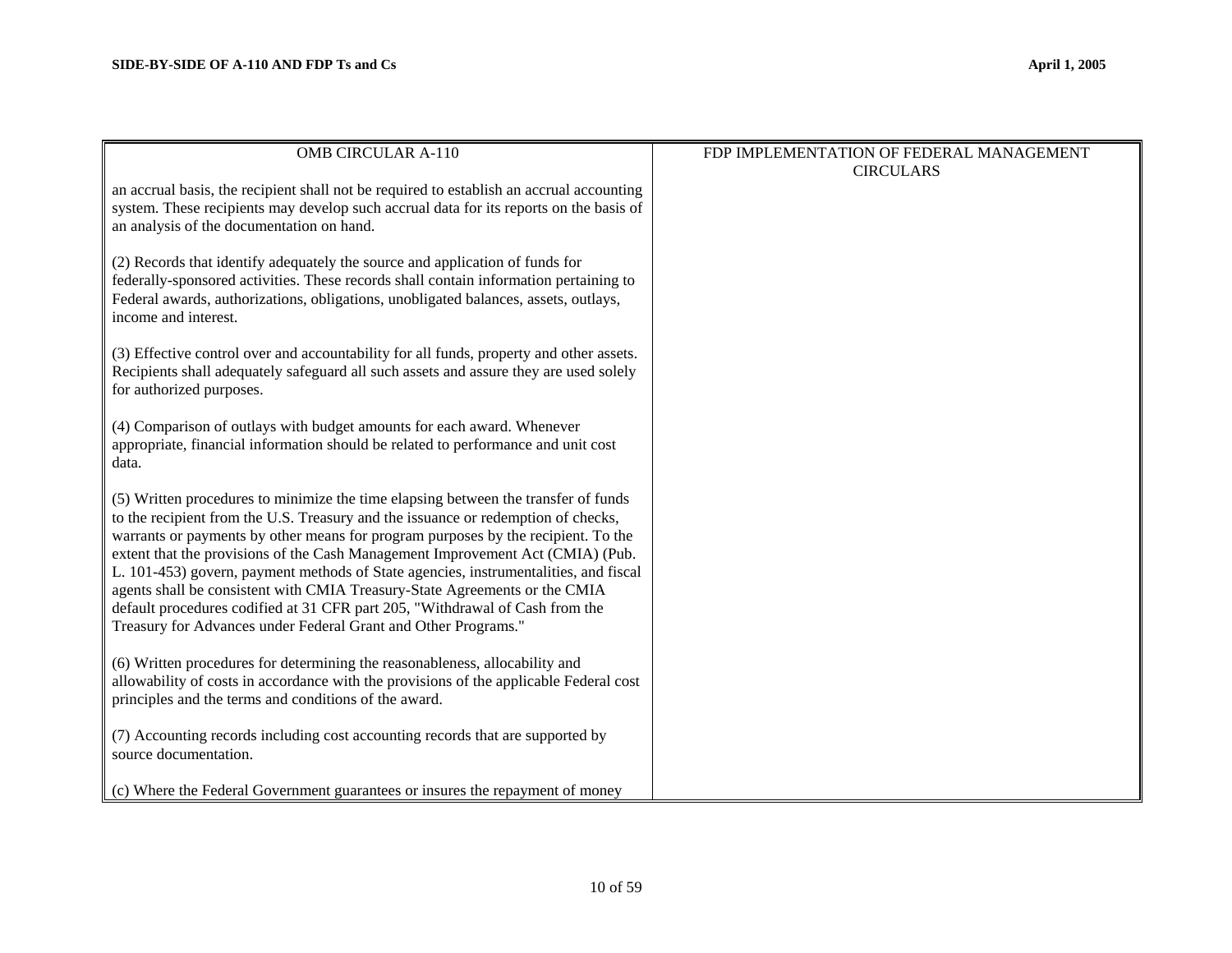| OMB CIRCULAR A-110 | FDP IMPLEMENTATION OF FEDERAL MANAGEMENT CIRCULARS |
|---|---|
| an accrual basis, the recipient shall not be required to establish an accrual accounting system. These recipients may develop such accrual data for its reports on the basis of an analysis of the documentation on hand.<br><br>(2) Records that identify adequately the source and application of funds for federally-sponsored activities. These records shall contain information pertaining to Federal awards, authorizations, obligations, unobligated balances, assets, outlays, income and interest.<br><br>(3) Effective control over and accountability for all funds, property and other assets. Recipients shall adequately safeguard all such assets and assure they are used solely for authorized purposes.<br><br>(4) Comparison of outlays with budget amounts for each award. Whenever appropriate, financial information should be related to performance and unit cost data.<br><br>(5) Written procedures to minimize the time elapsing between the transfer of funds to the recipient from the U.S. Treasury and the issuance or redemption of checks, warrants or payments by other means for program purposes by the recipient. To the extent that the provisions of the Cash Management Improvement Act (CMIA) (Pub. L. 101-453) govern, payment methods of State agencies, instrumentalities, and fiscal agents shall be consistent with CMIA Treasury-State Agreements or the CMIA default procedures codified at 31 CFR part 205, "Withdrawal of Cash from the Treasury for Advances under Federal Grant and Other Programs."<br><br>(6) Written procedures for determining the reasonableness, allocability and allowability of costs in accordance with the provisions of the applicable Federal cost principles and the terms and conditions of the award.<br><br>(7) Accounting records including cost accounting records that are supported by source documentation.<br><br>(c) Where the Federal Government guarantees or insures the repayment of money | |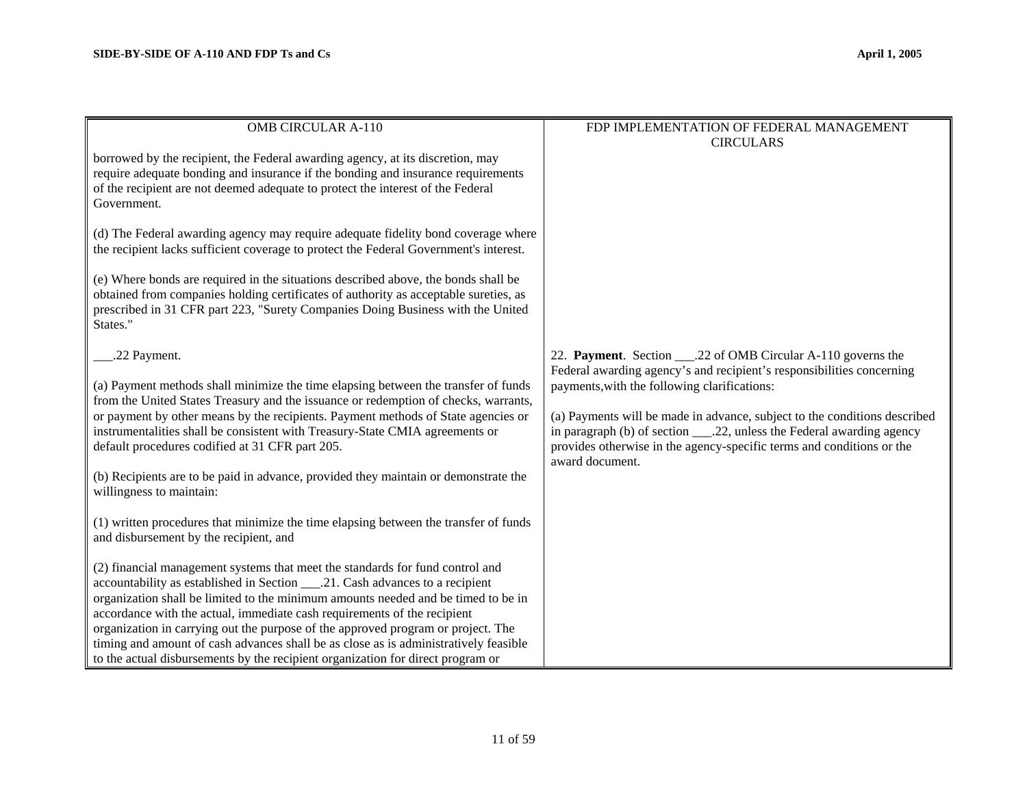| OMB CIRCULAR A-110 | FDP IMPLEMENTATION OF FEDERAL MANAGEMENT CIRCULARS |
|---|---|
| borrowed by the recipient, the Federal awarding agency, at its discretion, may require adequate bonding and insurance if the bonding and insurance requirements of the recipient are not deemed adequate to protect the interest of the Federal Government.<br><br>(d) The Federal awarding agency may require adequate fidelity bond coverage where the recipient lacks sufficient coverage to protect the Federal Government's interest.<br><br>(e) Where bonds are required in the situations described above, the bonds shall be obtained from companies holding certificates of authority as acceptable sureties, as prescribed in 31 CFR part 223, "Surety Companies Doing Business with the United States." | |
| ___.22 Payment.<br><br>(a) Payment methods shall minimize the time elapsing between the transfer of funds from the United States Treasury and the issuance or redemption of checks, warrants, or payment by other means by the recipients. Payment methods of State agencies or instrumentalities shall be consistent with Treasury-State CMIA agreements or default procedures codified at 31 CFR part 205.<br><br>(b) Recipients are to be paid in advance, provided they maintain or demonstrate the willingness to maintain:<br><br>(1) written procedures that minimize the time elapsing between the transfer of funds and disbursement by the recipient, and<br><br>(2) financial management systems that meet the standards for fund control and accountability as established in Section ___.21. Cash advances to a recipient organization shall be limited to the minimum amounts needed and be timed to be in accordance with the actual, immediate cash requirements of the recipient organization in carrying out the purpose of the approved program or project. The timing and amount of cash advances shall be as close as is administratively feasible to the actual disbursements by the recipient organization for direct program or | 22. **Payment**. Section ___.22 of OMB Circular A-110 governs the Federal awarding agency's and recipient's responsibilities concerning payments,with the following clarifications:<br><br>(a) Payments will be made in advance, subject to the conditions described in paragraph (b) of section ___.22, unless the Federal awarding agency provides otherwise in the agency-specific terms and conditions or the award document. |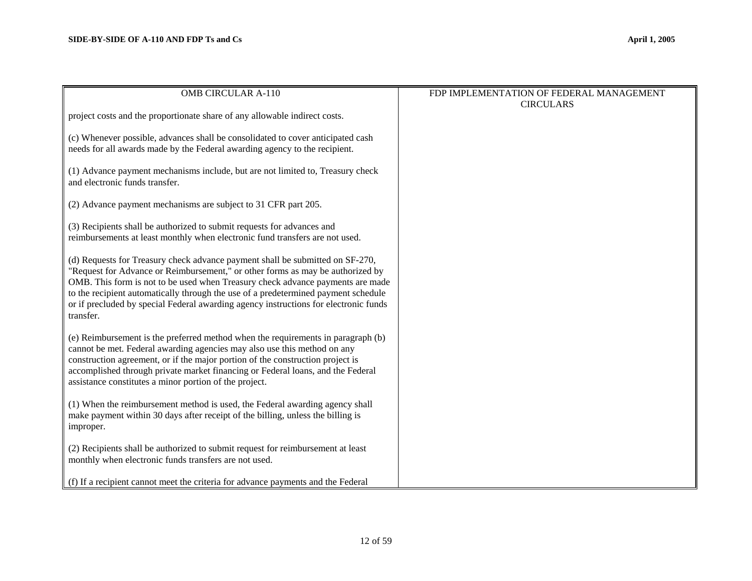| OMB CIRCULAR A-110 | FDP IMPLEMENTATION OF FEDERAL MANAGEMENT CIRCULARS |
| --- | --- |
| project costs and the proportionate share of any allowable indirect costs.<br><br>(c) Whenever possible, advances shall be consolidated to cover anticipated cash needs for all awards made by the Federal awarding agency to the recipient.<br><br>(1) Advance payment mechanisms include, but are not limited to, Treasury check and electronic funds transfer.<br><br>(2) Advance payment mechanisms are subject to 31 CFR part 205.<br><br>(3) Recipients shall be authorized to submit requests for advances and reimbursements at least monthly when electronic fund transfers are not used.<br><br>(d) Requests for Treasury check advance payment shall be submitted on SF-270, "Request for Advance or Reimbursement," or other forms as may be authorized by OMB. This form is not to be used when Treasury check advance payments are made to the recipient automatically through the use of a predetermined payment schedule or if precluded by special Federal awarding agency instructions for electronic funds transfer.<br><br>(e) Reimbursement is the preferred method when the requirements in paragraph (b) cannot be met. Federal awarding agencies may also use this method on any construction agreement, or if the major portion of the construction project is accomplished through private market financing or Federal loans, and the Federal assistance constitutes a minor portion of the project.<br><br>(1) When the reimbursement method is used, the Federal awarding agency shall make payment within 30 days after receipt of the billing, unless the billing is improper.<br><br>(2) Recipients shall be authorized to submit request for reimbursement at least monthly when electronic funds transfers are not used.<br><br>(f) If a recipient cannot meet the criteria for advance payments and the Federal | |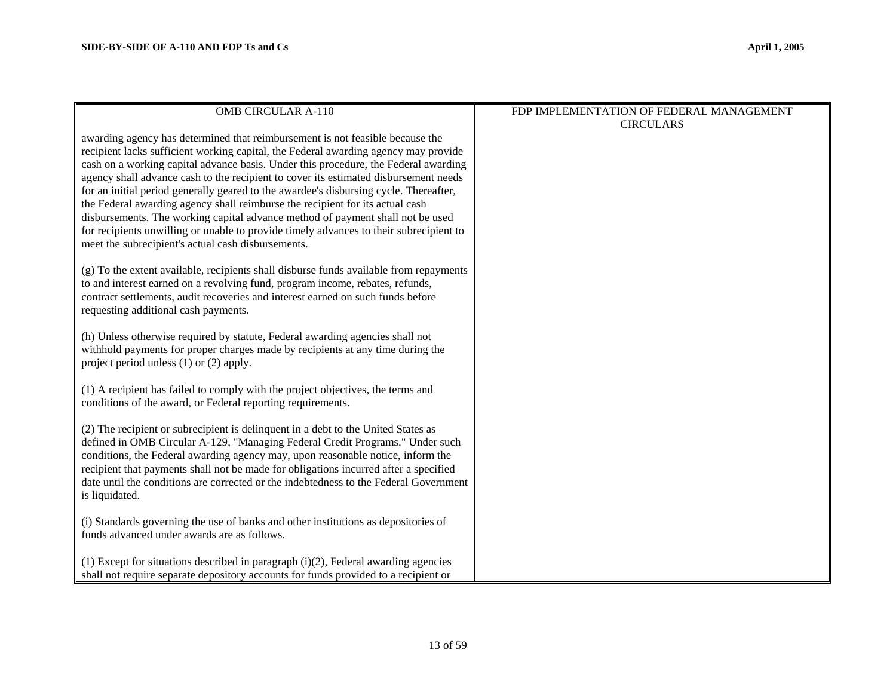| OMB CIRCULAR A-110 | FDP IMPLEMENTATION OF FEDERAL MANAGEMENT CIRCULARS |
|---|---|
| awarding agency has determined that reimbursement is not feasible because the recipient lacks sufficient working capital, the Federal awarding agency may provide cash on a working capital advance basis. Under this procedure, the Federal awarding agency shall advance cash to the recipient to cover its estimated disbursement needs for an initial period generally geared to the awardee's disbursing cycle. Thereafter, the Federal awarding agency shall reimburse the recipient for its actual cash disbursements. The working capital advance method of payment shall not be used for recipients unwilling or unable to provide timely advances to their subrecipient to meet the subrecipient's actual cash disbursements.<br><br>(g) To the extent available, recipients shall disburse funds available from repayments to and interest earned on a revolving fund, program income, rebates, refunds, contract settlements, audit recoveries and interest earned on such funds before requesting additional cash payments.<br><br>(h) Unless otherwise required by statute, Federal awarding agencies shall not withhold payments for proper charges made by recipients at any time during the project period unless (1) or (2) apply.<br><br>(1) A recipient has failed to comply with the project objectives, the terms and conditions of the award, or Federal reporting requirements.<br><br>(2) The recipient or subrecipient is delinquent in a debt to the United States as defined in OMB Circular A-129, "Managing Federal Credit Programs." Under such conditions, the Federal awarding agency may, upon reasonable notice, inform the recipient that payments shall not be made for obligations incurred after a specified date until the conditions are corrected or the indebtedness to the Federal Government is liquidated.<br><br>(i) Standards governing the use of banks and other institutions as depositories of funds advanced under awards are as follows.<br><br>(1) Except for situations described in paragraph (i)(2), Federal awarding agencies shall not require separate depository accounts for funds provided to a recipient or | |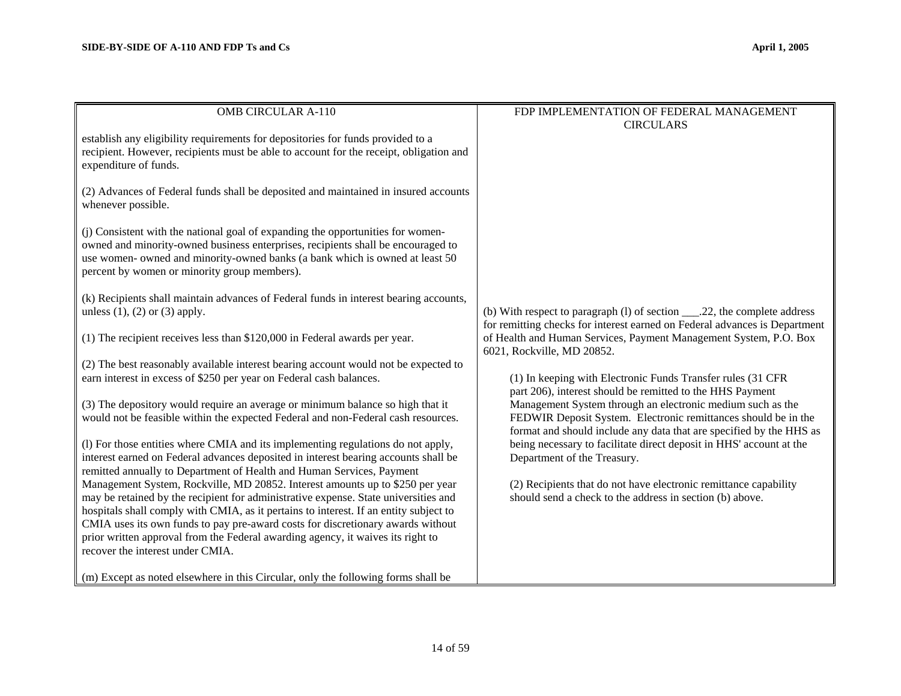| OMB CIRCULAR A-110 | FDP IMPLEMENTATION OF FEDERAL MANAGEMENT CIRCULARS |
|---|---|
| establish any eligibility requirements for depositories for funds provided to a recipient. However, recipients must be able to account for the receipt, obligation and expenditure of funds.<br><br>(2) Advances of Federal funds shall be deposited and maintained in insured accounts whenever possible.<br><br>(j) Consistent with the national goal of expanding the opportunities for women-owned and minority-owned business enterprises, recipients shall be encouraged to use women- owned and minority-owned banks (a bank which is owned at least 50 percent by women or minority group members).<br><br>(k) Recipients shall maintain advances of Federal funds in interest bearing accounts, unless (1), (2) or (3) apply.<br><br>(1) The recipient receives less than $120,000 in Federal awards per year.<br><br>(2) The best reasonably available interest bearing account would not be expected to earn interest in excess of $250 per year on Federal cash balances.<br><br>(3) The depository would require an average or minimum balance so high that it would not be feasible within the expected Federal and non-Federal cash resources.<br><br>(l) For those entities where CMIA and its implementing regulations do not apply, interest earned on Federal advances deposited in interest bearing accounts shall be remitted annually to Department of Health and Human Services, Payment Management System, Rockville, MD 20852. Interest amounts up to $250 per year may be retained by the recipient for administrative expense. State universities and hospitals shall comply with CMIA, as it pertains to interest. If an entity subject to CMIA uses its own funds to pay pre-award costs for discretionary awards without prior written approval from the Federal awarding agency, it waives its right to recover the interest under CMIA.<br><br>(m) Except as noted elsewhere in this Circular, only the following forms shall be | (b) With respect to paragraph (l) of section ___.22, the complete address for remitting checks for interest earned on Federal advances is Department of Health and Human Services, Payment Management System, P.O. Box 6021, Rockville, MD 20852.<br><br>(1) In keeping with Electronic Funds Transfer rules (31 CFR part 206), interest should be remitted to the HHS Payment Management System through an electronic medium such as the FEDWIR Deposit System. Electronic remittances should be in the format and should include any data that are specified by the HHS as being necessary to facilitate direct deposit in HHS' account at the Department of the Treasury.<br><br>(2) Recipients that do not have electronic remittance capability should send a check to the address in section (b) above. |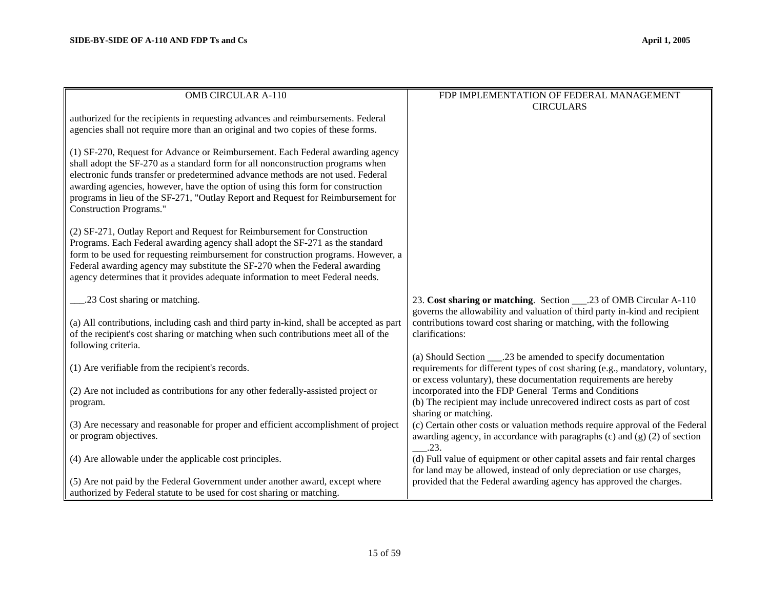| OMB CIRCULAR A-110 | FDP IMPLEMENTATION OF FEDERAL MANAGEMENT CIRCULARS |
| --- | --- |
| authorized for the recipients in requesting advances and reimbursements. Federal agencies shall not require more than an original and two copies of these forms.<br><br>(1) SF-270, Request for Advance or Reimbursement. Each Federal awarding agency shall adopt the SF-270 as a standard form for all nonconstruction programs when electronic funds transfer or predetermined advance methods are not used. Federal awarding agencies, however, have the option of using this form for construction programs in lieu of the SF-271, "Outlay Report and Request for Reimbursement for Construction Programs."<br><br>(2) SF-271, Outlay Report and Request for Reimbursement for Construction Programs. Each Federal awarding agency shall adopt the SF-271 as the standard form to be used for requesting reimbursement for construction programs. However, a Federal awarding agency may substitute the SF-270 when the Federal awarding agency determines that it provides adequate information to meet Federal needs. | |
| ___.23 Cost sharing or matching.<br><br>(a) All contributions, including cash and third party in-kind, shall be accepted as part of the recipient's cost sharing or matching when such contributions meet all of the following criteria.<br><br>(1) Are verifiable from the recipient's records.<br><br>(2) Are not included as contributions for any other federally-assisted project or program.<br><br>(3) Are necessary and reasonable for proper and efficient accomplishment of project or program objectives.<br><br>(4) Are allowable under the applicable cost principles.<br><br>(5) Are not paid by the Federal Government under another award, except where authorized by Federal statute to be used for cost sharing or matching. | 23. **Cost sharing or matching**. Section ___.23 of OMB Circular A-110 governs the allowability and valuation of third party in-kind and recipient contributions toward cost sharing or matching, with the following clarifications:<br><br>(a) Should Section ___.23 be amended to specify documentation requirements for different types of cost sharing (e.g., mandatory, voluntary, or excess voluntary), these documentation requirements are hereby incorporated into the FDP General Terms and Conditions<br>(b) The recipient may include unrecovered indirect costs as part of cost sharing or matching.<br>(c) Certain other costs or valuation methods require approval of the Federal awarding agency, in accordance with paragraphs (c) and (g) (2) of section ___.23.<br>(d) Full value of equipment or other capital assets and fair rental charges for land may be allowed, instead of only depreciation or use charges, provided that the Federal awarding agency has approved the charges. |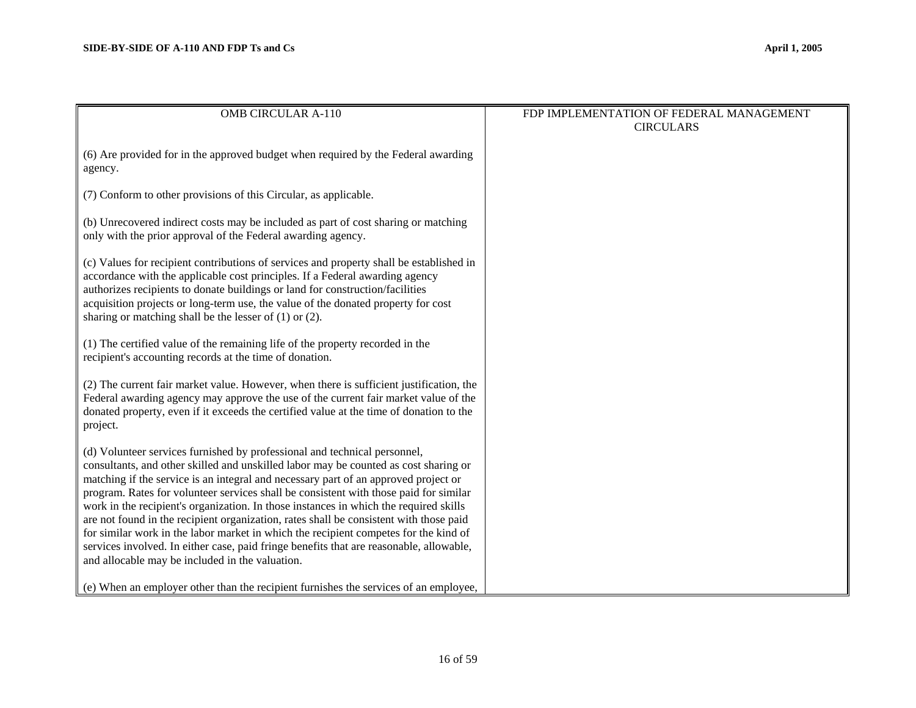| OMB CIRCULAR A-110 | FDP IMPLEMENTATION OF FEDERAL MANAGEMENT CIRCULARS |
| --- | --- |
| (6) Are provided for in the approved budget when required by the Federal awarding agency.<br><br>(7) Conform to other provisions of this Circular, as applicable.<br><br>(b) Unrecovered indirect costs may be included as part of cost sharing or matching only with the prior approval of the Federal awarding agency.<br><br>(c) Values for recipient contributions of services and property shall be established in accordance with the applicable cost principles. If a Federal awarding agency authorizes recipients to donate buildings or land for construction/facilities acquisition projects or long-term use, the value of the donated property for cost sharing or matching shall be the lesser of (1) or (2).<br><br>(1) The certified value of the remaining life of the property recorded in the recipient's accounting records at the time of donation.<br><br>(2) The current fair market value. However, when there is sufficient justification, the Federal awarding agency may approve the use of the current fair market value of the donated property, even if it exceeds the certified value at the time of donation to the project.<br><br>(d) Volunteer services furnished by professional and technical personnel, consultants, and other skilled and unskilled labor may be counted as cost sharing or matching if the service is an integral and necessary part of an approved project or program. Rates for volunteer services shall be consistent with those paid for similar work in the recipient's organization. In those instances in which the required skills are not found in the recipient organization, rates shall be consistent with those paid for similar work in the labor market in which the recipient competes for the kind of services involved. In either case, paid fringe benefits that are reasonable, allowable, and allocable may be included in the valuation.<br><br>(e) When an employer other than the recipient furnishes the services of an employee, | |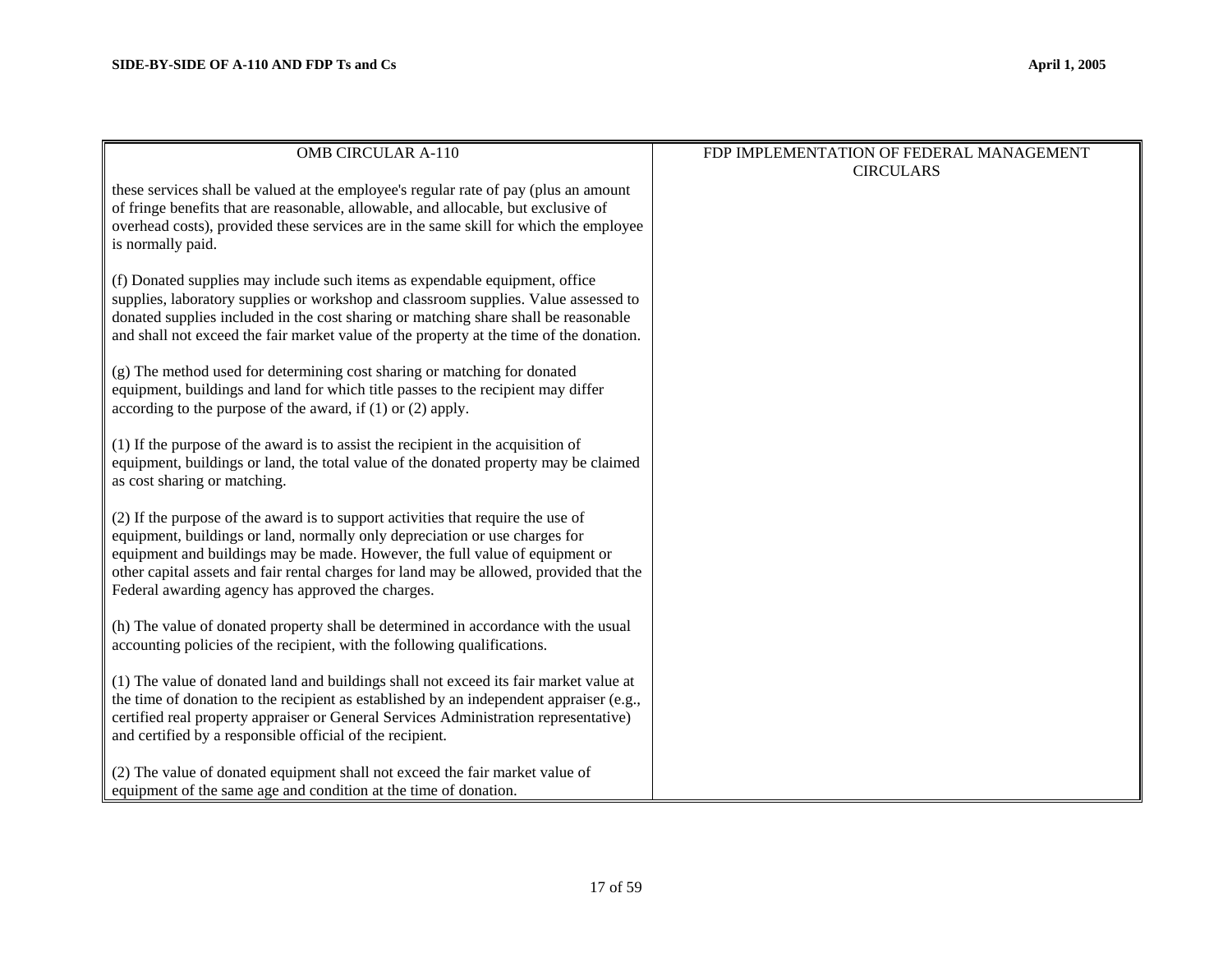| OMB CIRCULAR A-110 | FDP IMPLEMENTATION OF FEDERAL MANAGEMENT CIRCULARS |
| --- | --- |
| these services shall be valued at the employee's regular rate of pay (plus an amount of fringe benefits that are reasonable, allowable, and allocable, but exclusive of overhead costs), provided these services are in the same skill for which the employee is normally paid.<br><br>(f) Donated supplies may include such items as expendable equipment, office supplies, laboratory supplies or workshop and classroom supplies. Value assessed to donated supplies included in the cost sharing or matching share shall be reasonable and shall not exceed the fair market value of the property at the time of the donation.<br><br>(g) The method used for determining cost sharing or matching for donated equipment, buildings and land for which title passes to the recipient may differ according to the purpose of the award, if (1) or (2) apply.<br><br>(1) If the purpose of the award is to assist the recipient in the acquisition of equipment, buildings or land, the total value of the donated property may be claimed as cost sharing or matching.<br><br>(2) If the purpose of the award is to support activities that require the use of equipment, buildings or land, normally only depreciation or use charges for equipment and buildings may be made. However, the full value of equipment or other capital assets and fair rental charges for land may be allowed, provided that the Federal awarding agency has approved the charges.<br><br>(h) The value of donated property shall be determined in accordance with the usual accounting policies of the recipient, with the following qualifications.<br><br>(1) The value of donated land and buildings shall not exceed its fair market value at the time of donation to the recipient as established by an independent appraiser (e.g., certified real property appraiser or General Services Administration representative) and certified by a responsible official of the recipient.<br><br>(2) The value of donated equipment shall not exceed the fair market value of equipment of the same age and condition at the time of donation. | |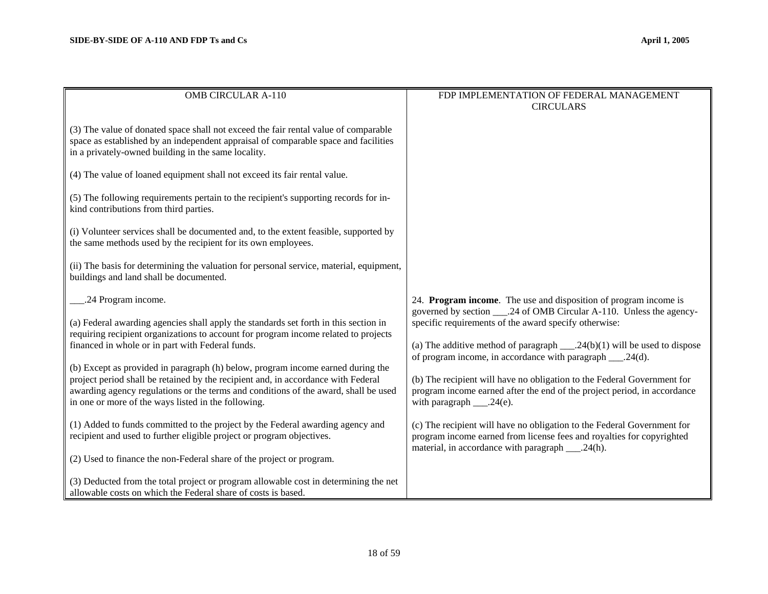| OMB CIRCULAR A-110 | FDP IMPLEMENTATION OF FEDERAL MANAGEMENT CIRCULARS |
|---|---|
| (3) The value of donated space shall not exceed the fair rental value of comparable space as established by an independent appraisal of comparable space and facilities in a privately-owned building in the same locality.<br><br>(4) The value of loaned equipment shall not exceed its fair rental value.<br><br>(5) The following requirements pertain to the recipient's supporting records for in-kind contributions from third parties.<br><br>(i) Volunteer services shall be documented and, to the extent feasible, supported by the same methods used by the recipient for its own employees.<br><br>(ii) The basis for determining the valuation for personal service, material, equipment, buildings and land shall be documented. | |
| ___.24 Program income.<br><br>(a) Federal awarding agencies shall apply the standards set forth in this section in requiring recipient organizations to account for program income related to projects financed in whole or in part with Federal funds.<br><br>(b) Except as provided in paragraph (h) below, program income earned during the project period shall be retained by the recipient and, in accordance with Federal awarding agency regulations or the terms and conditions of the award, shall be used in one or more of the ways listed in the following.<br><br>(1) Added to funds committed to the project by the Federal awarding agency and recipient and used to further eligible project or program objectives.<br><br>(2) Used to finance the non-Federal share of the project or program.<br><br>(3) Deducted from the total project or program allowable cost in determining the net allowable costs on which the Federal share of costs is based. | 24. **Program income**. The use and disposition of program income is governed by section ___.24 of OMB Circular A-110. Unless the agency-specific requirements of the award specify otherwise:<br><br>(a) The additive method of paragraph ___.24(b)(1) will be used to dispose of program income, in accordance with paragraph ___.24(d).<br><br>(b) The recipient will have no obligation to the Federal Government for program income earned after the end of the project period, in accordance with paragraph ___.24(e).<br><br>(c) The recipient will have no obligation to the Federal Government for program income earned from license fees and royalties for copyrighted material, in accordance with paragraph ___.24(h). |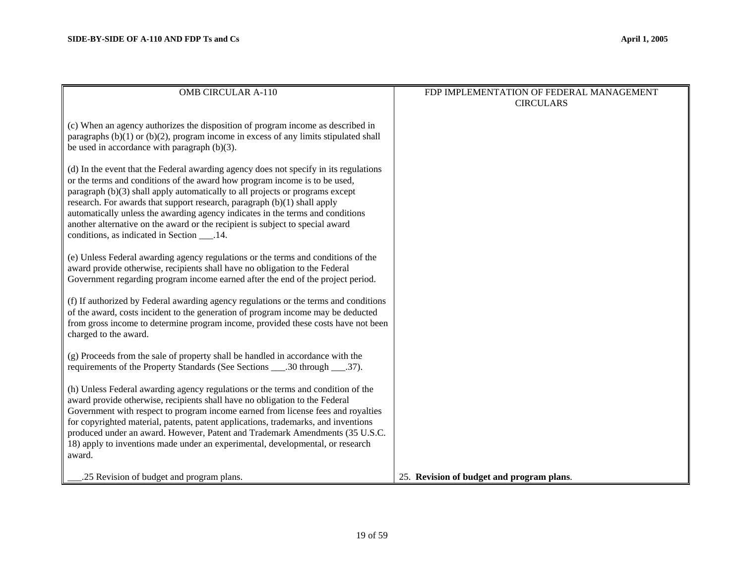| OMB CIRCULAR A-110 | FDP IMPLEMENTATION OF FEDERAL MANAGEMENT CIRCULARS |
|---|---|
| (c) When an agency authorizes the disposition of program income as described in paragraphs (b)(1) or (b)(2), program income in excess of any limits stipulated shall be used in accordance with paragraph (b)(3). | |
| (d) In the event that the Federal awarding agency does not specify in its regulations or the terms and conditions of the award how program income is to be used, paragraph (b)(3) shall apply automatically to all projects or programs except research. For awards that support research, paragraph (b)(1) shall apply automatically unless the awarding agency indicates in the terms and conditions another alternative on the award or the recipient is subject to special award conditions, as indicated in Section ___.14. | |
| (e) Unless Federal awarding agency regulations or the terms and conditions of the award provide otherwise, recipients shall have no obligation to the Federal Government regarding program income earned after the end of the project period. | |
| (f) If authorized by Federal awarding agency regulations or the terms and conditions of the award, costs incident to the generation of program income may be deducted from gross income to determine program income, provided these costs have not been charged to the award. | |
| (g) Proceeds from the sale of property shall be handled in accordance with the requirements of the Property Standards (See Sections ___.30 through ___.37). | |
| (h) Unless Federal awarding agency regulations or the terms and condition of the award provide otherwise, recipients shall have no obligation to the Federal Government with respect to program income earned from license fees and royalties for copyrighted material, patents, patent applications, trademarks, and inventions produced under an award. However, Patent and Trademark Amendments (35 U.S.C. 18) apply to inventions made under an experimental, developmental, or research award. | |
| ___.25 Revision of budget and program plans. | 25. **Revision of budget and program plans**. |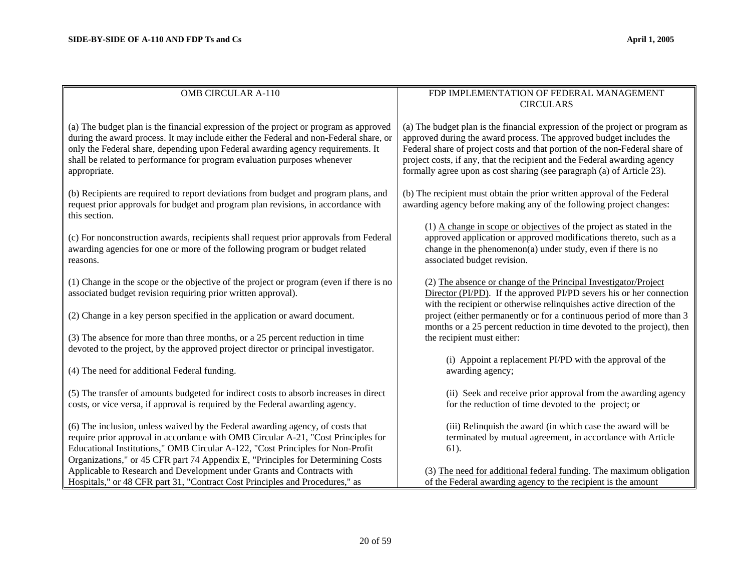| OMB CIRCULAR A-110 | FDP IMPLEMENTATION OF FEDERAL MANAGEMENT CIRCULARS |
|---|---|
| (a) The budget plan is the financial expression of the project or program as approved during the award process. It may include either the Federal and non-Federal share, or only the Federal share, depending upon Federal awarding agency requirements. It shall be related to performance for program evaluation purposes whenever appropriate.<br><br>(b) Recipients are required to report deviations from budget and program plans, and request prior approvals for budget and program plan revisions, in accordance with this section.<br><br>(c) For nonconstruction awards, recipients shall request prior approvals from Federal awarding agencies for one or more of the following program or budget related reasons.<br><br>(1) Change in the scope or the objective of the project or program (even if there is no associated budget revision requiring prior written approval).<br><br>(2) Change in a key person specified in the application or award document.<br><br>(3) The absence for more than three months, or a 25 percent reduction in time devoted to the project, by the approved project director or principal investigator.<br><br>(4) The need for additional Federal funding.<br><br>(5) The transfer of amounts budgeted for indirect costs to absorb increases in direct costs, or vice versa, if approval is required by the Federal awarding agency.<br><br>(6) The inclusion, unless waived by the Federal awarding agency, of costs that require prior approval in accordance with OMB Circular A-21, "Cost Principles for Educational Institutions," OMB Circular A-122, "Cost Principles for Non-Profit Organizations," or 45 CFR part 74 Appendix E, "Principles for Determining Costs Applicable to Research and Development under Grants and Contracts with Hospitals," or 48 CFR part 31, "Contract Cost Principles and Procedures," as | (a) The budget plan is the financial expression of the project or program as approved during the award process. The approved budget includes the Federal share of project costs and that portion of the non-Federal share of project costs, if any, that the recipient and the Federal awarding agency formally agree upon as cost sharing (see paragraph (a) of Article 23).<br><br>(b) The recipient must obtain the prior written approval of the Federal awarding agency before making any of the following project changes:<br><br>(1) A change in scope or objectives of the project as stated in the approved application or approved modifications thereto, such as a change in the phenomenon(a) under study, even if there is no associated budget revision.<br><br>(2) The absence or change of the Principal Investigator/Project Director (PI/PD). If the approved PI/PD severs his or her connection with the recipient or otherwise relinquishes active direction of the project (either permanently or for a continuous period of more than 3 months or a 25 percent reduction in time devoted to the project), then the recipient must either:<br><br>(i) Appoint a replacement PI/PD with the approval of the awarding agency;<br><br>(ii) Seek and receive prior approval from the awarding agency for the reduction of time devoted to the project; or<br><br>(iii) Relinquish the award (in which case the award will be terminated by mutual agreement, in accordance with Article 61).<br><br>(3) The need for additional federal funding. The maximum obligation of the Federal awarding agency to the recipient is the amount |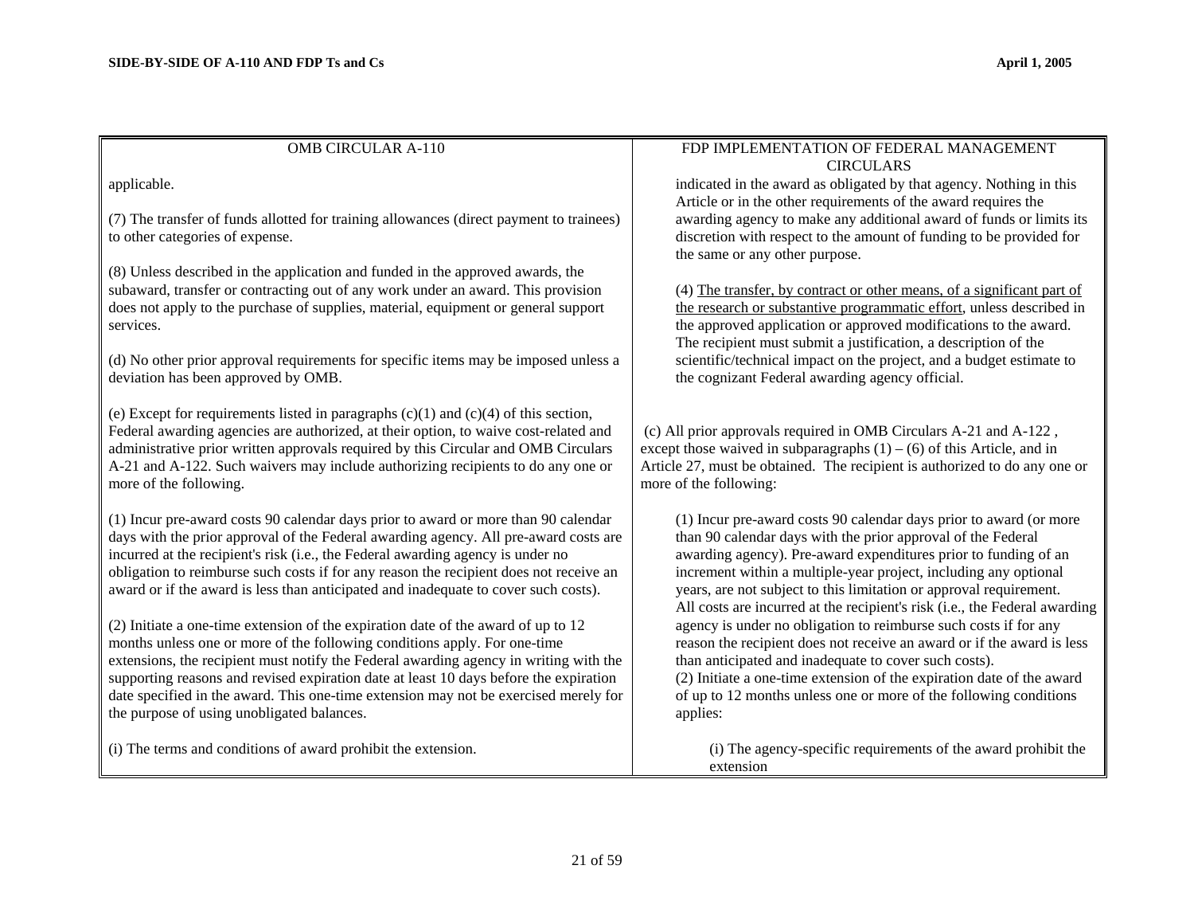| OMB CIRCULAR A-110 | FDP IMPLEMENTATION OF FEDERAL MANAGEMENT CIRCULARS |
| --- | --- |
| applicable.<br><br>(7) The transfer of funds allotted for training allowances (direct payment to trainees) to other categories of expense.<br><br>(8) Unless described in the application and funded in the approved awards, the subaward, transfer or contracting out of any work under an award. This provision does not apply to the purchase of supplies, material, equipment or general support services.<br><br>(d) No other prior approval requirements for specific items may be imposed unless a deviation has been approved by OMB. | indicated in the award as obligated by that agency. Nothing in this Article or in the other requirements of the award requires the awarding agency to make any additional award of funds or limits its discretion with respect to the amount of funding to be provided for the same or any other purpose.<br><br>(4) <u>The transfer, by contract or other means, of a significant part of the research or substantive programmatic effort</u>, unless described in the approved application or approved modifications to the award. The recipient must submit a justification, a description of the scientific/technical impact on the project, and a budget estimate to the cognizant Federal awarding agency official. |
| (e) Except for requirements listed in paragraphs (c)(1) and (c)(4) of this section, Federal awarding agencies are authorized, at their option, to waive cost-related and administrative prior written approvals required by this Circular and OMB Circulars A-21 and A-122. Such waivers may include authorizing recipients to do any one or more of the following. | (c) All prior approvals required in OMB Circulars A-21 and A-122 , except those waived in subparagraphs (1) – (6) of this Article, and in Article 27, must be obtained. The recipient is authorized to do any one or more of the following: |
| (1) Incur pre-award costs 90 calendar days prior to award or more than 90 calendar days with the prior approval of the Federal awarding agency. All pre-award costs are incurred at the recipient's risk (i.e., the Federal awarding agency is under no obligation to reimburse such costs if for any reason the recipient does not receive an award or if the award is less than anticipated and inadequate to cover such costs).<br><br>(2) Initiate a one-time extension of the expiration date of the award of up to 12 months unless one or more of the following conditions apply. For one-time extensions, the recipient must notify the Federal awarding agency in writing with the supporting reasons and revised expiration date at least 10 days before the expiration date specified in the award. This one-time extension may not be exercised merely for the purpose of using unobligated balances.<br><br>(i) The terms and conditions of award prohibit the extension. | (1) Incur pre-award costs 90 calendar days prior to award (or more than 90 calendar days with the prior approval of the Federal awarding agency). Pre-award expenditures prior to funding of an increment within a multiple-year project, including any optional years, are not subject to this limitation or approval requirement. All costs are incurred at the recipient's risk (i.e., the Federal awarding agency is under no obligation to reimburse such costs if for any reason the recipient does not receive an award or if the award is less than anticipated and inadequate to cover such costs).<br>(2) Initiate a one-time extension of the expiration date of the award of up to 12 months unless one or more of the following conditions applies:<br><br>(i) The agency-specific requirements of the award prohibit the extension |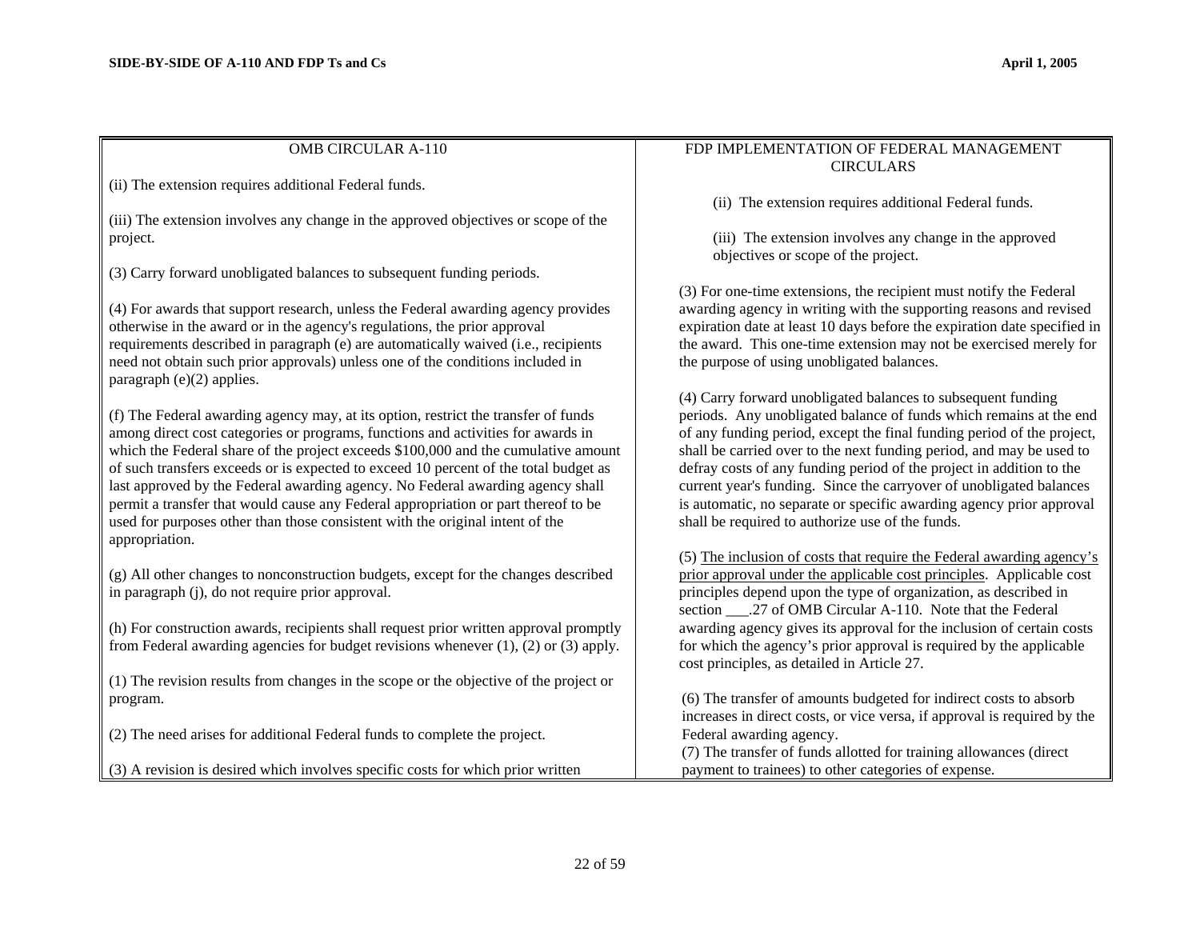| OMB CIRCULAR A-110 | FDP IMPLEMENTATION OF FEDERAL MANAGEMENT CIRCULARS |
|---|---|
| (ii) The extension requires additional Federal funds.<br><br>(iii) The extension involves any change in the approved objectives or scope of the project.<br><br>(3) Carry forward unobligated balances to subsequent funding periods.<br><br>(4) For awards that support research, unless the Federal awarding agency provides otherwise in the award or in the agency's regulations, the prior approval requirements described in paragraph (e) are automatically waived (i.e., recipients need not obtain such prior approvals) unless one of the conditions included in paragraph (e)(2) applies.<br><br>(f) The Federal awarding agency may, at its option, restrict the transfer of funds among direct cost categories or programs, functions and activities for awards in which the Federal share of the project exceeds $100,000 and the cumulative amount of such transfers exceeds or is expected to exceed 10 percent of the total budget as last approved by the Federal awarding agency. No Federal awarding agency shall permit a transfer that would cause any Federal appropriation or part thereof to be used for purposes other than those consistent with the original intent of the appropriation.<br><br>(g) All other changes to nonconstruction budgets, except for the changes described in paragraph (j), do not require prior approval.<br><br>(h) For construction awards, recipients shall request prior written approval promptly from Federal awarding agencies for budget revisions whenever (1), (2) or (3) apply.<br><br>(1) The revision results from changes in the scope or the objective of the project or program.<br><br>(2) The need arises for additional Federal funds to complete the project.<br><br>(3) A revision is desired which involves specific costs for which prior written | (ii) The extension requires additional Federal funds.<br><br>(iii) The extension involves any change in the approved objectives or scope of the project.<br><br>(3) For one-time extensions, the recipient must notify the Federal awarding agency in writing with the supporting reasons and revised expiration date at least 10 days before the expiration date specified in the award. This one-time extension may not be exercised merely for the purpose of using unobligated balances.<br><br>(4) Carry forward unobligated balances to subsequent funding periods. Any unobligated balance of funds which remains at the end of any funding period, except the final funding period of the project, shall be carried over to the next funding period, and may be used to defray costs of any funding period of the project in addition to the current year's funding. Since the carryover of unobligated balances is automatic, no separate or specific awarding agency prior approval shall be required to authorize use of the funds.<br><br>(5) <u>The inclusion of costs that require the Federal awarding agency's prior approval under the applicable cost principles</u>. Applicable cost principles depend upon the type of organization, as described in section ___.27 of OMB Circular A-110. Note that the Federal awarding agency gives its approval for the inclusion of certain costs for which the agency's prior approval is required by the applicable cost principles, as detailed in Article 27.<br><br>(6) The transfer of amounts budgeted for indirect costs to absorb increases in direct costs, or vice versa, if approval is required by the Federal awarding agency.<br>(7) The transfer of funds allotted for training allowances (direct payment to trainees) to other categories of expense. |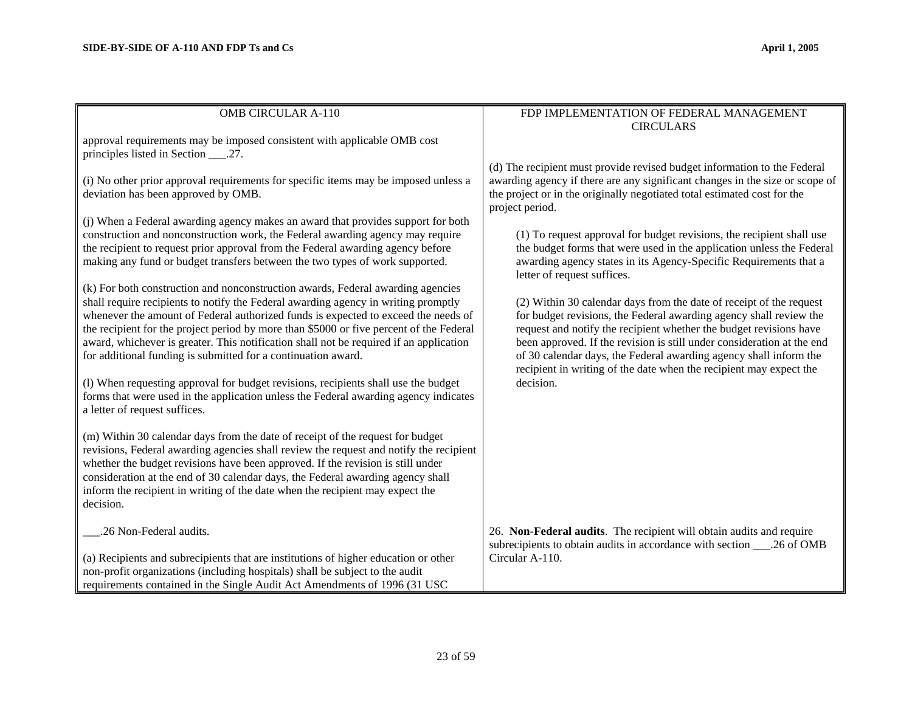| OMB CIRCULAR A-110 | FDP IMPLEMENTATION OF FEDERAL MANAGEMENT CIRCULARS |
|---|---|
| approval requirements may be imposed consistent with applicable OMB cost principles listed in Section ___.27.<br><br>(i) No other prior approval requirements for specific items may be imposed unless a deviation has been approved by OMB.<br><br>(j) When a Federal awarding agency makes an award that provides support for both construction and nonconstruction work, the Federal awarding agency may require the recipient to request prior approval from the Federal awarding agency before making any fund or budget transfers between the two types of work supported.<br><br>(k) For both construction and nonconstruction awards, Federal awarding agencies shall require recipients to notify the Federal awarding agency in writing promptly whenever the amount of Federal authorized funds is expected to exceed the needs of the recipient for the project period by more than $5000 or five percent of the Federal award, whichever is greater. This notification shall not be required if an application for additional funding is submitted for a continuation award.<br><br>(l) When requesting approval for budget revisions, recipients shall use the budget forms that were used in the application unless the Federal awarding agency indicates a letter of request suffices.<br><br>(m) Within 30 calendar days from the date of receipt of the request for budget revisions, Federal awarding agencies shall review the request and notify the recipient whether the budget revisions have been approved. If the revision is still under consideration at the end of 30 calendar days, the Federal awarding agency shall inform the recipient in writing of the date when the recipient may expect the decision. | (d) The recipient must provide revised budget information to the Federal awarding agency if there are any significant changes in the size or scope of the project or in the originally negotiated total estimated cost for the project period.<br><br>(1) To request approval for budget revisions, the recipient shall use the budget forms that were used in the application unless the Federal awarding agency states in its Agency-Specific Requirements that a letter of request suffices.<br><br>(2) Within 30 calendar days from the date of receipt of the request for budget revisions, the Federal awarding agency shall review the request and notify the recipient whether the budget revisions have been approved. If the revision is still under consideration at the end of 30 calendar days, the Federal awarding agency shall inform the recipient in writing of the date when the recipient may expect the decision. |
| ___.26 Non-Federal audits.<br><br>(a) Recipients and subrecipients that are institutions of higher education or other non-profit organizations (including hospitals) shall be subject to the audit requirements contained in the Single Audit Act Amendments of 1996 (31 USC | 26. **Non-Federal audits**. The recipient will obtain audits and require subrecipients to obtain audits in accordance with section ___.26 of OMB Circular A-110. |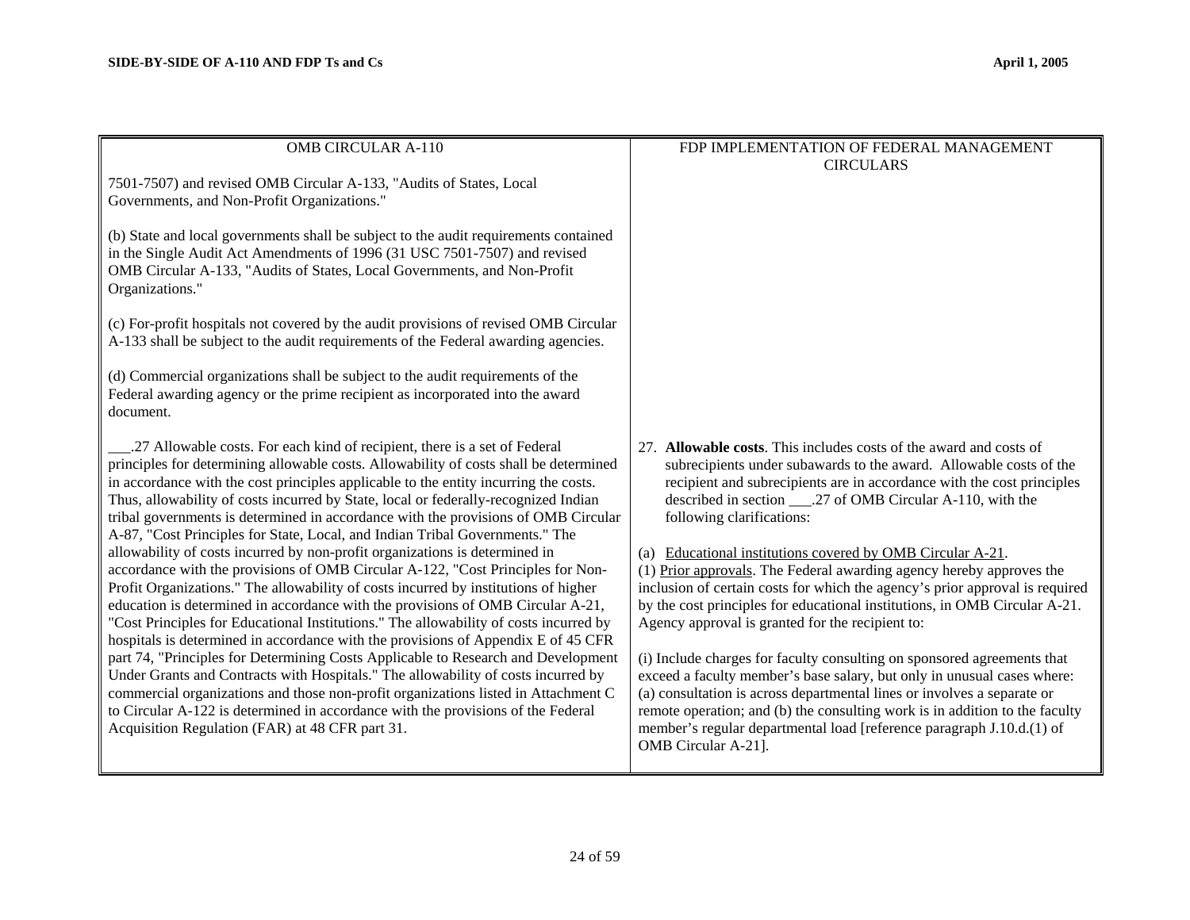| OMB CIRCULAR A-110 | FDP IMPLEMENTATION OF FEDERAL MANAGEMENT CIRCULARS |
| --- | --- |
| 7501-7507) and revised OMB Circular A-133, "Audits of States, Local Governments, and Non-Profit Organizations."<br><br>(b) State and local governments shall be subject to the audit requirements contained in the Single Audit Act Amendments of 1996 (31 USC 7501-7507) and revised OMB Circular A-133, "Audits of States, Local Governments, and Non-Profit Organizations."<br><br>(c) For-profit hospitals not covered by the audit provisions of revised OMB Circular A-133 shall be subject to the audit requirements of the Federal awarding agencies.<br><br>(d) Commercial organizations shall be subject to the audit requirements of the Federal awarding agency or the prime recipient as incorporated into the award document. | |
| ___.27 Allowable costs. For each kind of recipient, there is a set of Federal principles for determining allowable costs. Allowability of costs shall be determined in accordance with the cost principles applicable to the entity incurring the costs. Thus, allowability of costs incurred by State, local or federally-recognized Indian tribal governments is determined in accordance with the provisions of OMB Circular A-87, "Cost Principles for State, Local, and Indian Tribal Governments." The allowability of costs incurred by non-profit organizations is determined in accordance with the provisions of OMB Circular A-122, "Cost Principles for Non-Profit Organizations." The allowability of costs incurred by institutions of higher education is determined in accordance with the provisions of OMB Circular A-21, "Cost Principles for Educational Institutions." The allowability of costs incurred by hospitals is determined in accordance with the provisions of Appendix E of 45 CFR part 74, "Principles for Determining Costs Applicable to Research and Development Under Grants and Contracts with Hospitals." The allowability of costs incurred by commercial organizations and those non-profit organizations listed in Attachment C to Circular A-122 is determined in accordance with the provisions of the Federal Acquisition Regulation (FAR) at 48 CFR part 31. | 27. **Allowable costs**. This includes costs of the award and costs of subrecipients under subawards to the award. Allowable costs of the recipient and subrecipients are in accordance with the cost principles described in section ___.27 of OMB Circular A-110, with the following clarifications:<br><br>(a) Educational institutions covered by OMB Circular A-21.<br>(1) Prior approvals. The Federal awarding agency hereby approves the inclusion of certain costs for which the agency's prior approval is required by the cost principles for educational institutions, in OMB Circular A-21. Agency approval is granted for the recipient to:<br><br>(i) Include charges for faculty consulting on sponsored agreements that exceed a faculty member's base salary, but only in unusual cases where: (a) consultation is across departmental lines or involves a separate or remote operation; and (b) the consulting work is in addition to the faculty member's regular departmental load [reference paragraph J.10.d.(1) of OMB Circular A-21]. |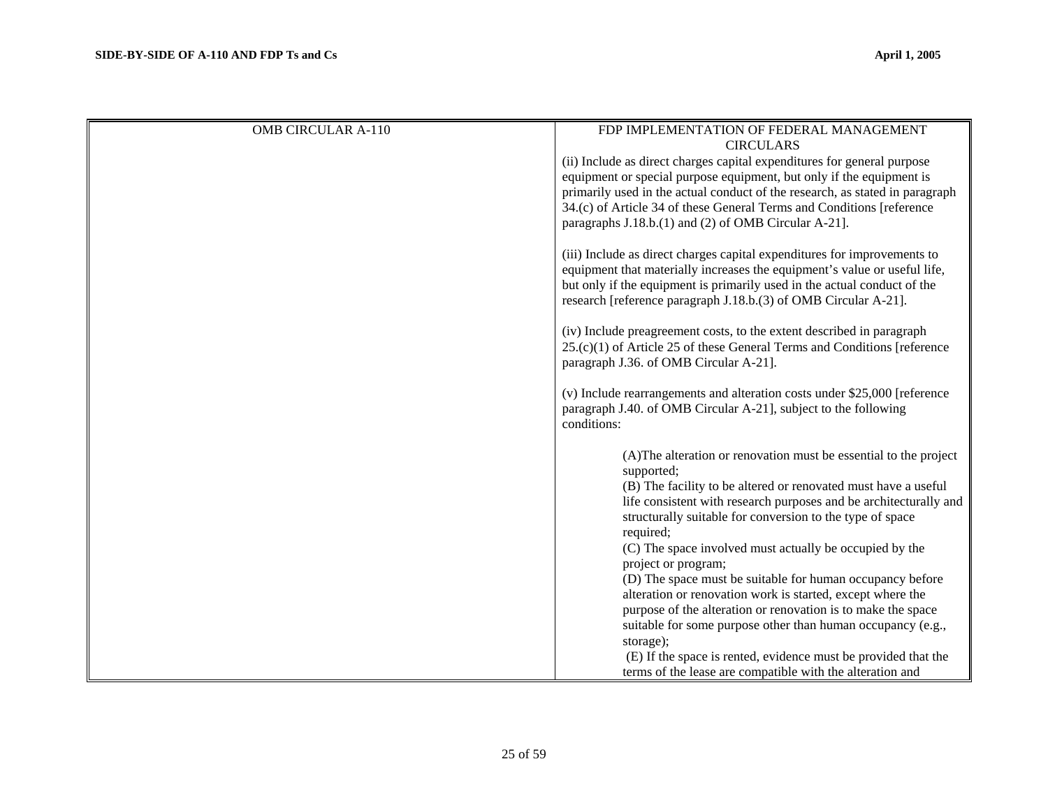| OMB CIRCULAR A-110 | FDP IMPLEMENTATION OF FEDERAL MANAGEMENT CIRCULARS |
| --- | --- |
| | (ii) Include as direct charges capital expenditures for general purpose equipment or special purpose equipment, but only if the equipment is primarily used in the actual conduct of the research, as stated in paragraph 34.(c) of Article 34 of these General Terms and Conditions [reference paragraphs J.18.b.(1) and (2) of OMB Circular A-21].<br><br>(iii) Include as direct charges capital expenditures for improvements to equipment that materially increases the equipment's value or useful life, but only if the equipment is primarily used in the actual conduct of the research [reference paragraph J.18.b.(3) of OMB Circular A-21].<br><br>(iv) Include preagreement costs, to the extent described in paragraph 25.(c)(1) of Article 25 of these General Terms and Conditions [reference paragraph J.36. of OMB Circular A-21].<br><br>(v) Include rearrangements and alteration costs under $25,000 [reference paragraph J.40. of OMB Circular A-21], subject to the following conditions:<br><br>(A)The alteration or renovation must be essential to the project supported;<br>(B) The facility to be altered or renovated must have a useful life consistent with research purposes and be architecturally and structurally suitable for conversion to the type of space required;<br>(C) The space involved must actually be occupied by the project or program;<br>(D) The space must be suitable for human occupancy before alteration or renovation work is started, except where the purpose of the alteration or renovation is to make the space suitable for some purpose other than human occupancy (e.g., storage);<br>(E) If the space is rented, evidence must be provided that the terms of the lease are compatible with the alteration and |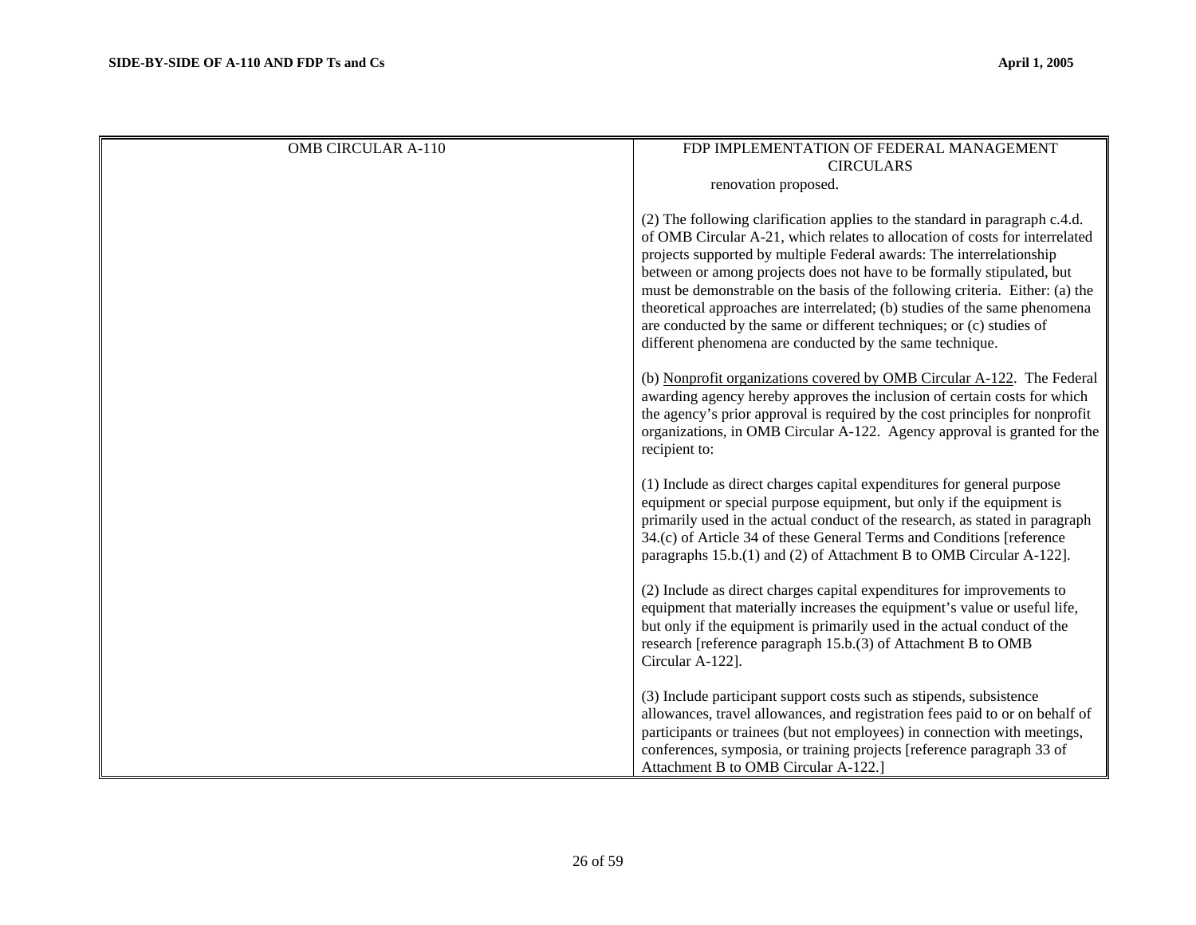| OMB CIRCULAR A-110 | FDP IMPLEMENTATION OF FEDERAL MANAGEMENT CIRCULARS |
| --- | --- |
| | renovation proposed.<br><br>(2) The following clarification applies to the standard in paragraph c.4.d. of OMB Circular A-21, which relates to allocation of costs for interrelated projects supported by multiple Federal awards: The interrelationship between or among projects does not have to be formally stipulated, but must be demonstrable on the basis of the following criteria. Either: (a) the theoretical approaches are interrelated; (b) studies of the same phenomena are conducted by the same or different techniques; or (c) studies of different phenomena are conducted by the same technique.<br><br>(b) Nonprofit organizations covered by OMB Circular A-122. The Federal awarding agency hereby approves the inclusion of certain costs for which the agency's prior approval is required by the cost principles for nonprofit organizations, in OMB Circular A-122. Agency approval is granted for the recipient to:<br><br>(1) Include as direct charges capital expenditures for general purpose equipment or special purpose equipment, but only if the equipment is primarily used in the actual conduct of the research, as stated in paragraph 34.(c) of Article 34 of these General Terms and Conditions [reference paragraphs 15.b.(1) and (2) of Attachment B to OMB Circular A-122].<br><br>(2) Include as direct charges capital expenditures for improvements to equipment that materially increases the equipment's value or useful life, but only if the equipment is primarily used in the actual conduct of the research [reference paragraph 15.b.(3) of Attachment B to OMB Circular A-122].<br><br>(3) Include participant support costs such as stipends, subsistence allowances, travel allowances, and registration fees paid to or on behalf of participants or trainees (but not employees) in connection with meetings, conferences, symposia, or training projects [reference paragraph 33 of Attachment B to OMB Circular A-122.] |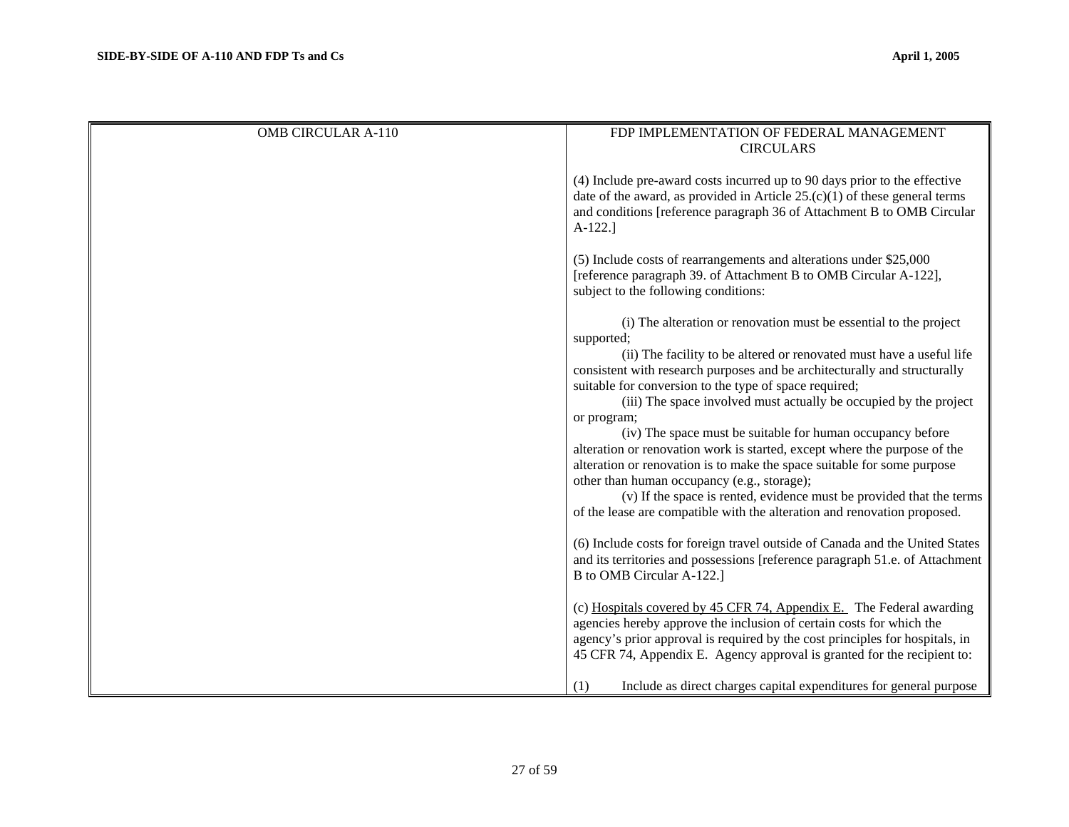| OMB CIRCULAR A-110 | FDP IMPLEMENTATION OF FEDERAL MANAGEMENT CIRCULARS |
|---|---|
| | (4) Include pre-award costs incurred up to 90 days prior to the effective date of the award, as provided in Article 25.(c)(1) of these general terms and conditions [reference paragraph 36 of Attachment B to OMB Circular A-122.]<br><br>(5) Include costs of rearrangements and alterations under $25,000 [reference paragraph 39. of Attachment B to OMB Circular A-122], subject to the following conditions:<br><br>(i) The alteration or renovation must be essential to the project supported;<br>(ii) The facility to be altered or renovated must have a useful life consistent with research purposes and be architecturally and structurally suitable for conversion to the type of space required;<br>(iii) The space involved must actually be occupied by the project or program;<br>(iv) The space must be suitable for human occupancy before alteration or renovation work is started, except where the purpose of the alteration or renovation is to make the space suitable for some purpose other than human occupancy (e.g., storage);<br>(v) If the space is rented, evidence must be provided that the terms of the lease are compatible with the alteration and renovation proposed.<br><br>(6) Include costs for foreign travel outside of Canada and the United States and its territories and possessions [reference paragraph 51.e. of Attachment B to OMB Circular A-122.]<br><br>(c) <u>Hospitals covered by 45 CFR 74, Appendix E.</u> The Federal awarding agencies hereby approve the inclusion of certain costs for which the agency's prior approval is required by the cost principles for hospitals, in 45 CFR 74, Appendix E. Agency approval is granted for the recipient to:<br><br>(1) Include as direct charges capital expenditures for general purpose |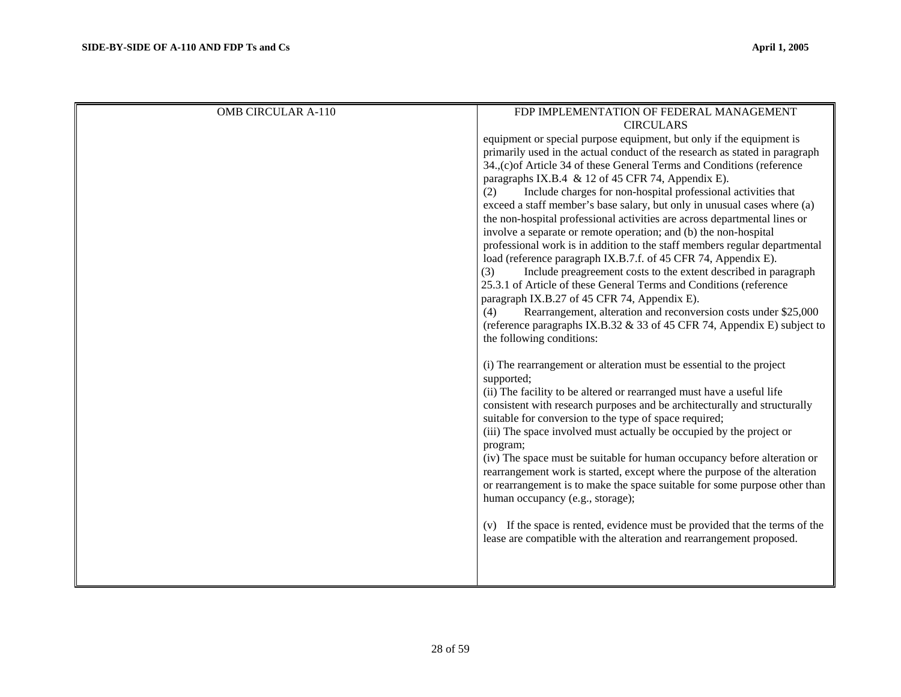| OMB CIRCULAR A-110 | FDP IMPLEMENTATION OF FEDERAL MANAGEMENT CIRCULARS |
|---|---|
| | equipment or special purpose equipment, but only if the equipment is primarily used in the actual conduct of the research as stated in paragraph 34.,(c)of Article 34 of these General Terms and Conditions (reference paragraphs IX.B.4 & 12 of 45 CFR 74, Appendix E).<br>(2) Include charges for non-hospital professional activities that exceed a staff member's base salary, but only in unusual cases where (a) the non-hospital professional activities are across departmental lines or involve a separate or remote operation; and (b) the non-hospital professional work is in addition to the staff members regular departmental load (reference paragraph IX.B.7.f. of 45 CFR 74, Appendix E).<br>(3) Include preagreement costs to the extent described in paragraph 25.3.1 of Article of these General Terms and Conditions (reference paragraph IX.B.27 of 45 CFR 74, Appendix E).<br>(4) Rearrangement, alteration and reconversion costs under $25,000 (reference paragraphs IX.B.32 & 33 of 45 CFR 74, Appendix E) subject to the following conditions:<br><br>(i) The rearrangement or alteration must be essential to the project supported;<br>(ii) The facility to be altered or rearranged must have a useful life consistent with research purposes and be architecturally and structurally suitable for conversion to the type of space required;<br>(iii) The space involved must actually be occupied by the project or program;<br>(iv) The space must be suitable for human occupancy before alteration or rearrangement work is started, except where the purpose of the alteration or rearrangement is to make the space suitable for some purpose other than human occupancy (e.g., storage);<br><br>(v) If the space is rented, evidence must be provided that the terms of the lease are compatible with the alteration and rearrangement proposed. |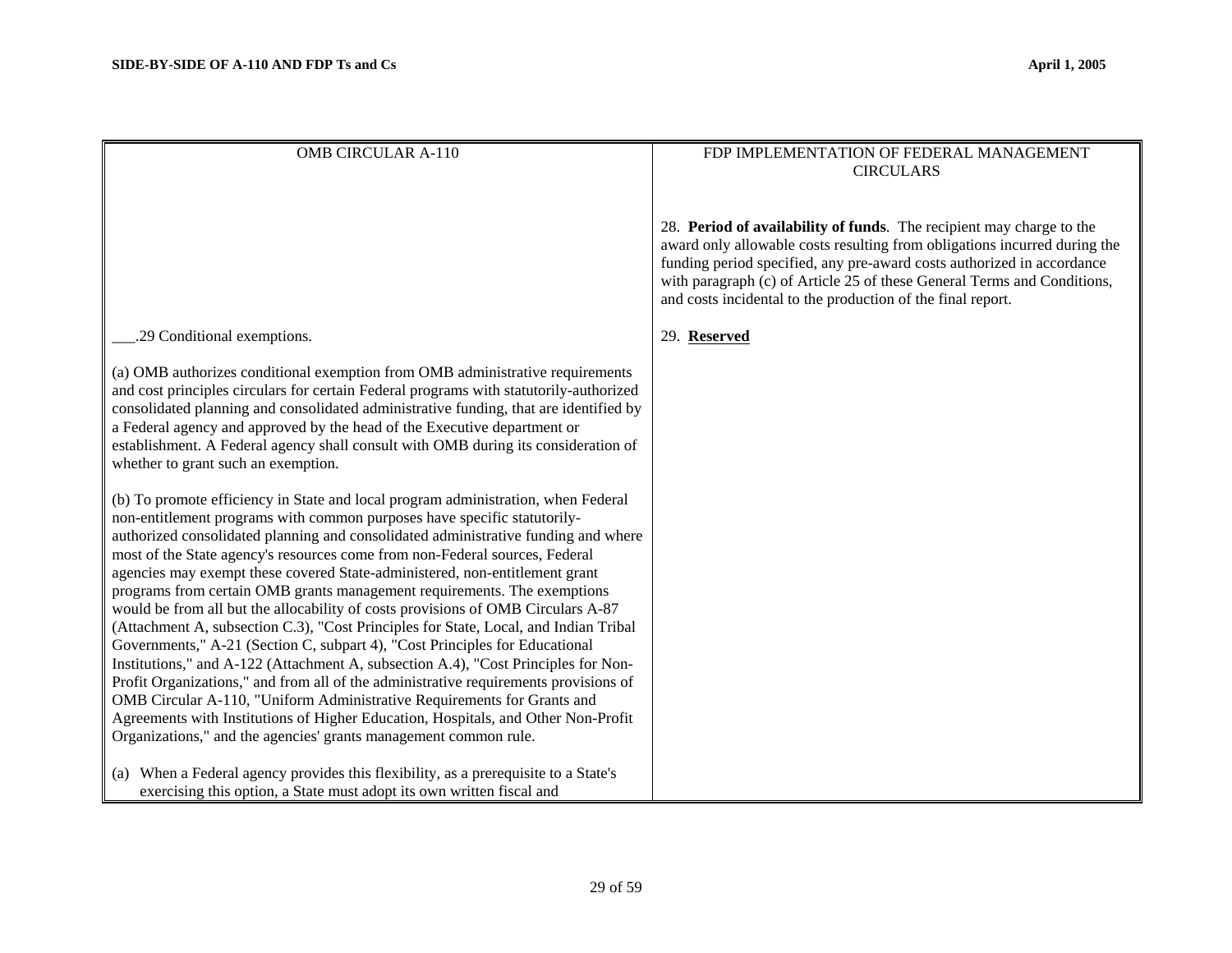| OMB CIRCULAR A-110 | FDP IMPLEMENTATION OF FEDERAL MANAGEMENT CIRCULARS |
| --- | --- |
| | 28. **Period of availability of funds**. The recipient may charge to the award only allowable costs resulting from obligations incurred during the funding period specified, any pre-award costs authorized in accordance with paragraph (c) of Article 25 of these General Terms and Conditions, and costs incidental to the production of the final report. |
| ___.29 Conditional exemptions.<br><br>(a) OMB authorizes conditional exemption from OMB administrative requirements and cost principles circulars for certain Federal programs with statutorily-authorized consolidated planning and consolidated administrative funding, that are identified by a Federal agency and approved by the head of the Executive department or establishment. A Federal agency shall consult with OMB during its consideration of whether to grant such an exemption.<br><br>(b) To promote efficiency in State and local program administration, when Federal non-entitlement programs with common purposes have specific statutorily-authorized consolidated planning and consolidated administrative funding and where most of the State agency's resources come from non-Federal sources, Federal agencies may exempt these covered State-administered, non-entitlement grant programs from certain OMB grants management requirements. The exemptions would be from all but the allocability of costs provisions of OMB Circulars A-87 (Attachment A, subsection C.3), "Cost Principles for State, Local, and Indian Tribal Governments," A-21 (Section C, subpart 4), "Cost Principles for Educational Institutions," and A-122 (Attachment A, subsection A.4), "Cost Principles for Non-Profit Organizations," and from all of the administrative requirements provisions of OMB Circular A-110, "Uniform Administrative Requirements for Grants and Agreements with Institutions of Higher Education, Hospitals, and Other Non-Profit Organizations," and the agencies' grants management common rule.<br><br>(a) When a Federal agency provides this flexibility, as a prerequisite to a State's exercising this option, a State must adopt its own written fiscal and | 29. **Reserved** |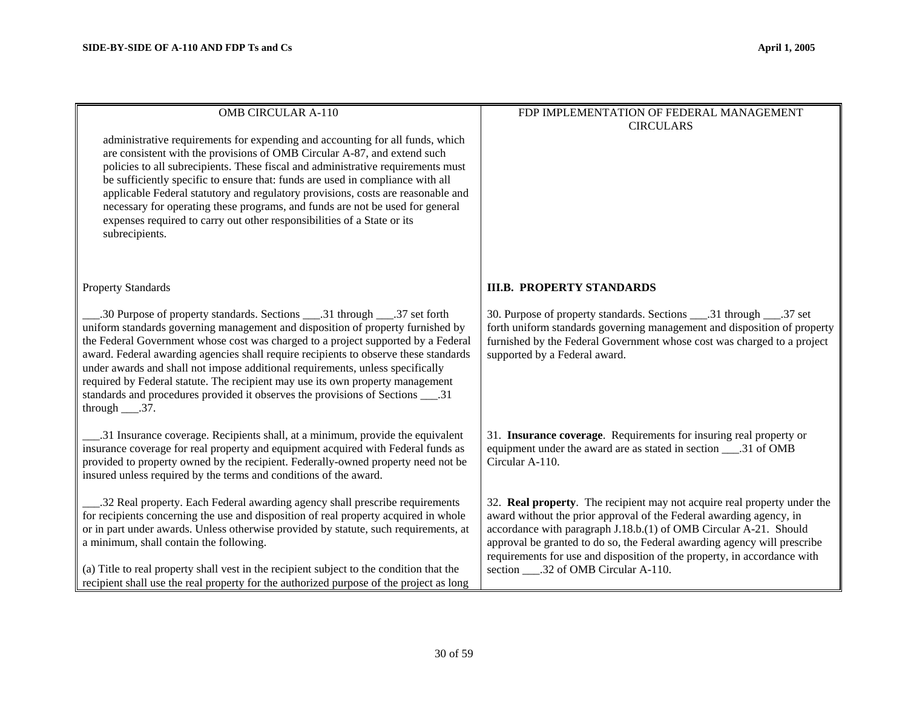| OMB CIRCULAR A-110 | FDP IMPLEMENTATION OF FEDERAL MANAGEMENT CIRCULARS |
|---|---|
| administrative requirements for expending and accounting for all funds, which are consistent with the provisions of OMB Circular A-87, and extend such policies to all subrecipients. These fiscal and administrative requirements must be sufficiently specific to ensure that: funds are used in compliance with all applicable Federal statutory and regulatory provisions, costs are reasonable and necessary for operating these programs, and funds are not be used for general expenses required to carry out other responsibilities of a State or its subrecipients. | |
| Property Standards | **III.B. PROPERTY STANDARDS** |
| ___.30 Purpose of property standards. Sections ___.31 through ___.37 set forth uniform standards governing management and disposition of property furnished by the Federal Government whose cost was charged to a project supported by a Federal award. Federal awarding agencies shall require recipients to observe these standards under awards and shall not impose additional requirements, unless specifically required by Federal statute. The recipient may use its own property management standards and procedures provided it observes the provisions of Sections ___.31 through ___.37. | 30. Purpose of property standards. Sections ___.31 through ___.37 set forth uniform standards governing management and disposition of property furnished by the Federal Government whose cost was charged to a project supported by a Federal award. |
| ___.31 Insurance coverage. Recipients shall, at a minimum, provide the equivalent insurance coverage for real property and equipment acquired with Federal funds as provided to property owned by the recipient. Federally-owned property need not be insured unless required by the terms and conditions of the award. | 31. **Insurance coverage**. Requirements for insuring real property or equipment under the award are as stated in section ___.31 of OMB Circular A-110. |
| ___.32 Real property. Each Federal awarding agency shall prescribe requirements for recipients concerning the use and disposition of real property acquired in whole or in part under awards. Unless otherwise provided by statute, such requirements, at a minimum, shall contain the following.<br><br>(a) Title to real property shall vest in the recipient subject to the condition that the recipient shall use the real property for the authorized purpose of the project as long | 32. **Real property**. The recipient may not acquire real property under the award without the prior approval of the Federal awarding agency, in accordance with paragraph J.18.b.(1) of OMB Circular A-21. Should approval be granted to do so, the Federal awarding agency will prescribe requirements for use and disposition of the property, in accordance with section ___.32 of OMB Circular A-110. |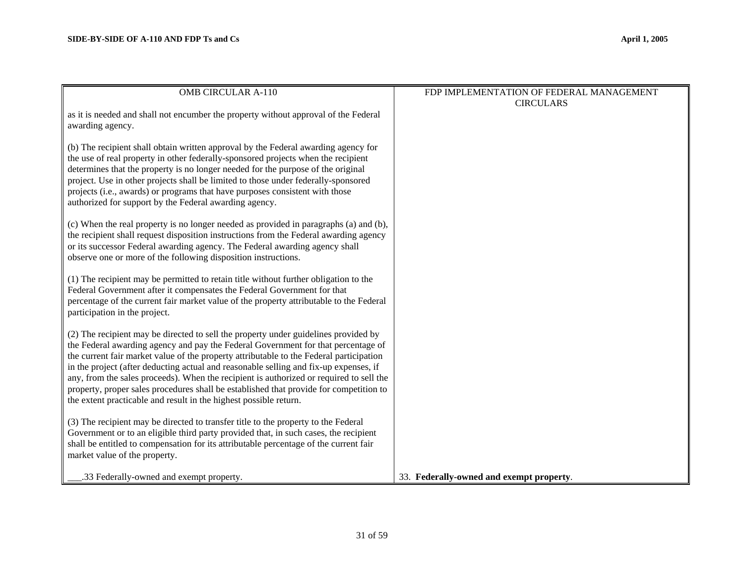| OMB CIRCULAR A-110 | FDP IMPLEMENTATION OF FEDERAL MANAGEMENT CIRCULARS |
|---|---|
| as it is needed and shall not encumber the property without approval of the Federal awarding agency.<br><br>(b) The recipient shall obtain written approval by the Federal awarding agency for the use of real property in other federally-sponsored projects when the recipient determines that the property is no longer needed for the purpose of the original project. Use in other projects shall be limited to those under federally-sponsored projects (i.e., awards) or programs that have purposes consistent with those authorized for support by the Federal awarding agency.<br><br>(c) When the real property is no longer needed as provided in paragraphs (a) and (b), the recipient shall request disposition instructions from the Federal awarding agency or its successor Federal awarding agency. The Federal awarding agency shall observe one or more of the following disposition instructions.<br><br>(1) The recipient may be permitted to retain title without further obligation to the Federal Government after it compensates the Federal Government for that percentage of the current fair market value of the property attributable to the Federal participation in the project.<br><br>(2) The recipient may be directed to sell the property under guidelines provided by the Federal awarding agency and pay the Federal Government for that percentage of the current fair market value of the property attributable to the Federal participation in the project (after deducting actual and reasonable selling and fix-up expenses, if any, from the sales proceeds). When the recipient is authorized or required to sell the property, proper sales procedures shall be established that provide for competition to the extent practicable and result in the highest possible return.<br><br>(3) The recipient may be directed to transfer title to the property to the Federal Government or to an eligible third party provided that, in such cases, the recipient shall be entitled to compensation for its attributable percentage of the current fair market value of the property. | |
| ___.33 Federally-owned and exempt property. | 33. **Federally-owned and exempt property**. |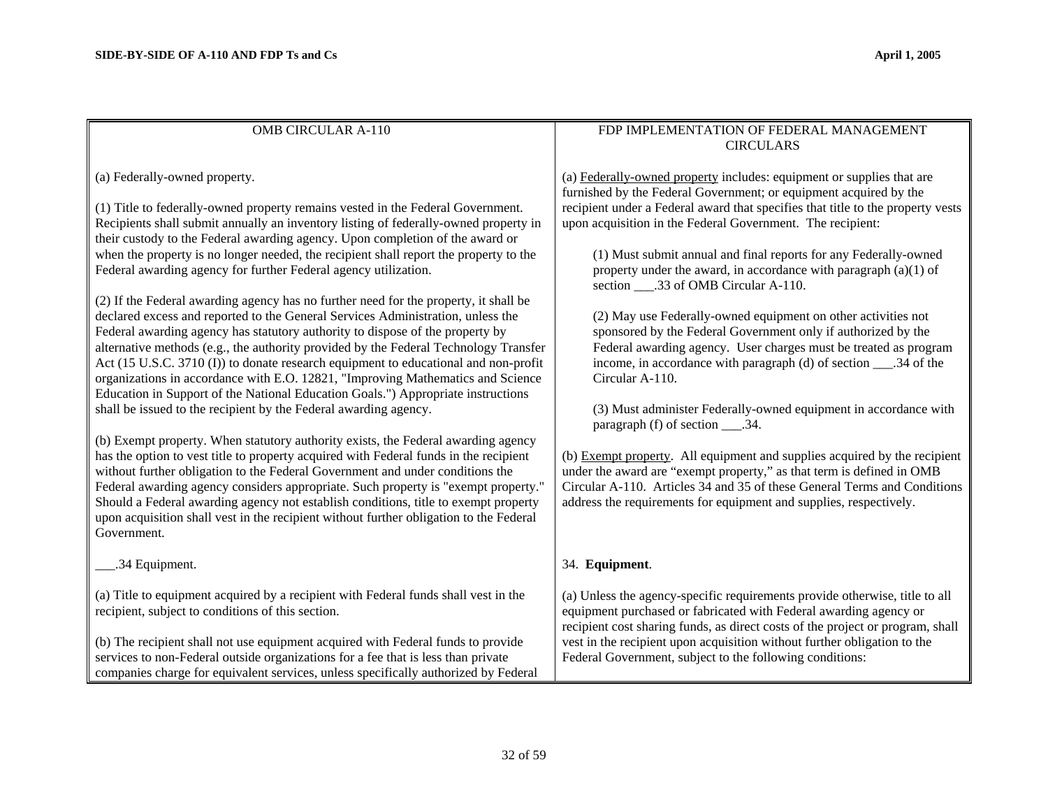| OMB CIRCULAR A-110 | FDP IMPLEMENTATION OF FEDERAL MANAGEMENT CIRCULARS |
|---|---|
| (a) Federally-owned property.<br><br>(1) Title to federally-owned property remains vested in the Federal Government. Recipients shall submit annually an inventory listing of federally-owned property in their custody to the Federal awarding agency. Upon completion of the award or when the property is no longer needed, the recipient shall report the property to the Federal awarding agency for further Federal agency utilization.<br><br>(2) If the Federal awarding agency has no further need for the property, it shall be declared excess and reported to the General Services Administration, unless the Federal awarding agency has statutory authority to dispose of the property by alternative methods (e.g., the authority provided by the Federal Technology Transfer Act (15 U.S.C. 3710 (I)) to donate research equipment to educational and non-profit organizations in accordance with E.O. 12821, "Improving Mathematics and Science Education in Support of the National Education Goals.") Appropriate instructions shall be issued to the recipient by the Federal awarding agency.<br><br>(b) Exempt property. When statutory authority exists, the Federal awarding agency has the option to vest title to property acquired with Federal funds in the recipient without further obligation to the Federal Government and under conditions the Federal awarding agency considers appropriate. Such property is "exempt property." Should a Federal awarding agency not establish conditions, title to exempt property upon acquisition shall vest in the recipient without further obligation to the Federal Government. | (a) Federally-owned property includes: equipment or supplies that are furnished by the Federal Government; or equipment acquired by the recipient under a Federal award that specifies that title to the property vests upon acquisition in the Federal Government. The recipient:<br><br>(1) Must submit annual and final reports for any Federally-owned property under the award, in accordance with paragraph (a)(1) of section ___.33 of OMB Circular A-110.<br><br>(2) May use Federally-owned equipment on other activities not sponsored by the Federal Government only if authorized by the Federal awarding agency. User charges must be treated as program income, in accordance with paragraph (d) of section ___.34 of the Circular A-110.<br><br>(3) Must administer Federally-owned equipment in accordance with paragraph (f) of section ___.34.<br><br>(b) Exempt property. All equipment and supplies acquired by the recipient under the award are "exempt property," as that term is defined in OMB Circular A-110. Articles 34 and 35 of these General Terms and Conditions address the requirements for equipment and supplies, respectively. |
| ___.34 Equipment. | 34. **Equipment**. |
| (a) Title to equipment acquired by a recipient with Federal funds shall vest in the recipient, subject to conditions of this section.<br><br>(b) The recipient shall not use equipment acquired with Federal funds to provide services to non-Federal outside organizations for a fee that is less than private companies charge for equivalent services, unless specifically authorized by Federal | (a) Unless the agency-specific requirements provide otherwise, title to all equipment purchased or fabricated with Federal awarding agency or recipient cost sharing funds, as direct costs of the project or program, shall vest in the recipient upon acquisition without further obligation to the Federal Government, subject to the following conditions: |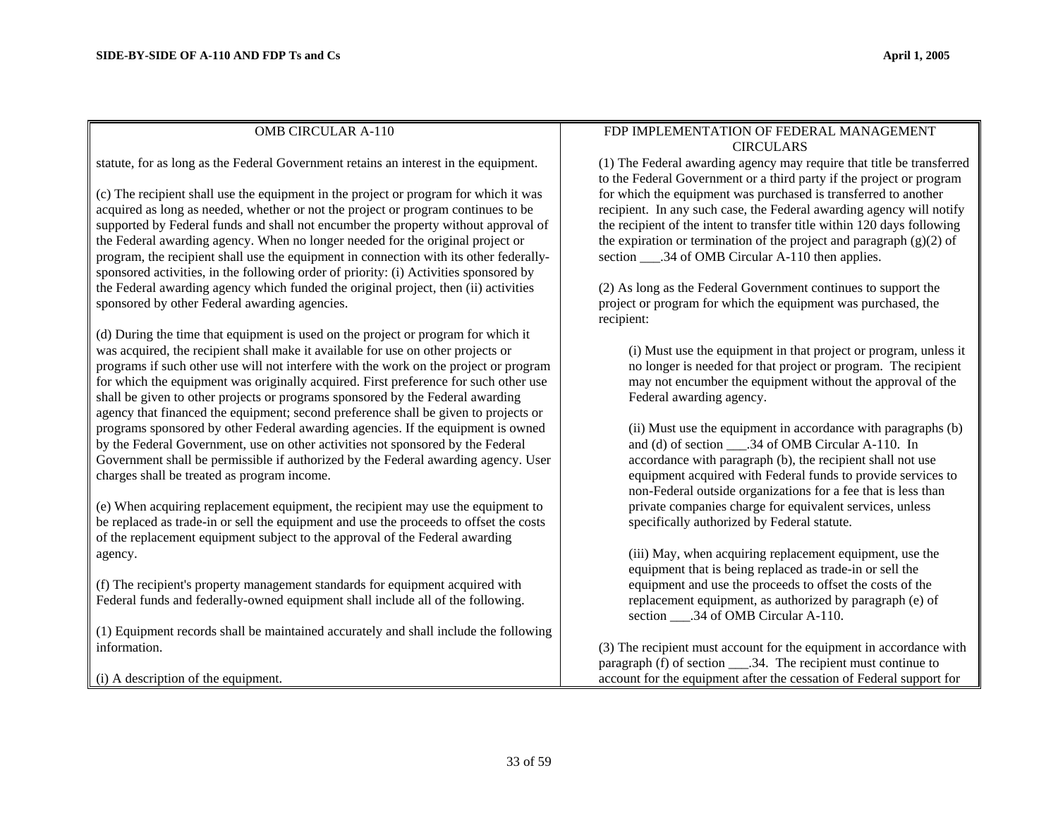| OMB CIRCULAR A-110 | FDP IMPLEMENTATION OF FEDERAL MANAGEMENT CIRCULARS |
|---|---|
| statute, for as long as the Federal Government retains an interest in the equipment.<br><br>(c) The recipient shall use the equipment in the project or program for which it was acquired as long as needed, whether or not the project or program continues to be supported by Federal funds and shall not encumber the property without approval of the Federal awarding agency. When no longer needed for the original project or program, the recipient shall use the equipment in connection with its other federally-sponsored activities, in the following order of priority: (i) Activities sponsored by the Federal awarding agency which funded the original project, then (ii) activities sponsored by other Federal awarding agencies.<br><br>(d) During the time that equipment is used on the project or program for which it was acquired, the recipient shall make it available for use on other projects or programs if such other use will not interfere with the work on the project or program for which the equipment was originally acquired. First preference for such other use shall be given to other projects or programs sponsored by the Federal awarding agency that financed the equipment; second preference shall be given to projects or programs sponsored by other Federal awarding agencies. If the equipment is owned by the Federal Government, use on other activities not sponsored by the Federal Government shall be permissible if authorized by the Federal awarding agency. User charges shall be treated as program income.<br><br>(e) When acquiring replacement equipment, the recipient may use the equipment to be replaced as trade-in or sell the equipment and use the proceeds to offset the costs of the replacement equipment subject to the approval of the Federal awarding agency.<br><br>(f) The recipient's property management standards for equipment acquired with Federal funds and federally-owned equipment shall include all of the following.<br><br>(1) Equipment records shall be maintained accurately and shall include the following information.<br><br>(i) A description of the equipment. | (1) The Federal awarding agency may require that title be transferred to the Federal Government or a third party if the project or program for which the equipment was purchased is transferred to another recipient. In any such case, the Federal awarding agency will notify the recipient of the intent to transfer title within 120 days following the expiration or termination of the project and paragraph (g)(2) of section ___.34 of OMB Circular A-110 then applies.<br><br>(2) As long as the Federal Government continues to support the project or program for which the equipment was purchased, the recipient:<br><br>(i) Must use the equipment in that project or program, unless it no longer is needed for that project or program. The recipient may not encumber the equipment without the approval of the Federal awarding agency.<br><br>(ii) Must use the equipment in accordance with paragraphs (b) and (d) of section ___.34 of OMB Circular A-110. In accordance with paragraph (b), the recipient shall not use equipment acquired with Federal funds to provide services to non-Federal outside organizations for a fee that is less than private companies charge for equivalent services, unless specifically authorized by Federal statute.<br><br>(iii) May, when acquiring replacement equipment, use the equipment that is being replaced as trade-in or sell the equipment and use the proceeds to offset the costs of the replacement equipment, as authorized by paragraph (e) of section ___.34 of OMB Circular A-110.<br><br>(3) The recipient must account for the equipment in accordance with paragraph (f) of section ___.34. The recipient must continue to account for the equipment after the cessation of Federal support for |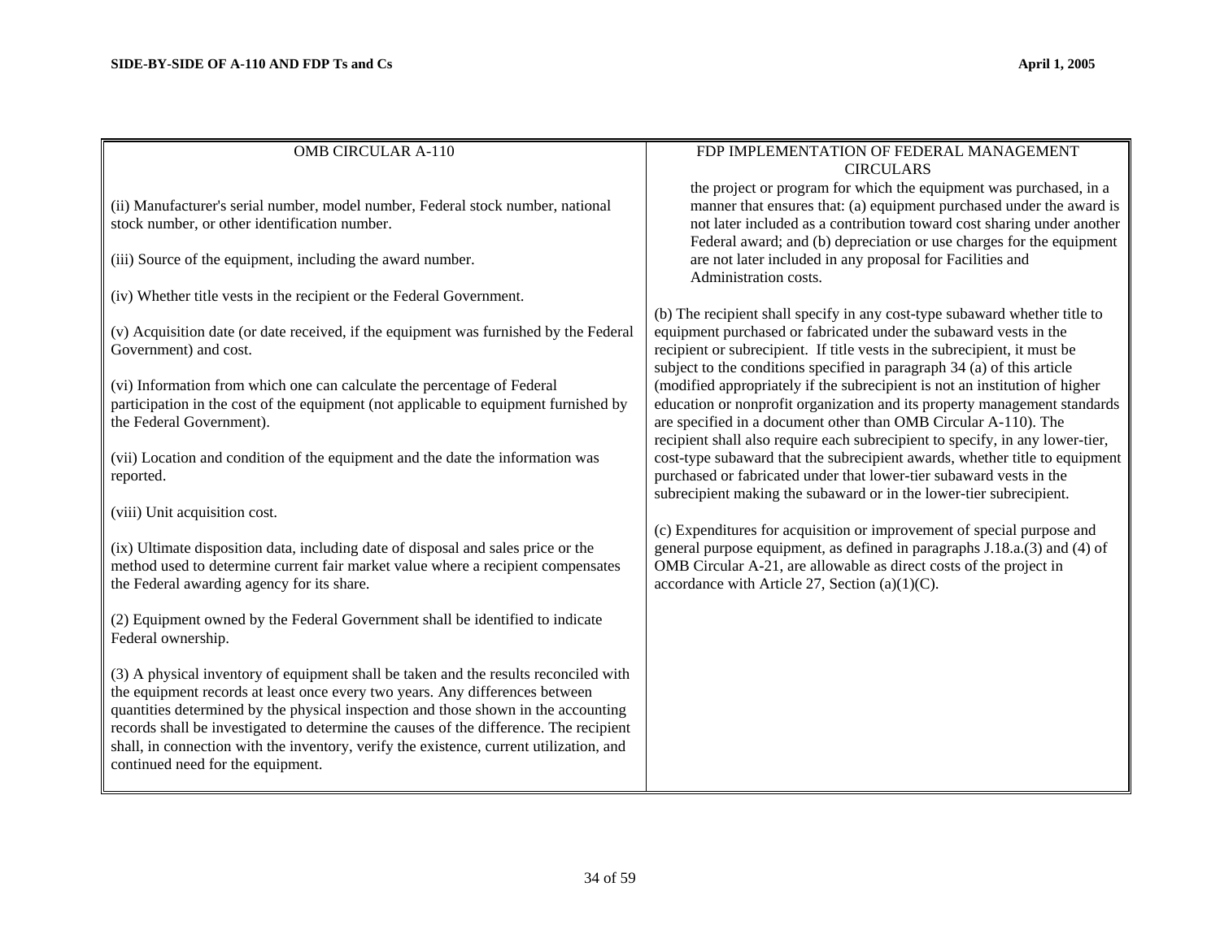| OMB CIRCULAR A-110 | FDP IMPLEMENTATION OF FEDERAL MANAGEMENT CIRCULARS |
|---|---|
| (ii) Manufacturer's serial number, model number, Federal stock number, national stock number, or other identification number.<br><br>(iii) Source of the equipment, including the award number.<br><br>(iv) Whether title vests in the recipient or the Federal Government.<br><br>(v) Acquisition date (or date received, if the equipment was furnished by the Federal Government) and cost.<br><br>(vi) Information from which one can calculate the percentage of Federal participation in the cost of the equipment (not applicable to equipment furnished by the Federal Government).<br><br>(vii) Location and condition of the equipment and the date the information was reported.<br><br>(viii) Unit acquisition cost.<br><br>(ix) Ultimate disposition data, including date of disposal and sales price or the method used to determine current fair market value where a recipient compensates the Federal awarding agency for its share.<br><br>(2) Equipment owned by the Federal Government shall be identified to indicate Federal ownership.<br><br>(3) A physical inventory of equipment shall be taken and the results reconciled with the equipment records at least once every two years. Any differences between quantities determined by the physical inspection and those shown in the accounting records shall be investigated to determine the causes of the difference. The recipient shall, in connection with the inventory, verify the existence, current utilization, and continued need for the equipment. | the project or program for which the equipment was purchased, in a manner that ensures that: (a) equipment purchased under the award is not later included as a contribution toward cost sharing under another Federal award; and (b) depreciation or use charges for the equipment are not later included in any proposal for Facilities and Administration costs.<br><br>(b) The recipient shall specify in any cost-type subaward whether title to equipment purchased or fabricated under the subaward vests in the recipient or subrecipient. If title vests in the subrecipient, it must be subject to the conditions specified in paragraph 34 (a) of this article (modified appropriately if the subrecipient is not an institution of higher education or nonprofit organization and its property management standards are specified in a document other than OMB Circular A-110). The recipient shall also require each subrecipient to specify, in any lower-tier, cost-type subaward that the subrecipient awards, whether title to equipment purchased or fabricated under that lower-tier subaward vests in the subrecipient making the subaward or in the lower-tier subrecipient.<br><br>(c) Expenditures for acquisition or improvement of special purpose and general purpose equipment, as defined in paragraphs J.18.a.(3) and (4) of OMB Circular A-21, are allowable as direct costs of the project in accordance with Article 27, Section (a)(1)(C). |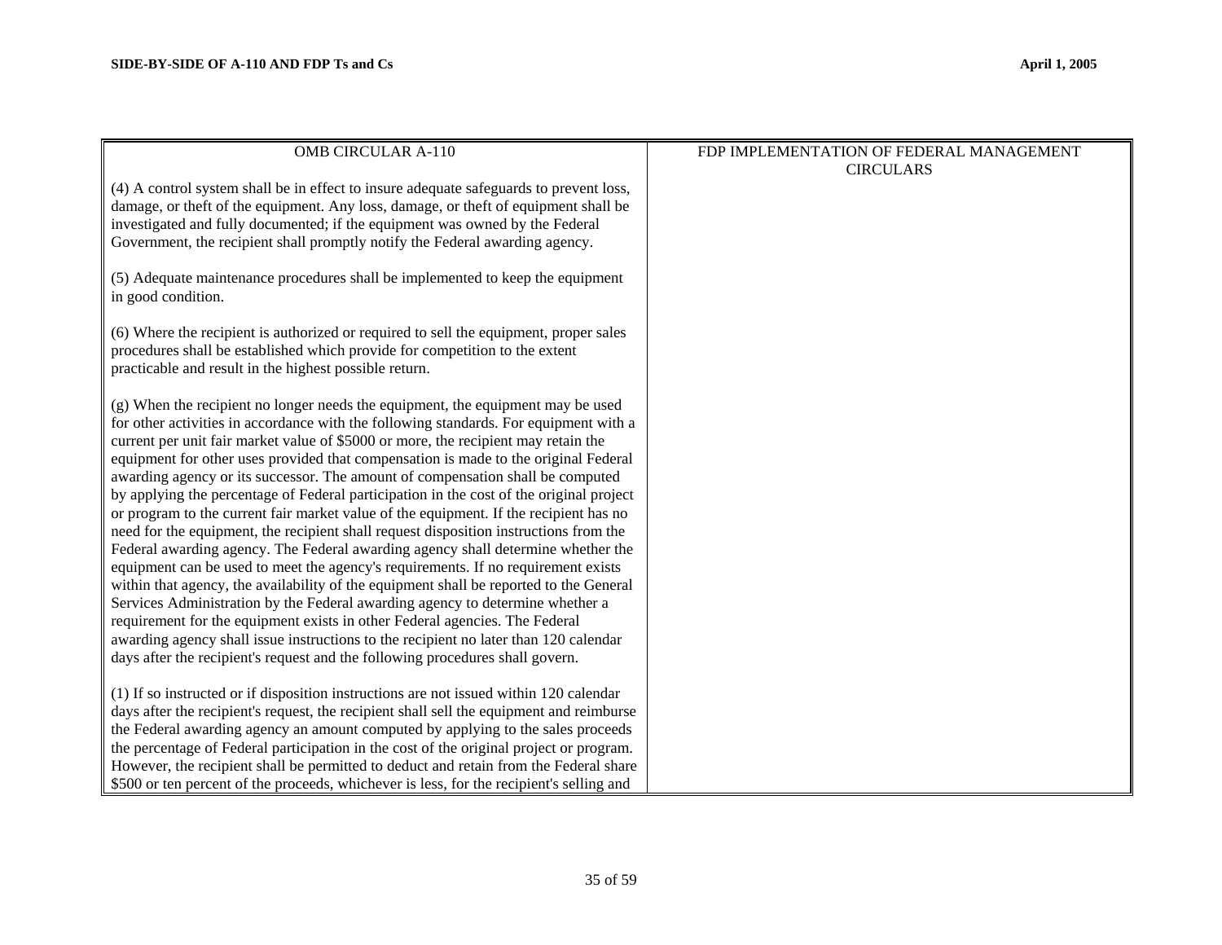| OMB CIRCULAR A-110 | FDP IMPLEMENTATION OF FEDERAL MANAGEMENT CIRCULARS |
|---|---|
| (4) A control system shall be in effect to insure adequate safeguards to prevent loss, damage, or theft of the equipment. Any loss, damage, or theft of equipment shall be investigated and fully documented; if the equipment was owned by the Federal Government, the recipient shall promptly notify the Federal awarding agency.<br><br>(5) Adequate maintenance procedures shall be implemented to keep the equipment in good condition.<br><br>(6) Where the recipient is authorized or required to sell the equipment, proper sales procedures shall be established which provide for competition to the extent practicable and result in the highest possible return.<br><br>(g) When the recipient no longer needs the equipment, the equipment may be used for other activities in accordance with the following standards. For equipment with a current per unit fair market value of $5000 or more, the recipient may retain the equipment for other uses provided that compensation is made to the original Federal awarding agency or its successor. The amount of compensation shall be computed by applying the percentage of Federal participation in the cost of the original project or program to the current fair market value of the equipment. If the recipient has no need for the equipment, the recipient shall request disposition instructions from the Federal awarding agency. The Federal awarding agency shall determine whether the equipment can be used to meet the agency's requirements. If no requirement exists within that agency, the availability of the equipment shall be reported to the General Services Administration by the Federal awarding agency to determine whether a requirement for the equipment exists in other Federal agencies. The Federal awarding agency shall issue instructions to the recipient no later than 120 calendar days after the recipient's request and the following procedures shall govern.<br><br>(1) If so instructed or if disposition instructions are not issued within 120 calendar days after the recipient's request, the recipient shall sell the equipment and reimburse the Federal awarding agency an amount computed by applying to the sales proceeds the percentage of Federal participation in the cost of the original project or program. However, the recipient shall be permitted to deduct and retain from the Federal share $500 or ten percent of the proceeds, whichever is less, for the recipient's selling and | |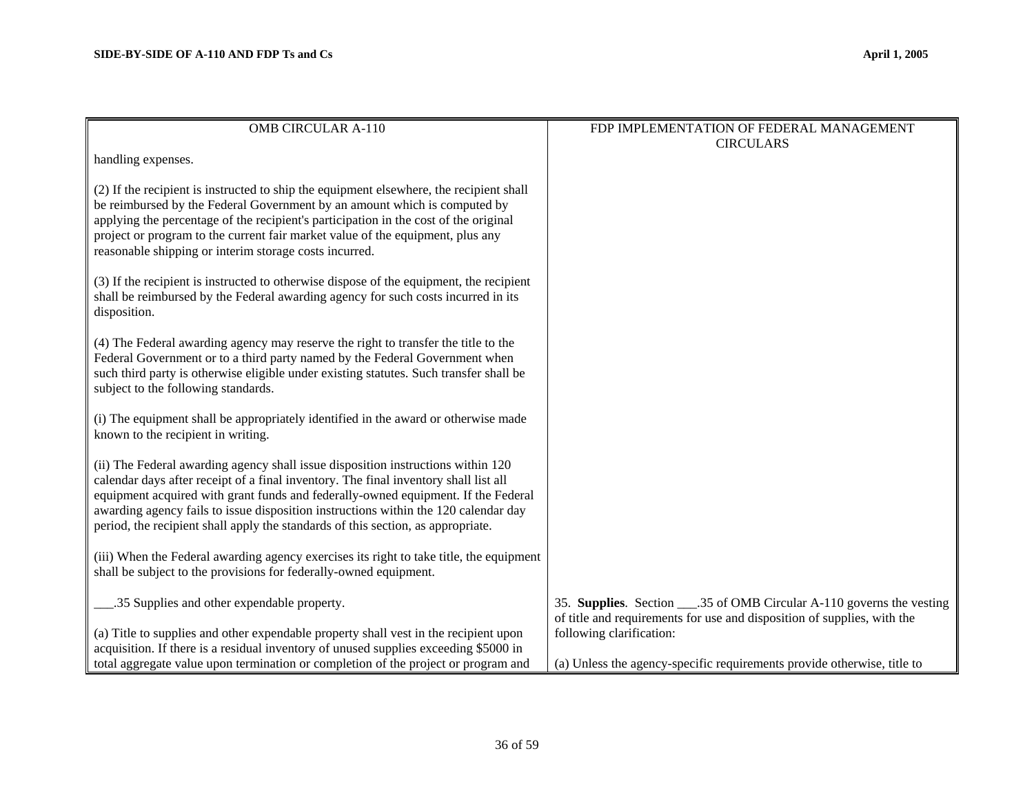| OMB CIRCULAR A-110 | FDP IMPLEMENTATION OF FEDERAL MANAGEMENT CIRCULARS |
| --- | --- |
| handling expenses.<br><br>(2) If the recipient is instructed to ship the equipment elsewhere, the recipient shall be reimbursed by the Federal Government by an amount which is computed by applying the percentage of the recipient's participation in the cost of the original project or program to the current fair market value of the equipment, plus any reasonable shipping or interim storage costs incurred.<br><br>(3) If the recipient is instructed to otherwise dispose of the equipment, the recipient shall be reimbursed by the Federal awarding agency for such costs incurred in its disposition.<br><br>(4) The Federal awarding agency may reserve the right to transfer the title to the Federal Government or to a third party named by the Federal Government when such third party is otherwise eligible under existing statutes. Such transfer shall be subject to the following standards.<br><br>(i) The equipment shall be appropriately identified in the award or otherwise made known to the recipient in writing.<br><br>(ii) The Federal awarding agency shall issue disposition instructions within 120 calendar days after receipt of a final inventory. The final inventory shall list all equipment acquired with grant funds and federally-owned equipment. If the Federal awarding agency fails to issue disposition instructions within the 120 calendar day period, the recipient shall apply the standards of this section, as appropriate.<br><br>(iii) When the Federal awarding agency exercises its right to take title, the equipment shall be subject to the provisions for federally-owned equipment. | |
| ___.35 Supplies and other expendable property.<br><br>(a) Title to supplies and other expendable property shall vest in the recipient upon acquisition. If there is a residual inventory of unused supplies exceeding $5000 in total aggregate value upon termination or completion of the project or program and | 35. **Supplies**. Section ___.35 of OMB Circular A-110 governs the vesting of title and requirements for use and disposition of supplies, with the following clarification:<br><br>(a) Unless the agency-specific requirements provide otherwise, title to |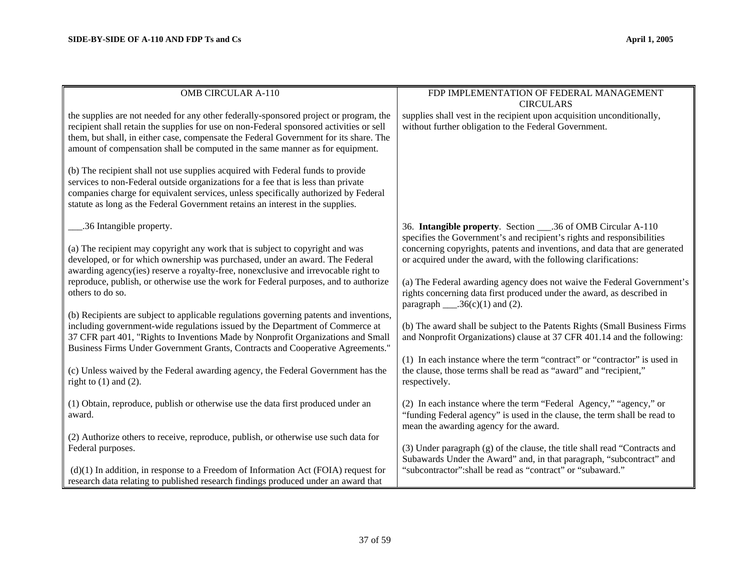| OMB CIRCULAR A-110 | FDP IMPLEMENTATION OF FEDERAL MANAGEMENT CIRCULARS |
|---|---|
| the supplies are not needed for any other federally-sponsored project or program, the recipient shall retain the supplies for use on non-Federal sponsored activities or sell them, but shall, in either case, compensate the Federal Government for its share. The amount of compensation shall be computed in the same manner as for equipment.<br><br>(b) The recipient shall not use supplies acquired with Federal funds to provide services to non-Federal outside organizations for a fee that is less than private companies charge for equivalent services, unless specifically authorized by Federal statute as long as the Federal Government retains an interest in the supplies. | supplies shall vest in the recipient upon acquisition unconditionally, without further obligation to the Federal Government. |
| ___.36 Intangible property.<br><br>(a) The recipient may copyright any work that is subject to copyright and was developed, or for which ownership was purchased, under an award. The Federal awarding agency(ies) reserve a royalty-free, nonexclusive and irrevocable right to reproduce, publish, or otherwise use the work for Federal purposes, and to authorize others to do so.<br><br>(b) Recipients are subject to applicable regulations governing patents and inventions, including government-wide regulations issued by the Department of Commerce at 37 CFR part 401, "Rights to Inventions Made by Nonprofit Organizations and Small Business Firms Under Government Grants, Contracts and Cooperative Agreements."<br><br>(c) Unless waived by the Federal awarding agency, the Federal Government has the right to (1) and (2).<br><br>(1) Obtain, reproduce, publish or otherwise use the data first produced under an award.<br><br>(2) Authorize others to receive, reproduce, publish, or otherwise use such data for Federal purposes.<br><br>(d)(1) In addition, in response to a Freedom of Information Act (FOIA) request for research data relating to published research findings produced under an award that | 36. **Intangible property**. Section ___.36 of OMB Circular A-110 specifies the Government's and recipient's rights and responsibilities concerning copyrights, patents and inventions, and data that are generated or acquired under the award, with the following clarifications:<br><br>(a) The Federal awarding agency does not waive the Federal Government's rights concerning data first produced under the award, as described in paragraph ___.36(c)(1) and (2).<br><br>(b) The award shall be subject to the Patents Rights (Small Business Firms and Nonprofit Organizations) clause at 37 CFR 401.14 and the following:<br><br>(1) In each instance where the term "contract" or "contractor" is used in the clause, those terms shall be read as "award" and "recipient," respectively.<br><br>(2) In each instance where the term "Federal Agency," "agency," or "funding Federal agency" is used in the clause, the term shall be read to mean the awarding agency for the award.<br><br>(3) Under paragraph (g) of the clause, the title shall read "Contracts and Subawards Under the Award" and, in that paragraph, "subcontract" and "subcontractor":shall be read as "contract" or "subaward." |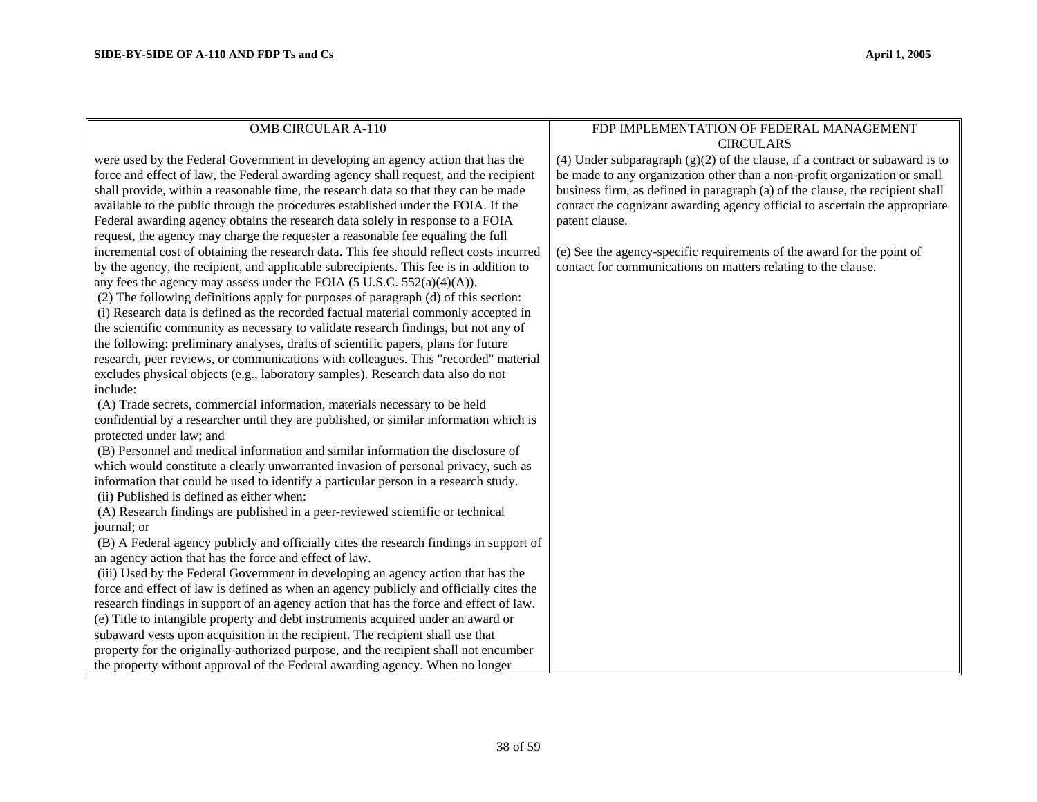| OMB CIRCULAR A-110 | FDP IMPLEMENTATION OF FEDERAL MANAGEMENT CIRCULARS |
|---|---|
| were used by the Federal Government in developing an agency action that has the force and effect of law, the Federal awarding agency shall request, and the recipient shall provide, within a reasonable time, the research data so that they can be made available to the public through the procedures established under the FOIA. If the Federal awarding agency obtains the research data solely in response to a FOIA request, the agency may charge the requester a reasonable fee equaling the full incremental cost of obtaining the research data. This fee should reflect costs incurred by the agency, the recipient, and applicable subrecipients. This fee is in addition to any fees the agency may assess under the FOIA (5 U.S.C. 552(a)(4)(A)).<br>(2) The following definitions apply for purposes of paragraph (d) of this section:<br>(i) Research data is defined as the recorded factual material commonly accepted in the scientific community as necessary to validate research findings, but not any of the following: preliminary analyses, drafts of scientific papers, plans for future research, peer reviews, or communications with colleagues. This "recorded" material excludes physical objects (e.g., laboratory samples). Research data also do not include:<br>(A) Trade secrets, commercial information, materials necessary to be held confidential by a researcher until they are published, or similar information which is protected under law; and<br>(B) Personnel and medical information and similar information the disclosure of which would constitute a clearly unwarranted invasion of personal privacy, such as information that could be used to identify a particular person in a research study.<br>(ii) Published is defined as either when:<br>(A) Research findings are published in a peer-reviewed scientific or technical journal; or<br>(B) A Federal agency publicly and officially cites the research findings in support of an agency action that has the force and effect of law.<br>(iii) Used by the Federal Government in developing an agency action that has the force and effect of law is defined as when an agency publicly and officially cites the research findings in support of an agency action that has the force and effect of law.<br>(e) Title to intangible property and debt instruments acquired under an award or subaward vests upon acquisition in the recipient. The recipient shall use that property for the originally-authorized purpose, and the recipient shall not encumber the property without approval of the Federal awarding agency. When no longer | (4) Under subparagraph (g)(2) of the clause, if a contract or subaward is to be made to any organization other than a non-profit organization or small business firm, as defined in paragraph (a) of the clause, the recipient shall contact the cognizant awarding agency official to ascertain the appropriate patent clause.<br><br>(e) See the agency-specific requirements of the award for the point of contact for communications on matters relating to the clause. |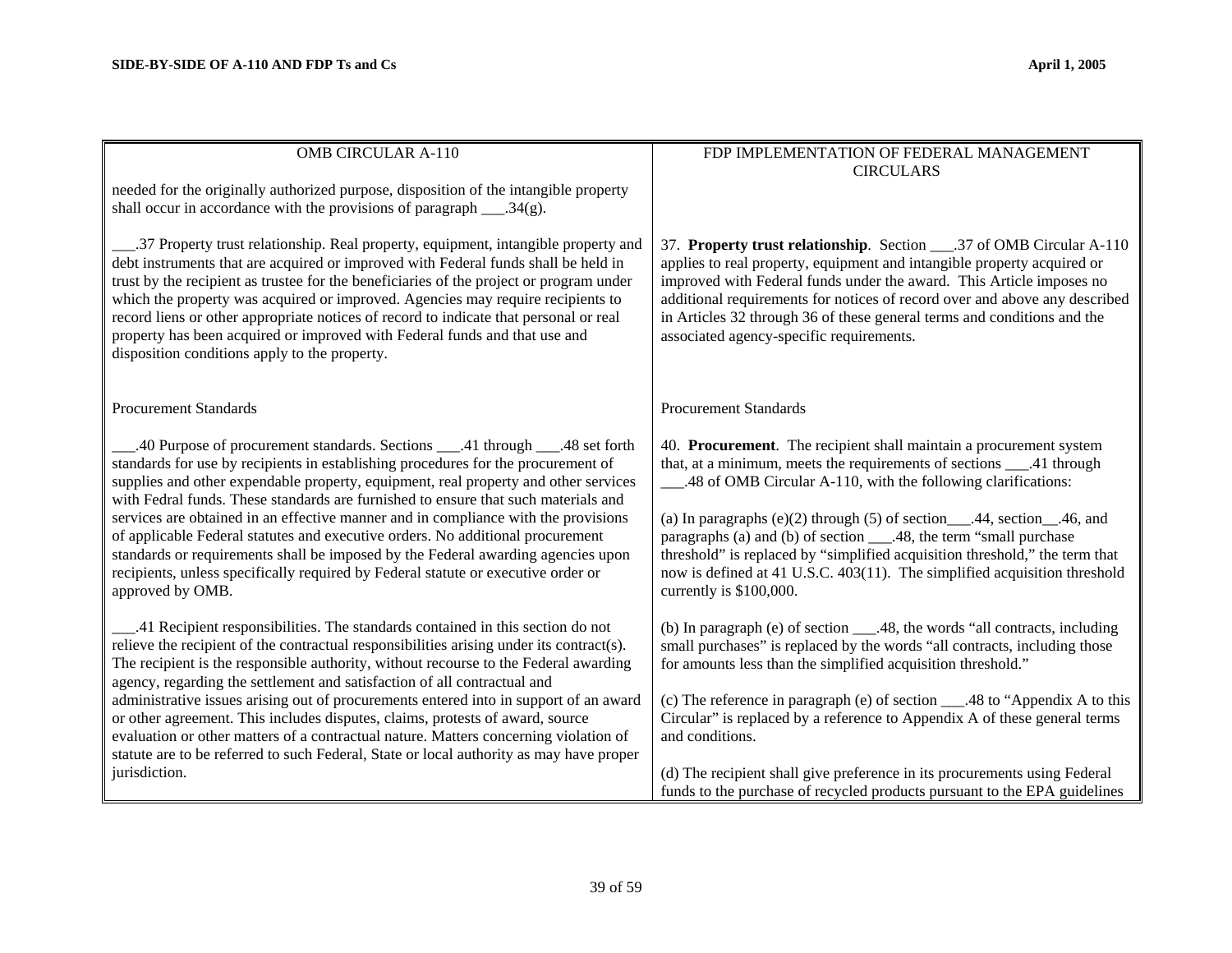| OMB CIRCULAR A-110 | FDP IMPLEMENTATION OF FEDERAL MANAGEMENT CIRCULARS |
|---|---|
| needed for the originally authorized purpose, disposition of the intangible property shall occur in accordance with the provisions of paragraph ___.34(g). | |
| ___.37 Property trust relationship. Real property, equipment, intangible property and debt instruments that are acquired or improved with Federal funds shall be held in trust by the recipient as trustee for the beneficiaries of the project or program under which the property was acquired or improved. Agencies may require recipients to record liens or other appropriate notices of record to indicate that personal or real property has been acquired or improved with Federal funds and that use and disposition conditions apply to the property. | 37. **Property trust relationship**. Section ___.37 of OMB Circular A-110 applies to real property, equipment and intangible property acquired or improved with Federal funds under the award. This Article imposes no additional requirements for notices of record over and above any described in Articles 32 through 36 of these general terms and conditions and the associated agency-specific requirements. |
| Procurement Standards | Procurement Standards |
| ___.40 Purpose of procurement standards. Sections ___.41 through ___.48 set forth standards for use by recipients in establishing procedures for the procurement of supplies and other expendable property, equipment, real property and other services with Fedral funds. These standards are furnished to ensure that such materials and services are obtained in an effective manner and in compliance with the provisions of applicable Federal statutes and executive orders. No additional procurement standards or requirements shall be imposed by the Federal awarding agencies upon recipients, unless specifically required by Federal statute or executive order or approved by OMB. | 40. **Procurement**. The recipient shall maintain a procurement system that, at a minimum, meets the requirements of sections ___.41 through ___.48 of OMB Circular A-110, with the following clarifications:<br><br>(a) In paragraphs (e)(2) through (5) of section___.44, section__.46, and paragraphs (a) and (b) of section ___.48, the term "small purchase threshold" is replaced by "simplified acquisition threshold," the term that now is defined at 41 U.S.C. 403(11). The simplified acquisition threshold currently is $100,000. |
| ___.41 Recipient responsibilities. The standards contained in this section do not relieve the recipient of the contractual responsibilities arising under its contract(s). The recipient is the responsible authority, without recourse to the Federal awarding agency, regarding the settlement and satisfaction of all contractual and administrative issues arising out of procurements entered into in support of an award or other agreement. This includes disputes, claims, protests of award, source evaluation or other matters of a contractual nature. Matters concerning violation of statute are to be referred to such Federal, State or local authority as may have proper jurisdiction. | (b) In paragraph (e) of section ___.48, the words "all contracts, including small purchases" is replaced by the words "all contracts, including those for amounts less than the simplified acquisition threshold."<br><br>(c) The reference in paragraph (e) of section ___.48 to "Appendix A to this Circular" is replaced by a reference to Appendix A of these general terms and conditions.<br><br>(d) The recipient shall give preference in its procurements using Federal funds to the purchase of recycled products pursuant to the EPA guidelines |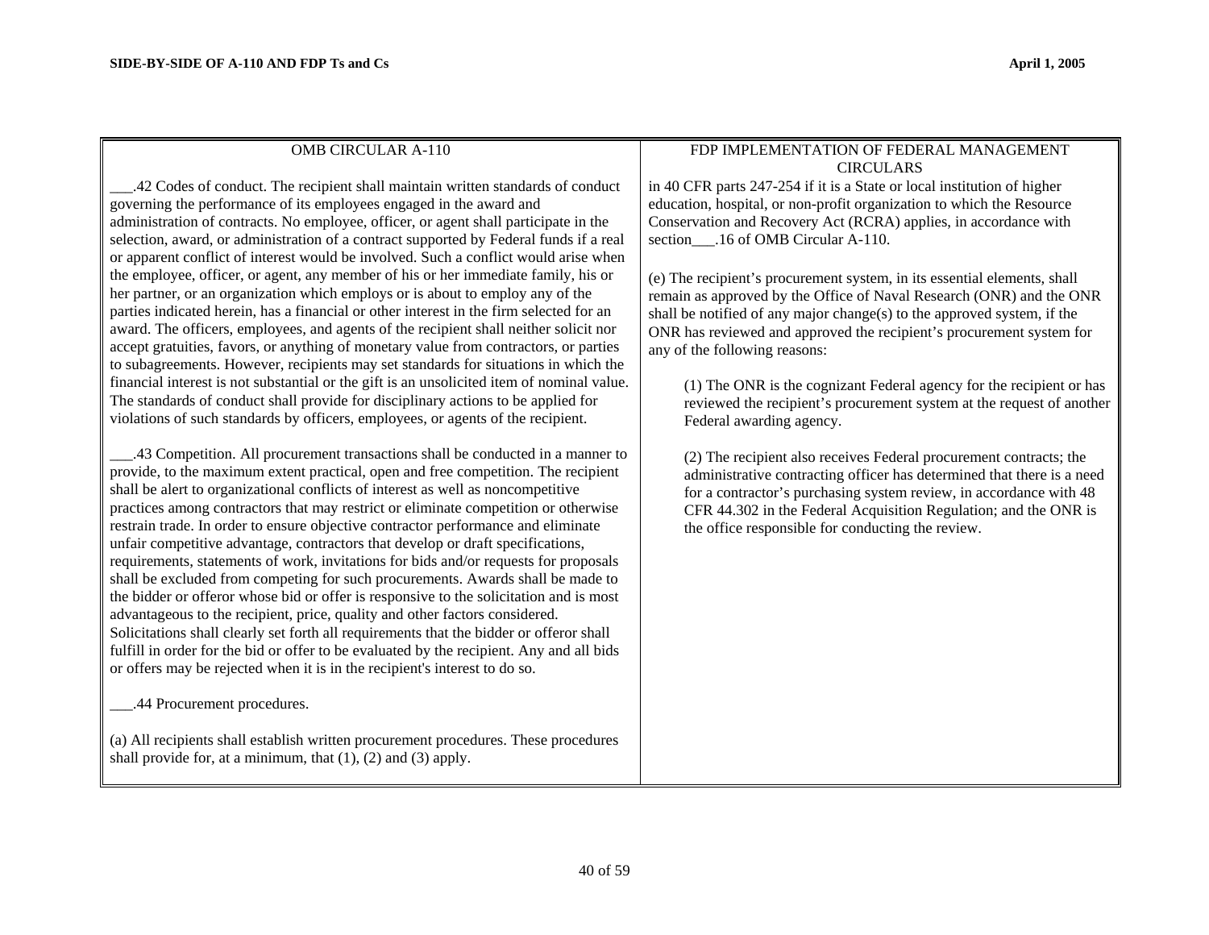| OMB CIRCULAR A-110 | FDP IMPLEMENTATION OF FEDERAL MANAGEMENT CIRCULARS |
|---|---|
| ___.42 Codes of conduct. The recipient shall maintain written standards of conduct governing the performance of its employees engaged in the award and administration of contracts. No employee, officer, or agent shall participate in the selection, award, or administration of a contract supported by Federal funds if a real or apparent conflict of interest would be involved. Such a conflict would arise when the employee, officer, or agent, any member of his or her immediate family, his or her partner, or an organization which employs or is about to employ any of the parties indicated herein, has a financial or other interest in the firm selected for an award. The officers, employees, and agents of the recipient shall neither solicit nor accept gratuities, favors, or anything of monetary value from contractors, or parties to subagreements. However, recipients may set standards for situations in which the financial interest is not substantial or the gift is an unsolicited item of nominal value. The standards of conduct shall provide for disciplinary actions to be applied for violations of such standards by officers, employees, or agents of the recipient.<br><br>___.43 Competition. All procurement transactions shall be conducted in a manner to provide, to the maximum extent practical, open and free competition. The recipient shall be alert to organizational conflicts of interest as well as noncompetitive practices among contractors that may restrict or eliminate competition or otherwise restrain trade. In order to ensure objective contractor performance and eliminate unfair competitive advantage, contractors that develop or draft specifications, requirements, statements of work, invitations for bids and/or requests for proposals shall be excluded from competing for such procurements. Awards shall be made to the bidder or offeror whose bid or offer is responsive to the solicitation and is most advantageous to the recipient, price, quality and other factors considered. Solicitations shall clearly set forth all requirements that the bidder or offeror shall fulfill in order for the bid or offer to be evaluated by the recipient. Any and all bids or offers may be rejected when it is in the recipient's interest to do so.<br><br>___.44 Procurement procedures.<br><br>(a) All recipients shall establish written procurement procedures. These procedures shall provide for, at a minimum, that (1), (2) and (3) apply. | in 40 CFR parts 247-254 if it is a State or local institution of higher education, hospital, or non-profit organization to which the Resource Conservation and Recovery Act (RCRA) applies, in accordance with section___.16 of OMB Circular A-110.<br><br>(e) The recipient's procurement system, in its essential elements, shall remain as approved by the Office of Naval Research (ONR) and the ONR shall be notified of any major change(s) to the approved system, if the ONR has reviewed and approved the recipient's procurement system for any of the following reasons:<br><br>(1) The ONR is the cognizant Federal agency for the recipient or has reviewed the recipient's procurement system at the request of another Federal awarding agency.<br><br>(2) The recipient also receives Federal procurement contracts; the administrative contracting officer has determined that there is a need for a contractor's purchasing system review, in accordance with 48 CFR 44.302 in the Federal Acquisition Regulation; and the ONR is the office responsible for conducting the review. |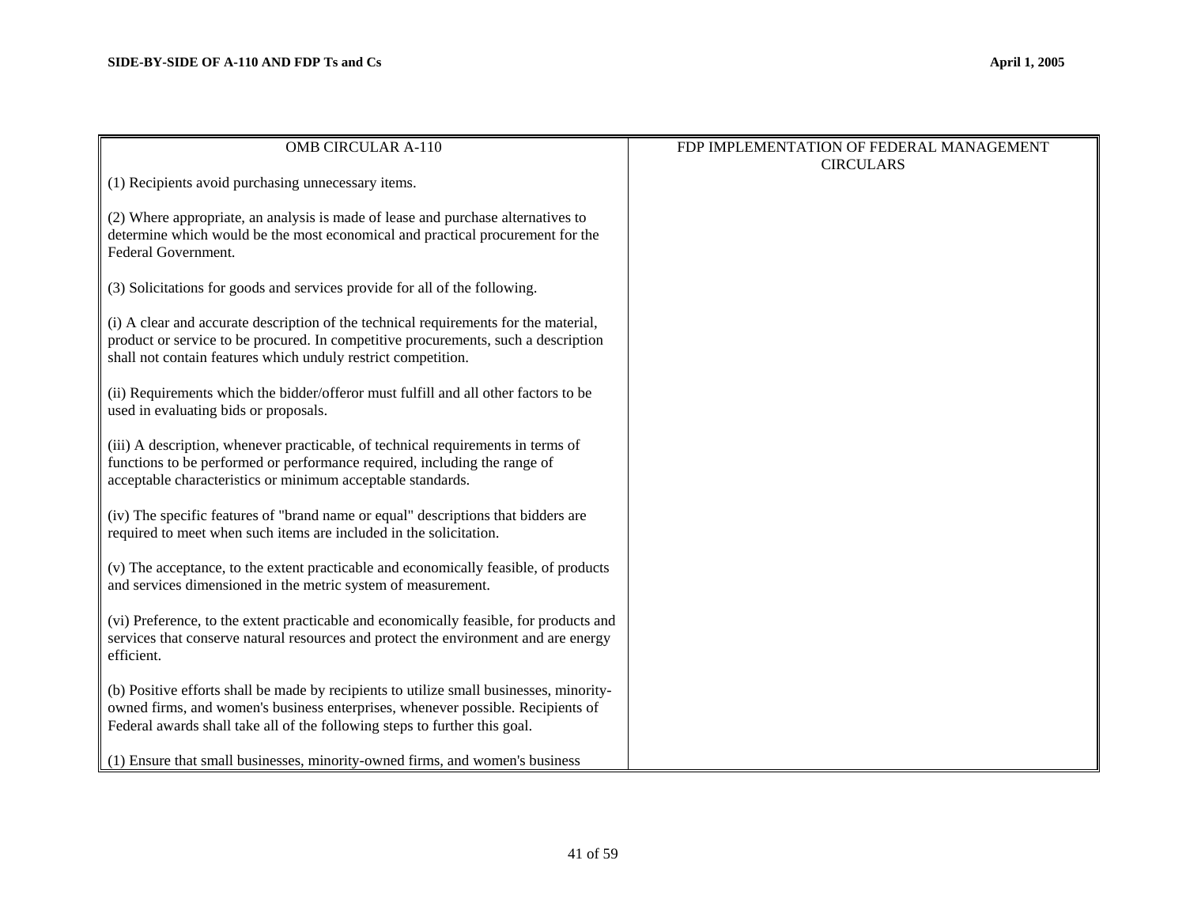| OMB CIRCULAR A-110 | FDP IMPLEMENTATION OF FEDERAL MANAGEMENT CIRCULARS |
|---|---|
| (1) Recipients avoid purchasing unnecessary items.<br><br>(2) Where appropriate, an analysis is made of lease and purchase alternatives to determine which would be the most economical and practical procurement for the Federal Government.<br><br>(3) Solicitations for goods and services provide for all of the following.<br><br>(i) A clear and accurate description of the technical requirements for the material, product or service to be procured. In competitive procurements, such a description shall not contain features which unduly restrict competition.<br><br>(ii) Requirements which the bidder/offeror must fulfill and all other factors to be used in evaluating bids or proposals.<br><br>(iii) A description, whenever practicable, of technical requirements in terms of functions to be performed or performance required, including the range of acceptable characteristics or minimum acceptable standards.<br><br>(iv) The specific features of "brand name or equal" descriptions that bidders are required to meet when such items are included in the solicitation.<br><br>(v) The acceptance, to the extent practicable and economically feasible, of products and services dimensioned in the metric system of measurement.<br><br>(vi) Preference, to the extent practicable and economically feasible, for products and services that conserve natural resources and protect the environment and are energy efficient.<br><br>(b) Positive efforts shall be made by recipients to utilize small businesses, minority-owned firms, and women's business enterprises, whenever possible. Recipients of Federal awards shall take all of the following steps to further this goal.<br><br>(1) Ensure that small businesses, minority-owned firms, and women's business | |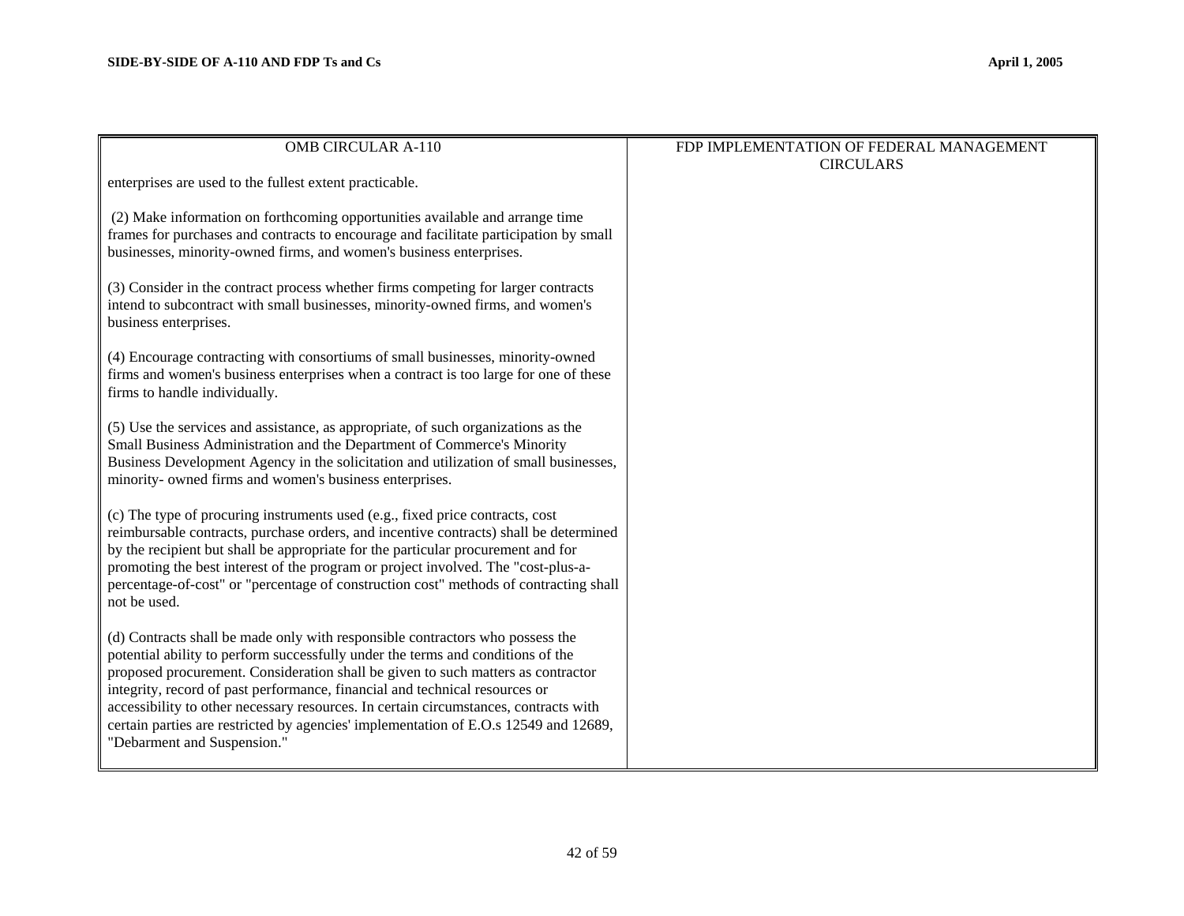| OMB CIRCULAR A-110 | FDP IMPLEMENTATION OF FEDERAL MANAGEMENT CIRCULARS |
| --- | --- |
| enterprises are used to the fullest extent practicable.<br><br>(2) Make information on forthcoming opportunities available and arrange time frames for purchases and contracts to encourage and facilitate participation by small businesses, minority-owned firms, and women's business enterprises.<br><br>(3) Consider in the contract process whether firms competing for larger contracts intend to subcontract with small businesses, minority-owned firms, and women's business enterprises.<br><br>(4) Encourage contracting with consortiums of small businesses, minority-owned firms and women's business enterprises when a contract is too large for one of these firms to handle individually.<br><br>(5) Use the services and assistance, as appropriate, of such organizations as the Small Business Administration and the Department of Commerce's Minority Business Development Agency in the solicitation and utilization of small businesses, minority- owned firms and women's business enterprises.<br><br>(c) The type of procuring instruments used (e.g., fixed price contracts, cost reimbursable contracts, purchase orders, and incentive contracts) shall be determined by the recipient but shall be appropriate for the particular procurement and for promoting the best interest of the program or project involved. The "cost-plus-a-percentage-of-cost" or "percentage of construction cost" methods of contracting shall not be used.<br><br>(d) Contracts shall be made only with responsible contractors who possess the potential ability to perform successfully under the terms and conditions of the proposed procurement. Consideration shall be given to such matters as contractor integrity, record of past performance, financial and technical resources or accessibility to other necessary resources. In certain circumstances, contracts with certain parties are restricted by agencies' implementation of E.O.s 12549 and 12689, "Debarment and Suspension." | |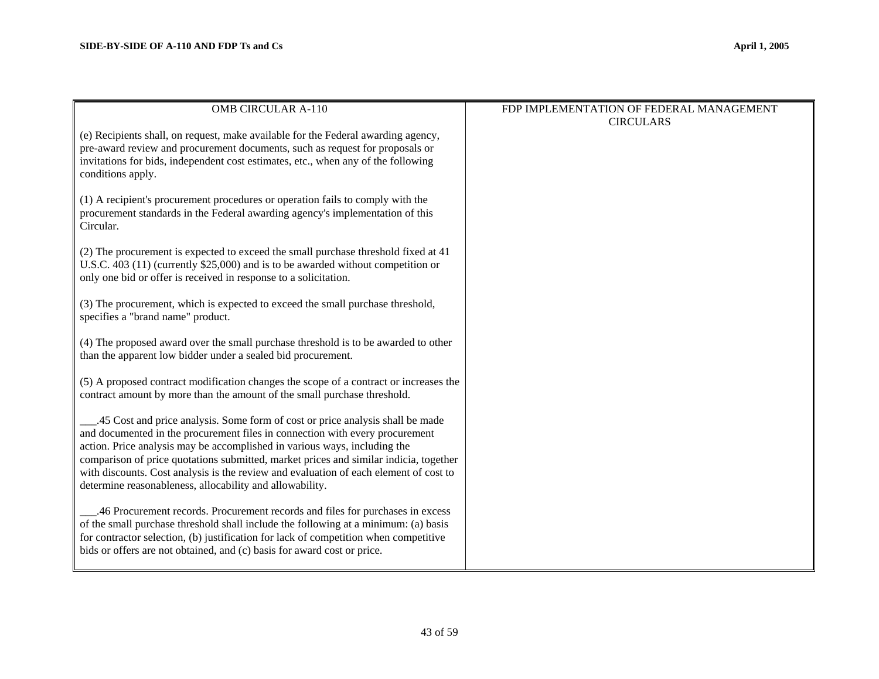| OMB CIRCULAR A-110 | FDP IMPLEMENTATION OF FEDERAL MANAGEMENT CIRCULARS |
|---|---|
| (e) Recipients shall, on request, make available for the Federal awarding agency, pre-award review and procurement documents, such as request for proposals or invitations for bids, independent cost estimates, etc., when any of the following conditions apply.<br><br>(1) A recipient's procurement procedures or operation fails to comply with the procurement standards in the Federal awarding agency's implementation of this Circular.<br><br>(2) The procurement is expected to exceed the small purchase threshold fixed at 41 U.S.C. 403 (11) (currently $25,000) and is to be awarded without competition or only one bid or offer is received in response to a solicitation.<br><br>(3) The procurement, which is expected to exceed the small purchase threshold, specifies a "brand name" product.<br><br>(4) The proposed award over the small purchase threshold is to be awarded to other than the apparent low bidder under a sealed bid procurement.<br><br>(5) A proposed contract modification changes the scope of a contract or increases the contract amount by more than the amount of the small purchase threshold.<br><br>___.45 Cost and price analysis. Some form of cost or price analysis shall be made and documented in the procurement files in connection with every procurement action. Price analysis may be accomplished in various ways, including the comparison of price quotations submitted, market prices and similar indicia, together with discounts. Cost analysis is the review and evaluation of each element of cost to determine reasonableness, allocability and allowability.<br><br>___.46 Procurement records. Procurement records and files for purchases in excess of the small purchase threshold shall include the following at a minimum: (a) basis for contractor selection, (b) justification for lack of competition when competitive bids or offers are not obtained, and (c) basis for award cost or price. | |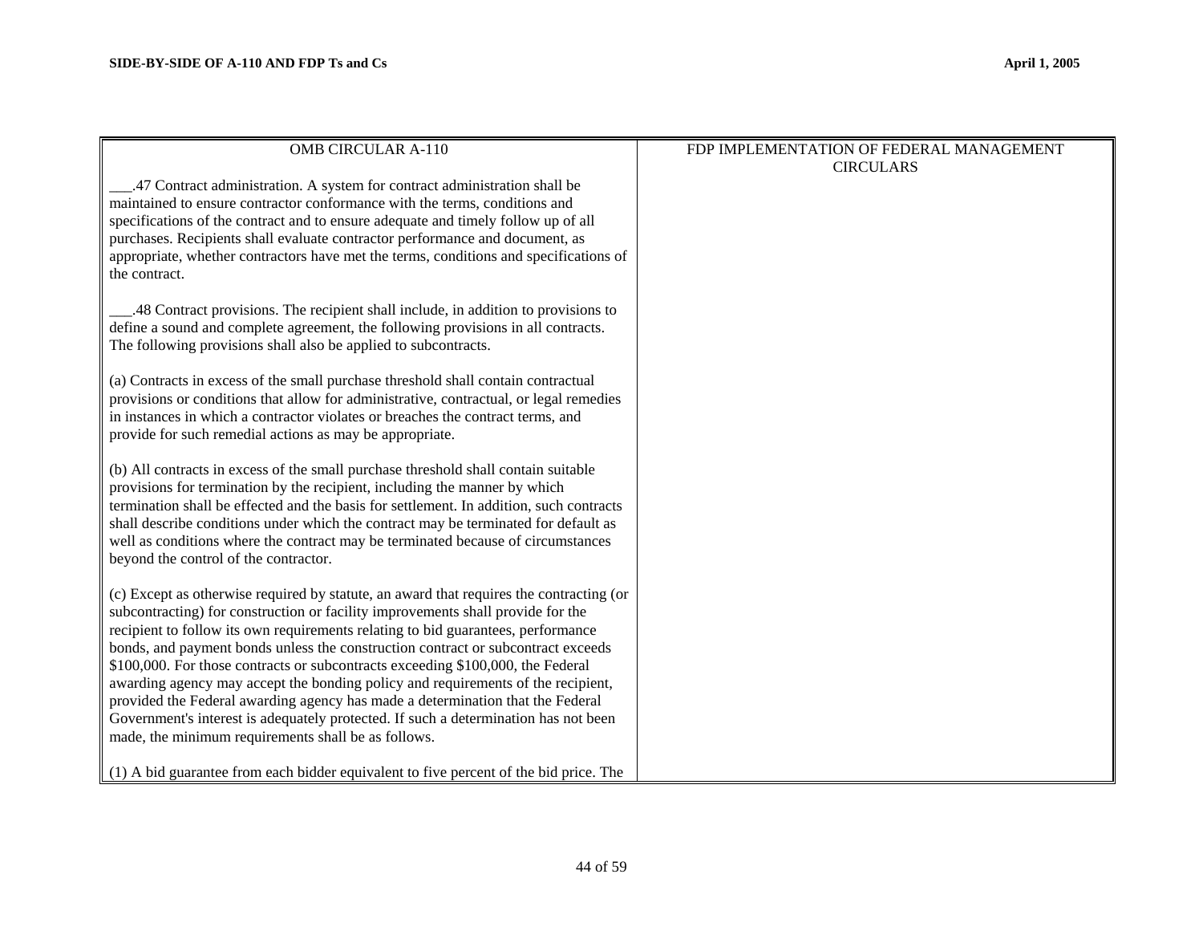| OMB CIRCULAR A-110 | FDP IMPLEMENTATION OF FEDERAL MANAGEMENT CIRCULARS |
|---|---|
| ___.47 Contract administration. A system for contract administration shall be maintained to ensure contractor conformance with the terms, conditions and specifications of the contract and to ensure adequate and timely follow up of all purchases. Recipients shall evaluate contractor performance and document, as appropriate, whether contractors have met the terms, conditions and specifications of the contract.<br><br>___.48 Contract provisions. The recipient shall include, in addition to provisions to define a sound and complete agreement, the following provisions in all contracts. The following provisions shall also be applied to subcontracts.<br><br>(a) Contracts in excess of the small purchase threshold shall contain contractual provisions or conditions that allow for administrative, contractual, or legal remedies in instances in which a contractor violates or breaches the contract terms, and provide for such remedial actions as may be appropriate.<br><br>(b) All contracts in excess of the small purchase threshold shall contain suitable provisions for termination by the recipient, including the manner by which termination shall be effected and the basis for settlement. In addition, such contracts shall describe conditions under which the contract may be terminated for default as well as conditions where the contract may be terminated because of circumstances beyond the control of the contractor.<br><br>(c) Except as otherwise required by statute, an award that requires the contracting (or subcontracting) for construction or facility improvements shall provide for the recipient to follow its own requirements relating to bid guarantees, performance bonds, and payment bonds unless the construction contract or subcontract exceeds \$100,000. For those contracts or subcontracts exceeding \$100,000, the Federal awarding agency may accept the bonding policy and requirements of the recipient, provided the Federal awarding agency has made a determination that the Federal Government's interest is adequately protected. If such a determination has not been made, the minimum requirements shall be as follows.<br><br>(1) A bid guarantee from each bidder equivalent to five percent of the bid price. The | |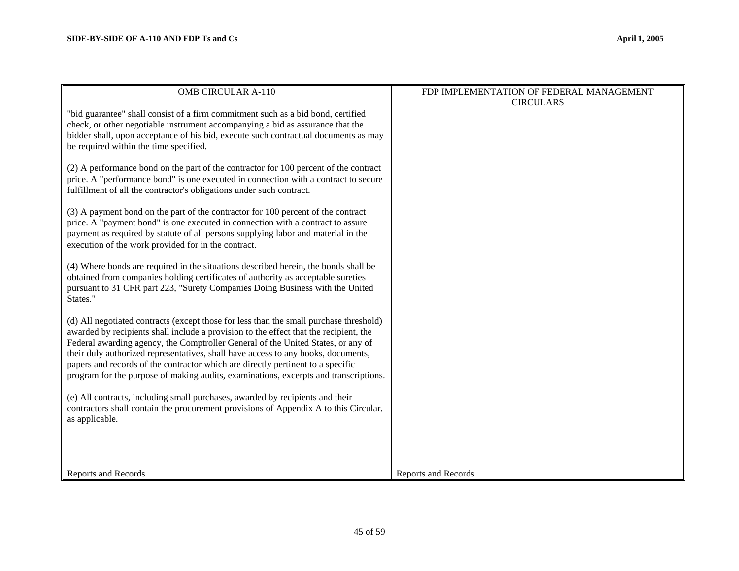| OMB CIRCULAR A-110 | FDP IMPLEMENTATION OF FEDERAL MANAGEMENT CIRCULARS |
|---|---|
| "bid guarantee" shall consist of a firm commitment such as a bid bond, certified check, or other negotiable instrument accompanying a bid as assurance that the bidder shall, upon acceptance of his bid, execute such contractual documents as may be required within the time specified.<br><br>(2) A performance bond on the part of the contractor for 100 percent of the contract price. A "performance bond" is one executed in connection with a contract to secure fulfillment of all the contractor's obligations under such contract.<br><br>(3) A payment bond on the part of the contractor for 100 percent of the contract price. A "payment bond" is one executed in connection with a contract to assure payment as required by statute of all persons supplying labor and material in the execution of the work provided for in the contract.<br><br>(4) Where bonds are required in the situations described herein, the bonds shall be obtained from companies holding certificates of authority as acceptable sureties pursuant to 31 CFR part 223, "Surety Companies Doing Business with the United States."<br><br>(d) All negotiated contracts (except those for less than the small purchase threshold) awarded by recipients shall include a provision to the effect that the recipient, the Federal awarding agency, the Comptroller General of the United States, or any of their duly authorized representatives, shall have access to any books, documents, papers and records of the contractor which are directly pertinent to a specific program for the purpose of making audits, examinations, excerpts and transcriptions.<br><br>(e) All contracts, including small purchases, awarded by recipients and their contractors shall contain the procurement provisions of Appendix A to this Circular, as applicable. | |
| Reports and Records | Reports and Records |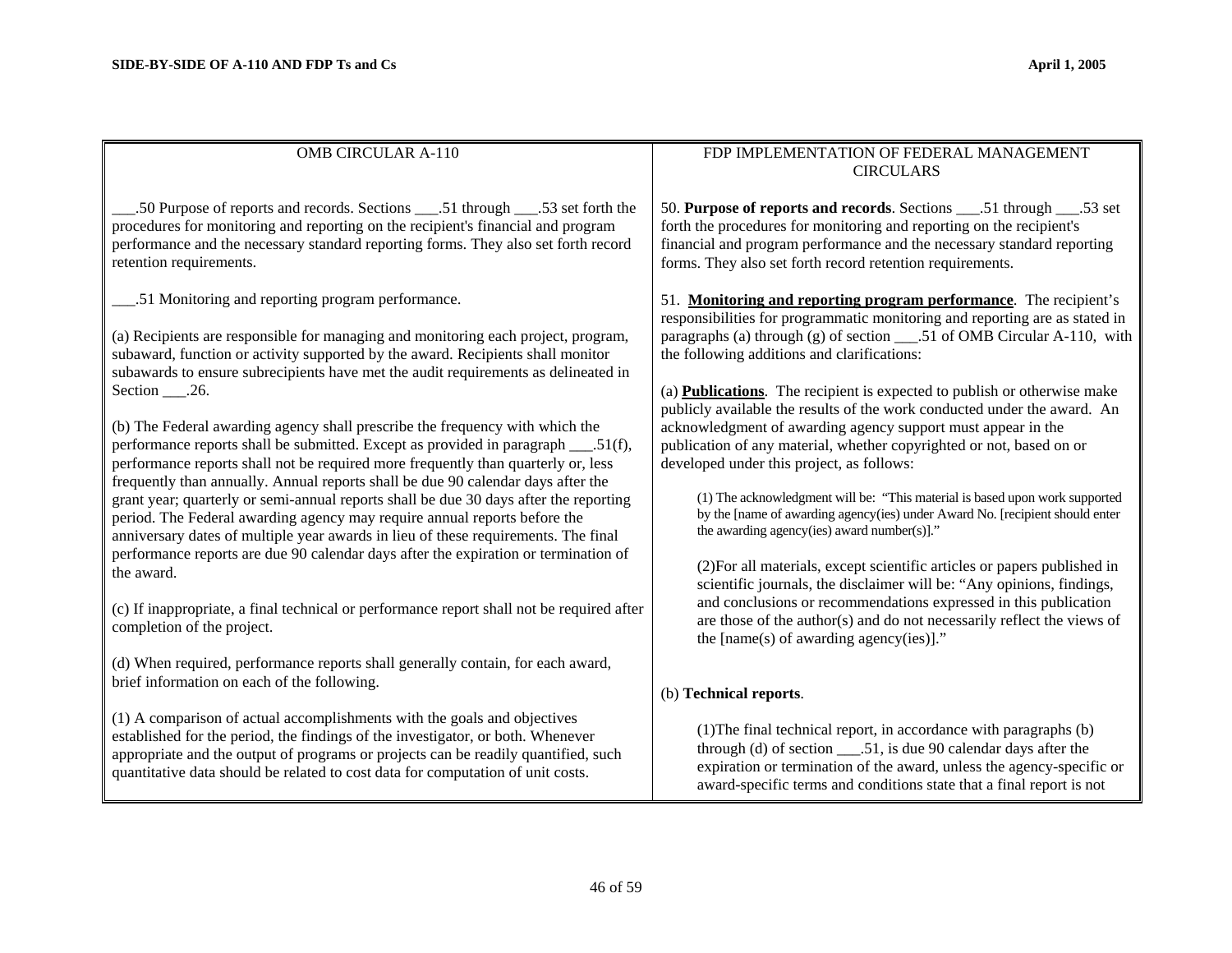| OMB CIRCULAR A-110 | FDP IMPLEMENTATION OF FEDERAL MANAGEMENT CIRCULARS |
| --- | --- |
| ___.50 Purpose of reports and records. Sections ___.51 through ___.53 set forth the procedures for monitoring and reporting on the recipient's financial and program performance and the necessary standard reporting forms. They also set forth record retention requirements.<br><br>___.51 Monitoring and reporting program performance.<br><br>(a) Recipients are responsible for managing and monitoring each project, program, subaward, function or activity supported by the award. Recipients shall monitor subawards to ensure subrecipients have met the audit requirements as delineated in Section ___.26.<br><br>(b) The Federal awarding agency shall prescribe the frequency with which the performance reports shall be submitted. Except as provided in paragraph ___.51(f), performance reports shall not be required more frequently than quarterly or, less frequently than annually. Annual reports shall be due 90 calendar days after the grant year; quarterly or semi-annual reports shall be due 30 days after the reporting period. The Federal awarding agency may require annual reports before the anniversary dates of multiple year awards in lieu of these requirements. The final performance reports are due 90 calendar days after the expiration or termination of the award.<br><br>(c) If inappropriate, a final technical or performance report shall not be required after completion of the project.<br><br>(d) When required, performance reports shall generally contain, for each award, brief information on each of the following.<br><br>(1) A comparison of actual accomplishments with the goals and objectives established for the period, the findings of the investigator, or both. Whenever appropriate and the output of programs or projects can be readily quantified, such quantitative data should be related to cost data for computation of unit costs. | 50. **Purpose of reports and records**. Sections ___.51 through ___.53 set forth the procedures for monitoring and reporting on the recipient's financial and program performance and the necessary standard reporting forms. They also set forth record retention requirements.<br><br>51. **Monitoring and reporting program performance**. The recipient's responsibilities for programmatic monitoring and reporting are as stated in paragraphs (a) through (g) of section ___.51 of OMB Circular A-110, with the following additions and clarifications:<br><br>(a) **Publications**. The recipient is expected to publish or otherwise make publicly available the results of the work conducted under the award. An acknowledgment of awarding agency support must appear in the publication of any material, whether copyrighted or not, based on or developed under this project, as follows:<br><br>(1) The acknowledgment will be: "This material is based upon work supported by the [name of awarding agency(ies) under Award No. [recipient should enter the awarding agency(ies) award number(s)]."<br><br>(2)For all materials, except scientific articles or papers published in scientific journals, the disclaimer will be: "Any opinions, findings, and conclusions or recommendations expressed in this publication are those of the author(s) and do not necessarily reflect the views of the [name(s) of awarding agency(ies)]."<br><br>(b) **Technical reports**.<br><br>(1)The final technical report, in accordance with paragraphs (b) through (d) of section ___.51, is due 90 calendar days after the expiration or termination of the award, unless the agency-specific or award-specific terms and conditions state that a final report is not |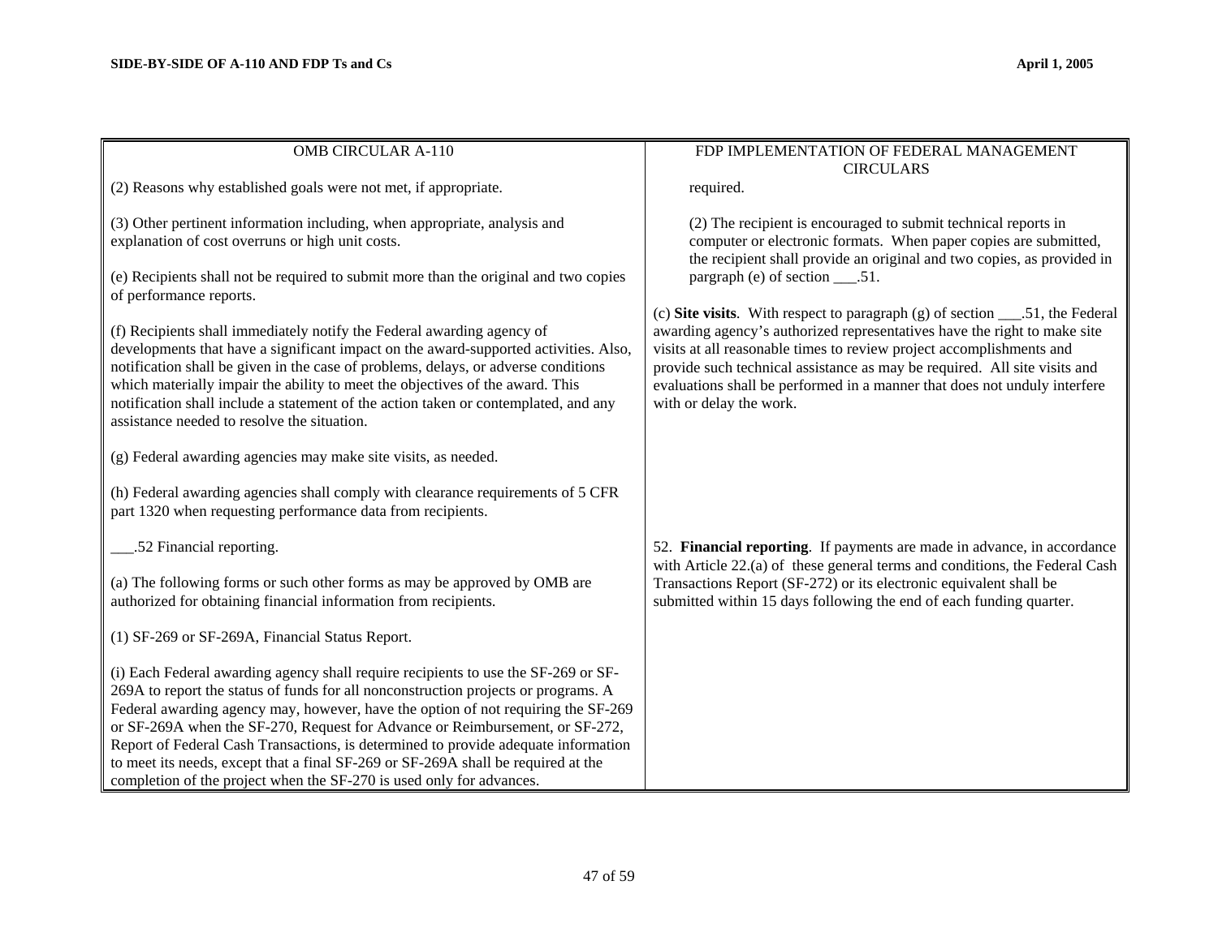| OMB CIRCULAR A-110 | FDP IMPLEMENTATION OF FEDERAL MANAGEMENT CIRCULARS |
|---|---|
| (2) Reasons why established goals were not met, if appropriate.<br><br>(3) Other pertinent information including, when appropriate, analysis and explanation of cost overruns or high unit costs.<br><br>(e) Recipients shall not be required to submit more than the original and two copies of performance reports.<br><br>(f) Recipients shall immediately notify the Federal awarding agency of developments that have a significant impact on the award-supported activities. Also, notification shall be given in the case of problems, delays, or adverse conditions which materially impair the ability to meet the objectives of the award. This notification shall include a statement of the action taken or contemplated, and any assistance needed to resolve the situation.<br><br>(g) Federal awarding agencies may make site visits, as needed.<br><br>(h) Federal awarding agencies shall comply with clearance requirements of 5 CFR part 1320 when requesting performance data from recipients. | required.<br><br>(2) The recipient is encouraged to submit technical reports in computer or electronic formats. When paper copies are submitted, the recipient shall provide an original and two copies, as provided in pargraph (e) of section ___.51.<br><br>(c) **Site visits**. With respect to paragraph (g) of section ___.51, the Federal awarding agency's authorized representatives have the right to make site visits at all reasonable times to review project accomplishments and provide such technical assistance as may be required. All site visits and evaluations shall be performed in a manner that does not unduly interfere with or delay the work. |
| ___.52 Financial reporting.<br><br>(a) The following forms or such other forms as may be approved by OMB are authorized for obtaining financial information from recipients.<br><br>(1) SF-269 or SF-269A, Financial Status Report.<br><br>(i) Each Federal awarding agency shall require recipients to use the SF-269 or SF-269A to report the status of funds for all nonconstruction projects or programs. A Federal awarding agency may, however, have the option of not requiring the SF-269 or SF-269A when the SF-270, Request for Advance or Reimbursement, or SF-272, Report of Federal Cash Transactions, is determined to provide adequate information to meet its needs, except that a final SF-269 or SF-269A shall be required at the completion of the project when the SF-270 is used only for advances. | 52. **Financial reporting**. If payments are made in advance, in accordance with Article 22.(a) of these general terms and conditions, the Federal Cash Transactions Report (SF-272) or its electronic equivalent shall be submitted within 15 days following the end of each funding quarter. |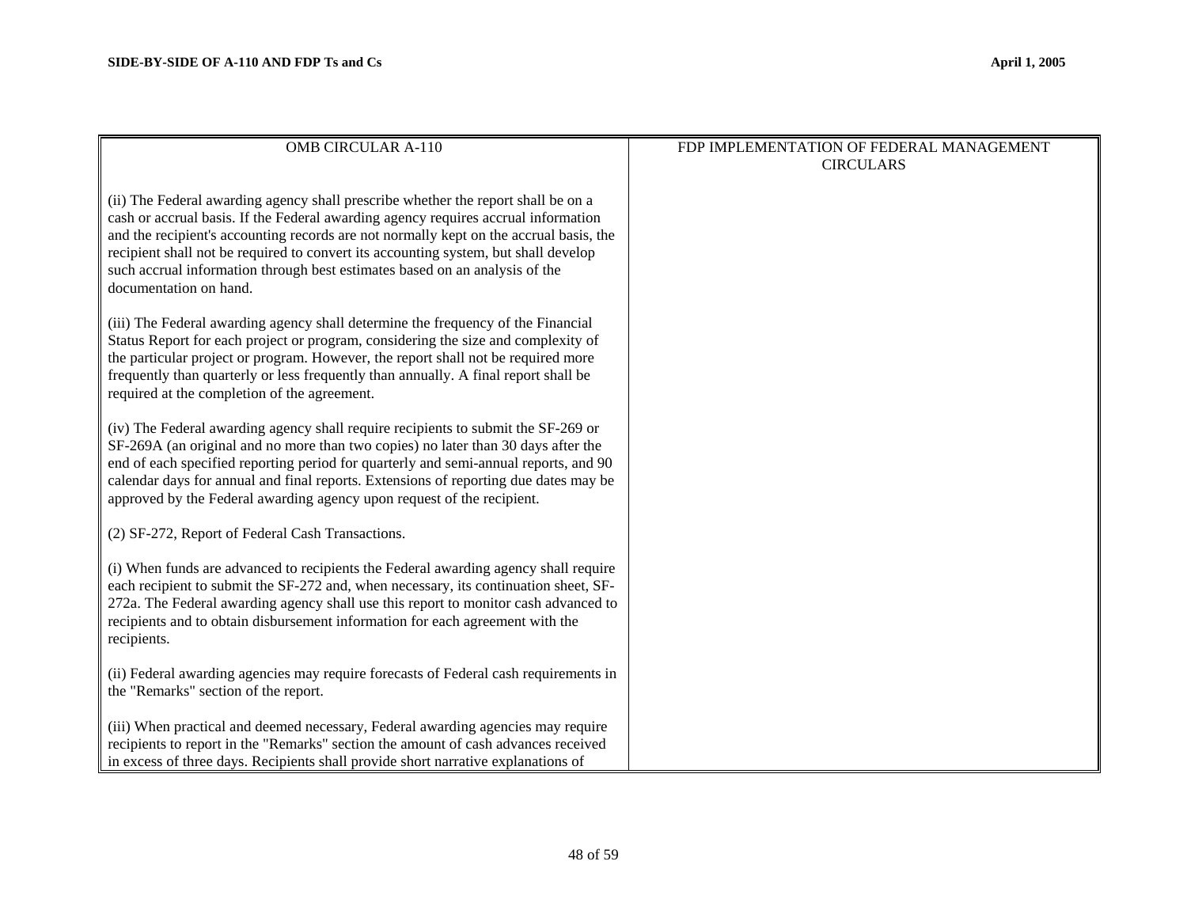| OMB CIRCULAR A-110 | FDP IMPLEMENTATION OF FEDERAL MANAGEMENT CIRCULARS |
|---|---|
| (ii) The Federal awarding agency shall prescribe whether the report shall be on a cash or accrual basis. If the Federal awarding agency requires accrual information and the recipient's accounting records are not normally kept on the accrual basis, the recipient shall not be required to convert its accounting system, but shall develop such accrual information through best estimates based on an analysis of the documentation on hand.<br><br>(iii) The Federal awarding agency shall determine the frequency of the Financial Status Report for each project or program, considering the size and complexity of the particular project or program. However, the report shall not be required more frequently than quarterly or less frequently than annually. A final report shall be required at the completion of the agreement.<br><br>(iv) The Federal awarding agency shall require recipients to submit the SF-269 or SF-269A (an original and no more than two copies) no later than 30 days after the end of each specified reporting period for quarterly and semi-annual reports, and 90 calendar days for annual and final reports. Extensions of reporting due dates may be approved by the Federal awarding agency upon request of the recipient.<br><br>(2) SF-272, Report of Federal Cash Transactions.<br><br>(i) When funds are advanced to recipients the Federal awarding agency shall require each recipient to submit the SF-272 and, when necessary, its continuation sheet, SF-272a. The Federal awarding agency shall use this report to monitor cash advanced to recipients and to obtain disbursement information for each agreement with the recipients.<br><br>(ii) Federal awarding agencies may require forecasts of Federal cash requirements in the "Remarks" section of the report.<br><br>(iii) When practical and deemed necessary, Federal awarding agencies may require recipients to report in the "Remarks" section the amount of cash advances received in excess of three days. Recipients shall provide short narrative explanations of | |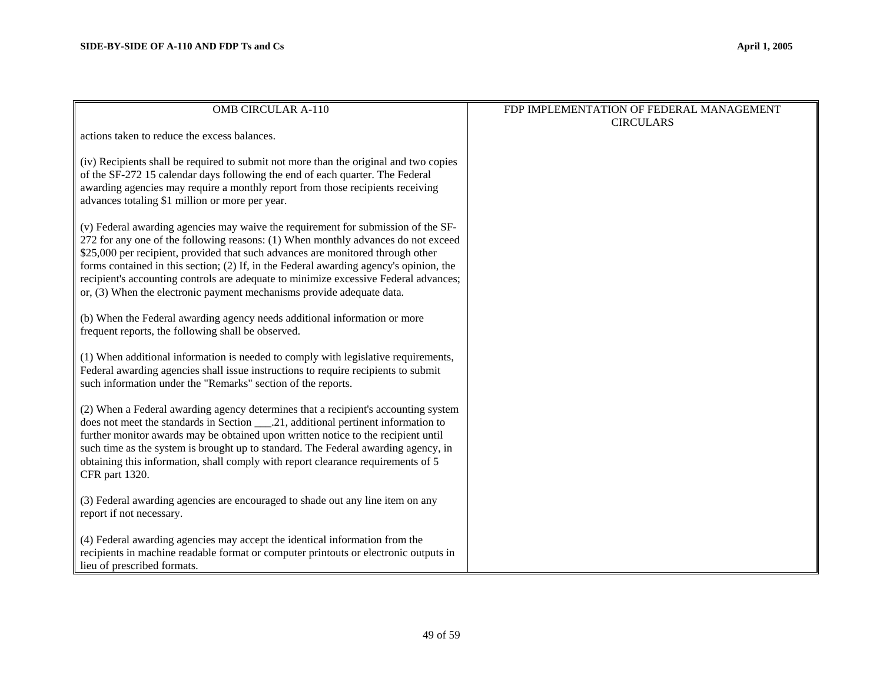| OMB CIRCULAR A-110 | FDP IMPLEMENTATION OF FEDERAL MANAGEMENT CIRCULARS |
| --- | --- |
| actions taken to reduce the excess balances.<br><br>(iv) Recipients shall be required to submit not more than the original and two copies of the SF-272 15 calendar days following the end of each quarter. The Federal awarding agencies may require a monthly report from those recipients receiving advances totaling $1 million or more per year.<br><br>(v) Federal awarding agencies may waive the requirement for submission of the SF-272 for any one of the following reasons: (1) When monthly advances do not exceed $25,000 per recipient, provided that such advances are monitored through other forms contained in this section; (2) If, in the Federal awarding agency's opinion, the recipient's accounting controls are adequate to minimize excessive Federal advances; or, (3) When the electronic payment mechanisms provide adequate data.<br><br>(b) When the Federal awarding agency needs additional information or more frequent reports, the following shall be observed.<br><br>(1) When additional information is needed to comply with legislative requirements, Federal awarding agencies shall issue instructions to require recipients to submit such information under the "Remarks" section of the reports.<br><br>(2) When a Federal awarding agency determines that a recipient's accounting system does not meet the standards in Section ___.21, additional pertinent information to further monitor awards may be obtained upon written notice to the recipient until such time as the system is brought up to standard. The Federal awarding agency, in obtaining this information, shall comply with report clearance requirements of 5 CFR part 1320.<br><br>(3) Federal awarding agencies are encouraged to shade out any line item on any report if not necessary.<br><br>(4) Federal awarding agencies may accept the identical information from the recipients in machine readable format or computer printouts or electronic outputs in lieu of prescribed formats. | |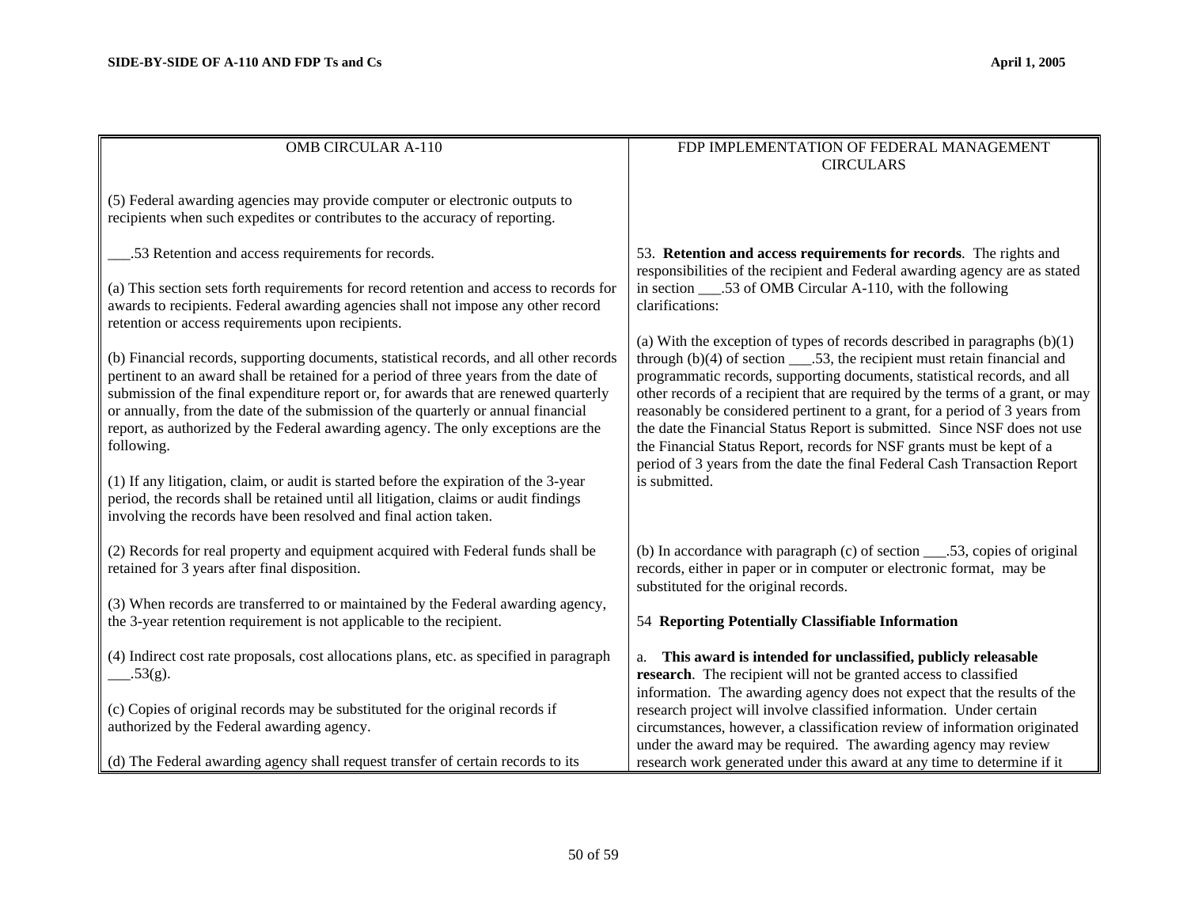| OMB CIRCULAR A-110 | FDP IMPLEMENTATION OF FEDERAL MANAGEMENT CIRCULARS |
|---|---|
| (5) Federal awarding agencies may provide computer or electronic outputs to recipients when such expedites or contributes to the accuracy of reporting. | |
| ___.53 Retention and access requirements for records.<br><br>(a) This section sets forth requirements for record retention and access to records for awards to recipients. Federal awarding agencies shall not impose any other record retention or access requirements upon recipients.<br><br>(b) Financial records, supporting documents, statistical records, and all other records pertinent to an award shall be retained for a period of three years from the date of submission of the final expenditure report or, for awards that are renewed quarterly or annually, from the date of the submission of the quarterly or annual financial report, as authorized by the Federal awarding agency. The only exceptions are the following.<br><br>(1) If any litigation, claim, or audit is started before the expiration of the 3-year period, the records shall be retained until all litigation, claims or audit findings involving the records have been resolved and final action taken. | 53. **Retention and access requirements for records**. The rights and responsibilities of the recipient and Federal awarding agency are as stated in section ___.53 of OMB Circular A-110, with the following clarifications:<br><br>(a) With the exception of types of records described in paragraphs (b)(1) through (b)(4) of section ___.53, the recipient must retain financial and programmatic records, supporting documents, statistical records, and all other records of a recipient that are required by the terms of a grant, or may reasonably be considered pertinent to a grant, for a period of 3 years from the date the Financial Status Report is submitted. Since NSF does not use the Financial Status Report, records for NSF grants must be kept of a period of 3 years from the date the final Federal Cash Transaction Report is submitted. |
| (2) Records for real property and equipment acquired with Federal funds shall be retained for 3 years after final disposition.<br><br>(3) When records are transferred to or maintained by the Federal awarding agency, the 3-year retention requirement is not applicable to the recipient.<br><br>(4) Indirect cost rate proposals, cost allocations plans, etc. as specified in paragraph ___.53(g).<br><br>(c) Copies of original records may be substituted for the original records if authorized by the Federal awarding agency.<br><br>(d) The Federal awarding agency shall request transfer of certain records to its | (b) In accordance with paragraph (c) of section ___.53, copies of original records, either in paper or in computer or electronic format, may be substituted for the original records.<br><br>54 **Reporting Potentially Classifiable Information**<br><br>a. **This award is intended for unclassified, publicly releasable research**. The recipient will not be granted access to classified information. The awarding agency does not expect that the results of the research project will involve classified information. Under certain circumstances, however, a classification review of information originated under the award may be required. The awarding agency may review research work generated under this award at any time to determine if it |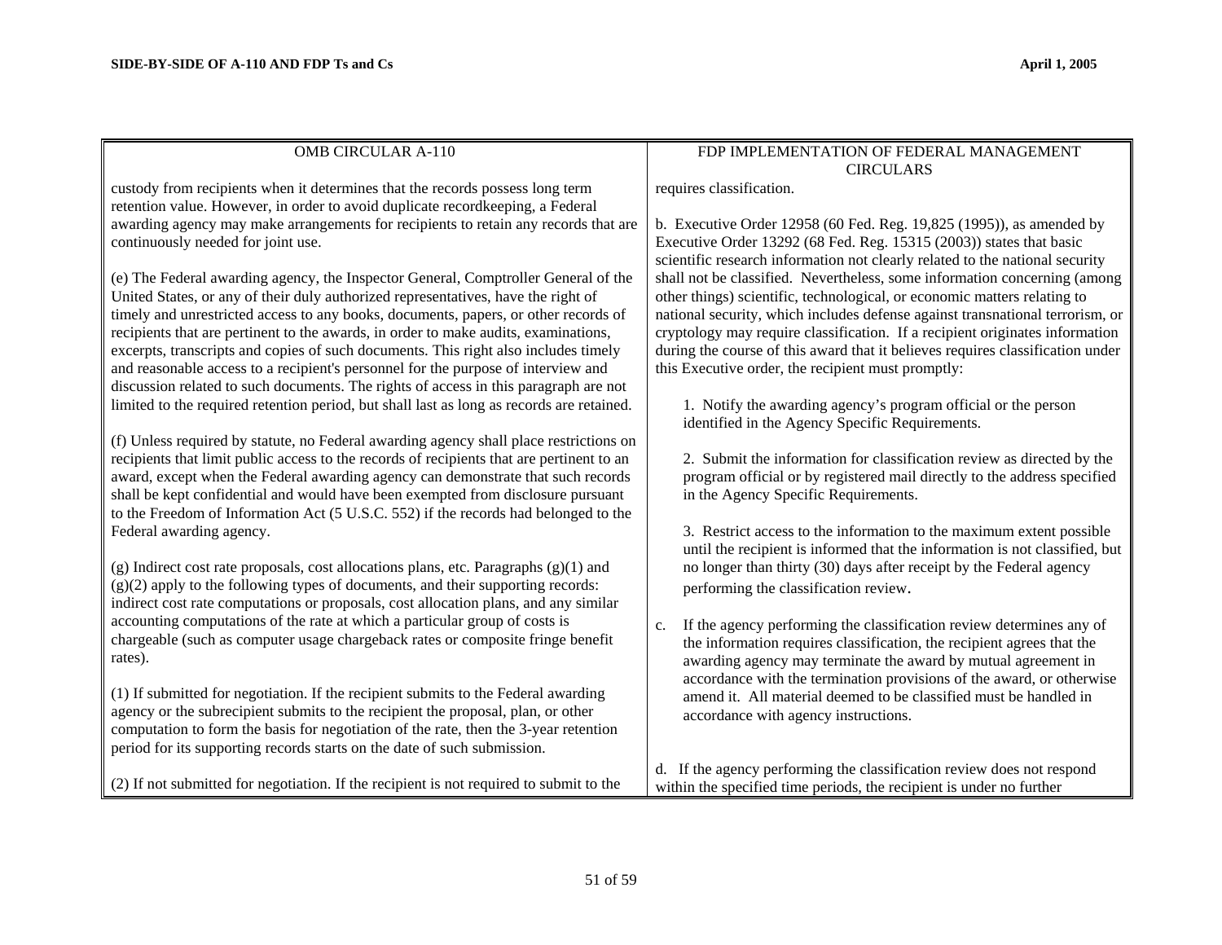| OMB CIRCULAR A-110 | FDP IMPLEMENTATION OF FEDERAL MANAGEMENT CIRCULARS |
|---|---|
| custody from recipients when it determines that the records possess long term retention value. However, in order to avoid duplicate recordkeeping, a Federal awarding agency may make arrangements for recipients to retain any records that are continuously needed for joint use.<br><br>(e) The Federal awarding agency, the Inspector General, Comptroller General of the United States, or any of their duly authorized representatives, have the right of timely and unrestricted access to any books, documents, papers, or other records of recipients that are pertinent to the awards, in order to make audits, examinations, excerpts, transcripts and copies of such documents. This right also includes timely and reasonable access to a recipient's personnel for the purpose of interview and discussion related to such documents. The rights of access in this paragraph are not limited to the required retention period, but shall last as long as records are retained.<br><br>(f) Unless required by statute, no Federal awarding agency shall place restrictions on recipients that limit public access to the records of recipients that are pertinent to an award, except when the Federal awarding agency can demonstrate that such records shall be kept confidential and would have been exempted from disclosure pursuant to the Freedom of Information Act (5 U.S.C. 552) if the records had belonged to the Federal awarding agency.<br><br>(g) Indirect cost rate proposals, cost allocations plans, etc. Paragraphs (g)(1) and (g)(2) apply to the following types of documents, and their supporting records: indirect cost rate computations or proposals, cost allocation plans, and any similar accounting computations of the rate at which a particular group of costs is chargeable (such as computer usage chargeback rates or composite fringe benefit rates).<br><br>(1) If submitted for negotiation. If the recipient submits to the Federal awarding agency or the subrecipient submits to the recipient the proposal, plan, or other computation to form the basis for negotiation of the rate, then the 3-year retention period for its supporting records starts on the date of such submission.<br><br>(2) If not submitted for negotiation. If the recipient is not required to submit to the | requires classification.<br><br>b. Executive Order 12958 (60 Fed. Reg. 19,825 (1995)), as amended by Executive Order 13292 (68 Fed. Reg. 15315 (2003)) states that basic scientific research information not clearly related to the national security shall not be classified. Nevertheless, some information concerning (among other things) scientific, technological, or economic matters relating to national security, which includes defense against transnational terrorism, or cryptology may require classification. If a recipient originates information during the course of this award that it believes requires classification under this Executive order, the recipient must promptly:<br><br>1. Notify the awarding agency's program official or the person identified in the Agency Specific Requirements.<br><br>2. Submit the information for classification review as directed by the program official or by registered mail directly to the address specified in the Agency Specific Requirements.<br><br>3. Restrict access to the information to the maximum extent possible until the recipient is informed that the information is not classified, but no longer than thirty (30) days after receipt by the Federal agency performing the classification review.<br><br>c. If the agency performing the classification review determines any of the information requires classification, the recipient agrees that the awarding agency may terminate the award by mutual agreement in accordance with the termination provisions of the award, or otherwise amend it. All material deemed to be classified must be handled in accordance with agency instructions.<br><br>d. If the agency performing the classification review does not respond within the specified time periods, the recipient is under no further |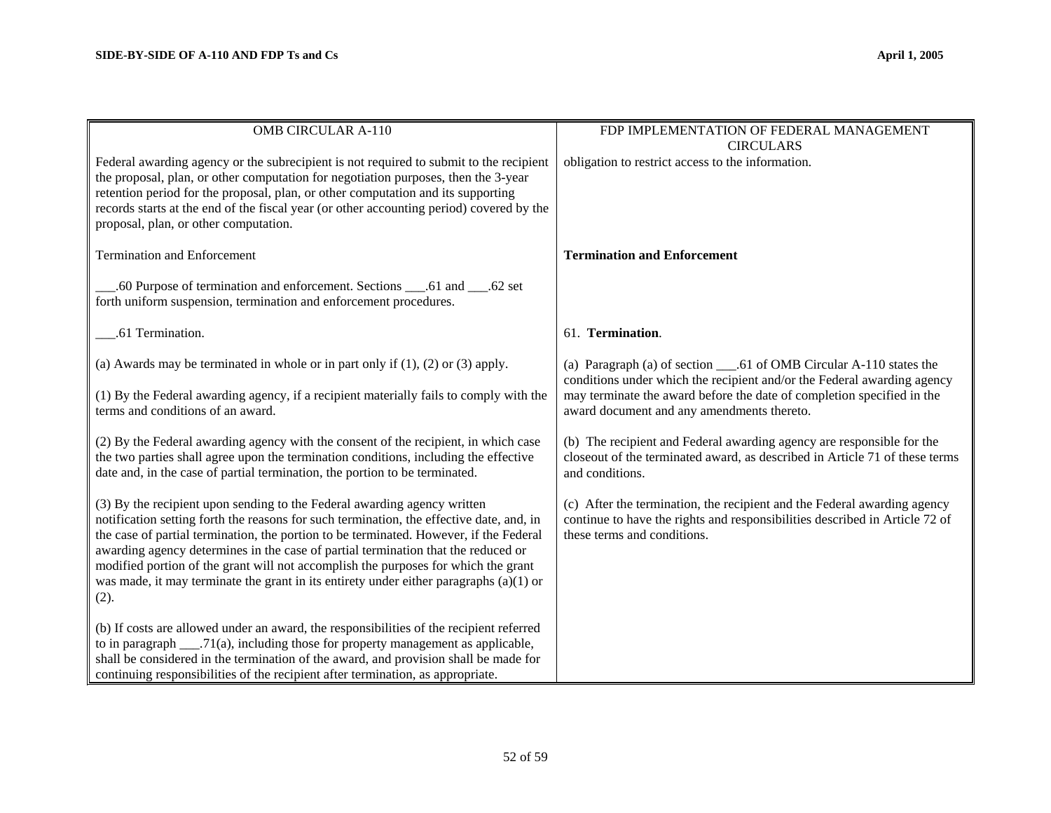| OMB CIRCULAR A-110 | FDP IMPLEMENTATION OF FEDERAL MANAGEMENT CIRCULARS |
|---|---|
| Federal awarding agency or the subrecipient is not required to submit to the recipient the proposal, plan, or other computation for negotiation purposes, then the 3-year retention period for the proposal, plan, or other computation and its supporting records starts at the end of the fiscal year (or other accounting period) covered by the proposal, plan, or other computation. | obligation to restrict access to the information. |
| Termination and Enforcement | **Termination and Enforcement** |
| ___.60 Purpose of termination and enforcement. Sections ___.61 and ___.62 set forth uniform suspension, termination and enforcement procedures. | |
| ___.61 Termination. | 61. **Termination**. |
| (a) Awards may be terminated in whole or in part only if (1), (2) or (3) apply.<br><br>(1) By the Federal awarding agency, if a recipient materially fails to comply with the terms and conditions of an award. | (a) Paragraph (a) of section ___.61 of OMB Circular A-110 states the conditions under which the recipient and/or the Federal awarding agency may terminate the award before the date of completion specified in the award document and any amendments thereto. |
| (2) By the Federal awarding agency with the consent of the recipient, in which case the two parties shall agree upon the termination conditions, including the effective date and, in the case of partial termination, the portion to be terminated. | (b) The recipient and Federal awarding agency are responsible for the closeout of the terminated award, as described in Article 71 of these terms and conditions. |
| (3) By the recipient upon sending to the Federal awarding agency written notification setting forth the reasons for such termination, the effective date, and, in the case of partial termination, the portion to be terminated. However, if the Federal awarding agency determines in the case of partial termination that the reduced or modified portion of the grant will not accomplish the purposes for which the grant was made, it may terminate the grant in its entirety under either paragraphs (a)(1) or (2). | (c) After the termination, the recipient and the Federal awarding agency continue to have the rights and responsibilities described in Article 72 of these terms and conditions. |
| (b) If costs are allowed under an award, the responsibilities of the recipient referred to in paragraph ___.71(a), including those for property management as applicable, shall be considered in the termination of the award, and provision shall be made for continuing responsibilities of the recipient after termination, as appropriate. | |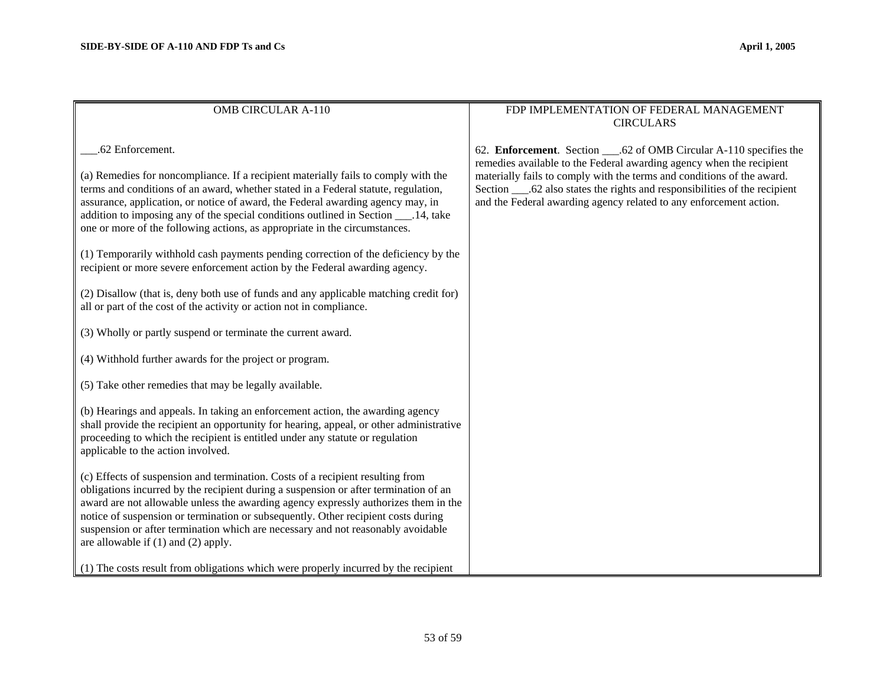| OMB CIRCULAR A-110 | FDP IMPLEMENTATION OF FEDERAL MANAGEMENT CIRCULARS |
|---|---|
| ___.62 Enforcement.<br><br>(a) Remedies for noncompliance. If a recipient materially fails to comply with the terms and conditions of an award, whether stated in a Federal statute, regulation, assurance, application, or notice of award, the Federal awarding agency may, in addition to imposing any of the special conditions outlined in Section ___.14, take one or more of the following actions, as appropriate in the circumstances.<br><br>(1) Temporarily withhold cash payments pending correction of the deficiency by the recipient or more severe enforcement action by the Federal awarding agency.<br><br>(2) Disallow (that is, deny both use of funds and any applicable matching credit for) all or part of the cost of the activity or action not in compliance.<br><br>(3) Wholly or partly suspend or terminate the current award.<br><br>(4) Withhold further awards for the project or program.<br><br>(5) Take other remedies that may be legally available.<br><br>(b) Hearings and appeals. In taking an enforcement action, the awarding agency shall provide the recipient an opportunity for hearing, appeal, or other administrative proceeding to which the recipient is entitled under any statute or regulation applicable to the action involved.<br><br>(c) Effects of suspension and termination. Costs of a recipient resulting from obligations incurred by the recipient during a suspension or after termination of an award are not allowable unless the awarding agency expressly authorizes them in the notice of suspension or termination or subsequently. Other recipient costs during suspension or after termination which are necessary and not reasonably avoidable are allowable if (1) and (2) apply.<br><br>(1) The costs result from obligations which were properly incurred by the recipient | 62. **Enforcement**. Section ___.62 of OMB Circular A-110 specifies the remedies available to the Federal awarding agency when the recipient materially fails to comply with the terms and conditions of the award. Section ___.62 also states the rights and responsibilities of the recipient and the Federal awarding agency related to any enforcement action. |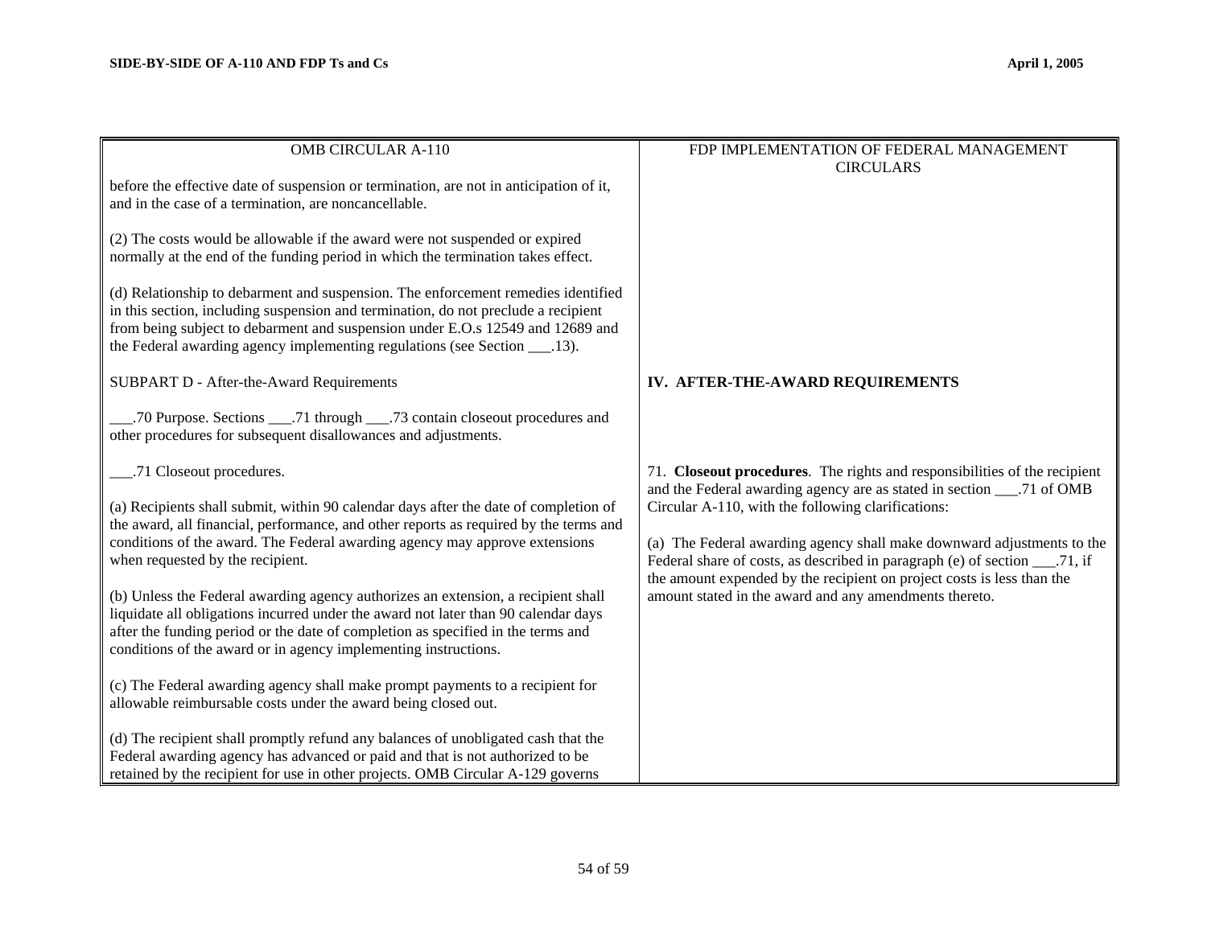| OMB CIRCULAR A-110 | FDP IMPLEMENTATION OF FEDERAL MANAGEMENT CIRCULARS |
|---|---|
| before the effective date of suspension or termination, are not in anticipation of it, and in the case of a termination, are noncancellable.<br><br>(2) The costs would be allowable if the award were not suspended or expired normally at the end of the funding period in which the termination takes effect.<br><br>(d) Relationship to debarment and suspension. The enforcement remedies identified in this section, including suspension and termination, do not preclude a recipient from being subject to debarment and suspension under E.O.s 12549 and 12689 and the Federal awarding agency implementing regulations (see Section ___.13). | |
| SUBPART D - After-the-Award Requirements | **IV. AFTER-THE-AWARD REQUIREMENTS** |
| ___.70 Purpose. Sections ___.71 through ___.73 contain closeout procedures and other procedures for subsequent disallowances and adjustments. | |
| ___.71 Closeout procedures.<br><br>(a) Recipients shall submit, within 90 calendar days after the date of completion of the award, all financial, performance, and other reports as required by the terms and conditions of the award. The Federal awarding agency may approve extensions when requested by the recipient.<br><br>(b) Unless the Federal awarding agency authorizes an extension, a recipient shall liquidate all obligations incurred under the award not later than 90 calendar days after the funding period or the date of completion as specified in the terms and conditions of the award or in agency implementing instructions.<br><br>(c) The Federal awarding agency shall make prompt payments to a recipient for allowable reimbursable costs under the award being closed out.<br><br>(d) The recipient shall promptly refund any balances of unobligated cash that the Federal awarding agency has advanced or paid and that is not authorized to be retained by the recipient for use in other projects. OMB Circular A-129 governs | 71. **Closeout procedures**. The rights and responsibilities of the recipient and the Federal awarding agency are as stated in section ___.71 of OMB Circular A-110, with the following clarifications:<br><br>(a) The Federal awarding agency shall make downward adjustments to the Federal share of costs, as described in paragraph (e) of section ___.71, if the amount expended by the recipient on project costs is less than the amount stated in the award and any amendments thereto. |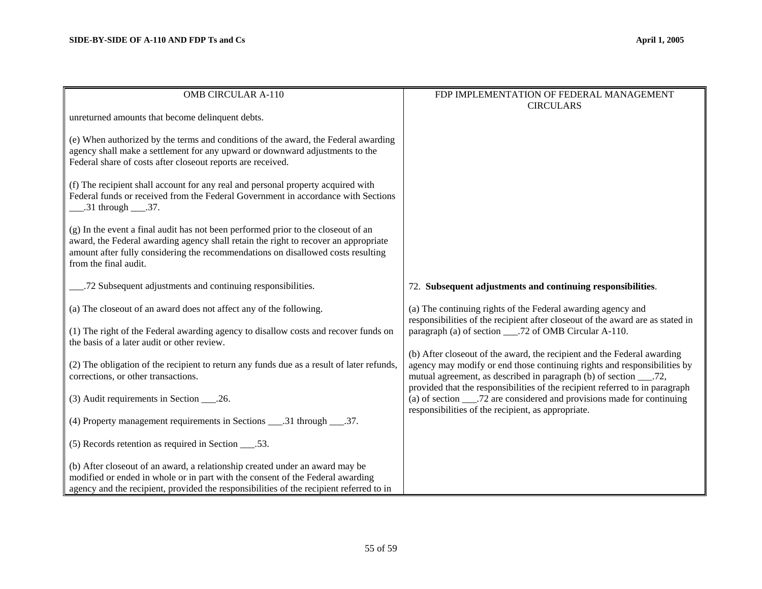| OMB CIRCULAR A-110 | FDP IMPLEMENTATION OF FEDERAL MANAGEMENT CIRCULARS |
|---|---|
| unreturned amounts that become delinquent debts.<br><br>(e) When authorized by the terms and conditions of the award, the Federal awarding agency shall make a settlement for any upward or downward adjustments to the Federal share of costs after closeout reports are received.<br><br>(f) The recipient shall account for any real and personal property acquired with Federal funds or received from the Federal Government in accordance with Sections ___.31 through ___.37.<br><br>(g) In the event a final audit has not been performed prior to the closeout of an award, the Federal awarding agency shall retain the right to recover an appropriate amount after fully considering the recommendations on disallowed costs resulting from the final audit. | |
| ___.72 Subsequent adjustments and continuing responsibilities.<br><br>(a) The closeout of an award does not affect any of the following.<br><br>(1) The right of the Federal awarding agency to disallow costs and recover funds on the basis of a later audit or other review.<br><br>(2) The obligation of the recipient to return any funds due as a result of later refunds, corrections, or other transactions.<br><br>(3) Audit requirements in Section ___.26.<br><br>(4) Property management requirements in Sections ___.31 through ___.37.<br><br>(5) Records retention as required in Section ___.53.<br><br>(b) After closeout of an award, a relationship created under an award may be modified or ended in whole or in part with the consent of the Federal awarding agency and the recipient, provided the responsibilities of the recipient referred to in | 72. **Subsequent adjustments and continuing responsibilities**.<br><br>(a) The continuing rights of the Federal awarding agency and responsibilities of the recipient after closeout of the award are as stated in paragraph (a) of section ___.72 of OMB Circular A-110.<br><br>(b) After closeout of the award, the recipient and the Federal awarding agency may modify or end those continuing rights and responsibilities by mutual agreement, as described in paragraph (b) of section ___.72, provided that the responsibilities of the recipient referred to in paragraph (a) of section ___.72 are considered and provisions made for continuing responsibilities of the recipient, as appropriate. |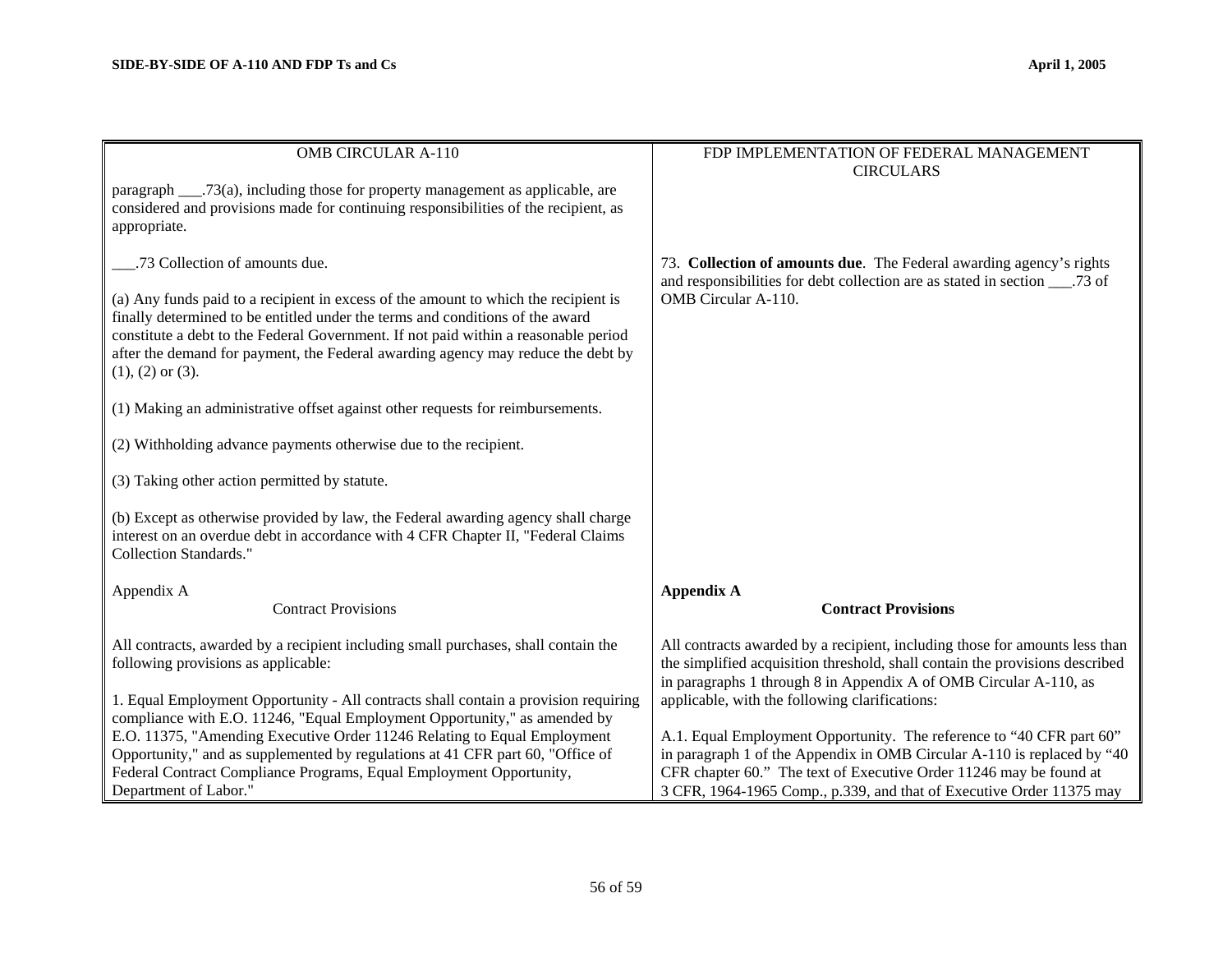| OMB CIRCULAR A-110 | FDP IMPLEMENTATION OF FEDERAL MANAGEMENT CIRCULARS |
|---|---|
| paragraph ___.73(a), including those for property management as applicable, are considered and provisions made for continuing responsibilities of the recipient, as appropriate. | |
| ___.73 Collection of amounts due.<br><br>(a) Any funds paid to a recipient in excess of the amount to which the recipient is finally determined to be entitled under the terms and conditions of the award constitute a debt to the Federal Government. If not paid within a reasonable period after the demand for payment, the Federal awarding agency may reduce the debt by (1), (2) or (3).<br><br>(1) Making an administrative offset against other requests for reimbursements.<br><br>(2) Withholding advance payments otherwise due to the recipient.<br><br>(3) Taking other action permitted by statute.<br><br>(b) Except as otherwise provided by law, the Federal awarding agency shall charge interest on an overdue debt in accordance with 4 CFR Chapter II, "Federal Claims Collection Standards." | 73. **Collection of amounts due**. The Federal awarding agency's rights and responsibilities for debt collection are as stated in section ___.73 of OMB Circular A-110. |
| Appendix A<br>Contract Provisions<br><br>All contracts, awarded by a recipient including small purchases, shall contain the following provisions as applicable:<br><br>1. Equal Employment Opportunity - All contracts shall contain a provision requiring compliance with E.O. 11246, "Equal Employment Opportunity," as amended by E.O. 11375, "Amending Executive Order 11246 Relating to Equal Employment Opportunity," and as supplemented by regulations at 41 CFR part 60, "Office of Federal Contract Compliance Programs, Equal Employment Opportunity, Department of Labor." | **Appendix A**<br>**Contract Provisions**<br><br>All contracts awarded by a recipient, including those for amounts less than the simplified acquisition threshold, shall contain the provisions described in paragraphs 1 through 8 in Appendix A of OMB Circular A-110, as applicable, with the following clarifications:<br><br>A.1. Equal Employment Opportunity. The reference to "40 CFR part 60" in paragraph 1 of the Appendix in OMB Circular A-110 is replaced by "40 CFR chapter 60." The text of Executive Order 11246 may be found at 3 CFR, 1964-1965 Comp., p.339, and that of Executive Order 11375 may |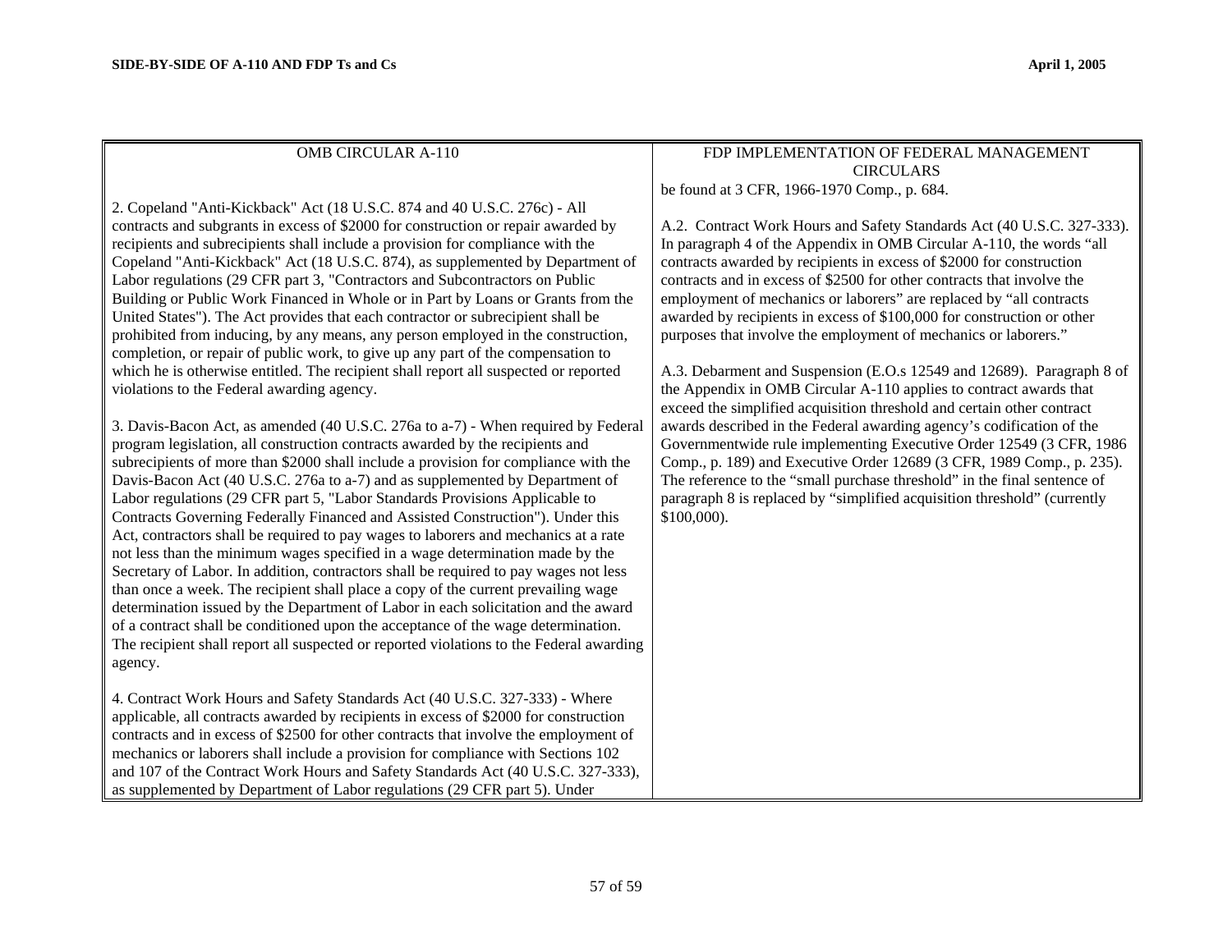| OMB CIRCULAR A-110 | FDP IMPLEMENTATION OF FEDERAL MANAGEMENT CIRCULARS |
| --- | --- |
| 2. Copeland "Anti-Kickback" Act (18 U.S.C. 874 and 40 U.S.C. 276c) - All contracts and subgrants in excess of $2000 for construction or repair awarded by recipients and subrecipients shall include a provision for compliance with the Copeland "Anti-Kickback" Act (18 U.S.C. 874), as supplemented by Department of Labor regulations (29 CFR part 3, "Contractors and Subcontractors on Public Building or Public Work Financed in Whole or in Part by Loans or Grants from the United States"). The Act provides that each contractor or subrecipient shall be prohibited from inducing, by any means, any person employed in the construction, completion, or repair of public work, to give up any part of the compensation to which he is otherwise entitled. The recipient shall report all suspected or reported violations to the Federal awarding agency.<br><br>3. Davis-Bacon Act, as amended (40 U.S.C. 276a to a-7) - When required by Federal program legislation, all construction contracts awarded by the recipients and subrecipients of more than $2000 shall include a provision for compliance with the Davis-Bacon Act (40 U.S.C. 276a to a-7) and as supplemented by Department of Labor regulations (29 CFR part 5, "Labor Standards Provisions Applicable to Contracts Governing Federally Financed and Assisted Construction"). Under this Act, contractors shall be required to pay wages to laborers and mechanics at a rate not less than the minimum wages specified in a wage determination made by the Secretary of Labor. In addition, contractors shall be required to pay wages not less than once a week. The recipient shall place a copy of the current prevailing wage determination issued by the Department of Labor in each solicitation and the award of a contract shall be conditioned upon the acceptance of the wage determination. The recipient shall report all suspected or reported violations to the Federal awarding agency.<br><br>4. Contract Work Hours and Safety Standards Act (40 U.S.C. 327-333) - Where applicable, all contracts awarded by recipients in excess of $2000 for construction contracts and in excess of $2500 for other contracts that involve the employment of mechanics or laborers shall include a provision for compliance with Sections 102 and 107 of the Contract Work Hours and Safety Standards Act (40 U.S.C. 327-333), as supplemented by Department of Labor regulations (29 CFR part 5). Under | be found at 3 CFR, 1966-1970 Comp., p. 684.<br><br>A.2. Contract Work Hours and Safety Standards Act (40 U.S.C. 327-333). In paragraph 4 of the Appendix in OMB Circular A-110, the words "all contracts awarded by recipients in excess of $2000 for construction contracts and in excess of $2500 for other contracts that involve the employment of mechanics or laborers" are replaced by "all contracts awarded by recipients in excess of $100,000 for construction or other purposes that involve the employment of mechanics or laborers."<br><br>A.3. Debarment and Suspension (E.O.s 12549 and 12689). Paragraph 8 of the Appendix in OMB Circular A-110 applies to contract awards that exceed the simplified acquisition threshold and certain other contract awards described in the Federal awarding agency's codification of the Governmentwide rule implementing Executive Order 12549 (3 CFR, 1986 Comp., p. 189) and Executive Order 12689 (3 CFR, 1989 Comp., p. 235). The reference to the "small purchase threshold" in the final sentence of paragraph 8 is replaced by "simplified acquisition threshold" (currently $100,000). |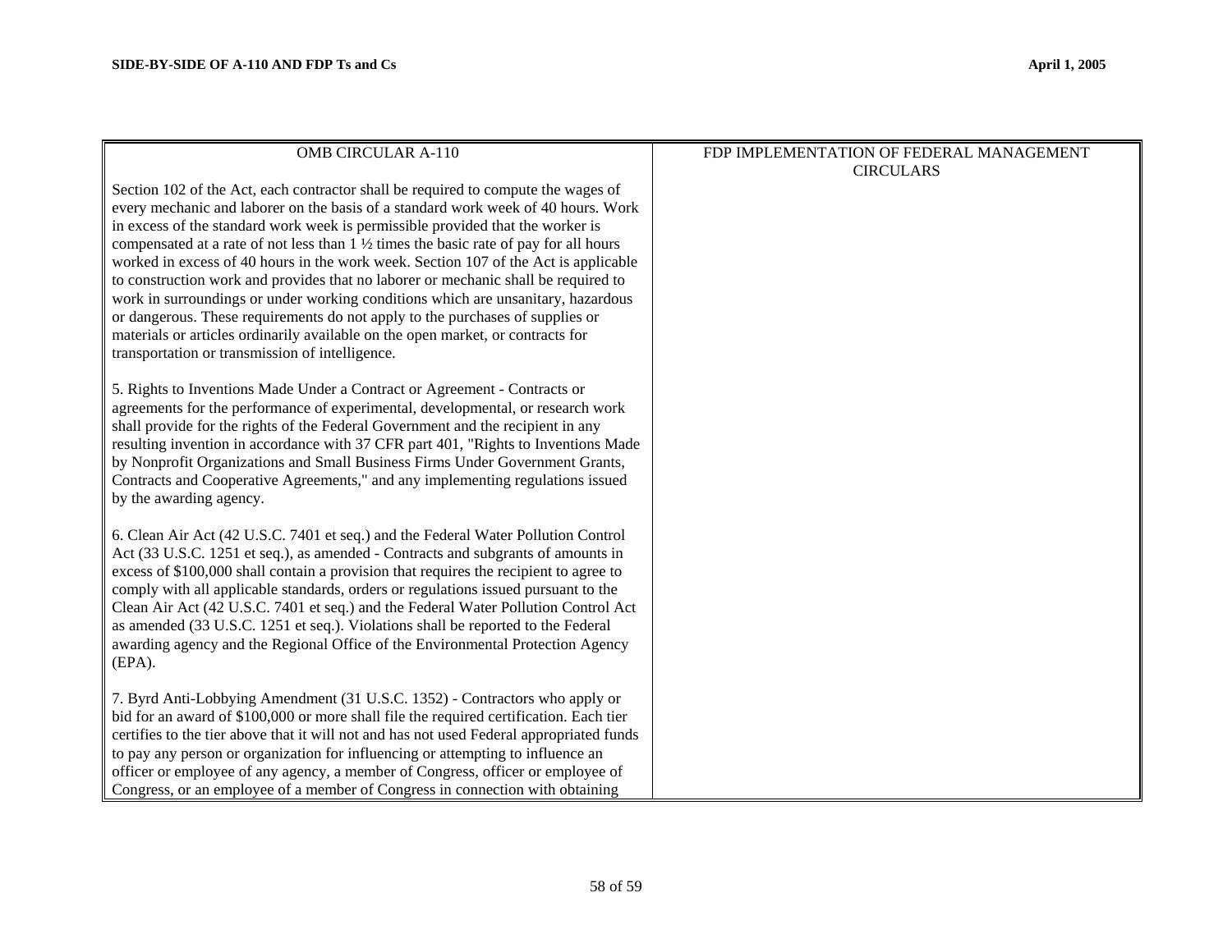| OMB CIRCULAR A-110 | FDP IMPLEMENTATION OF FEDERAL MANAGEMENT CIRCULARS |
| --- | --- |
| Section 102 of the Act, each contractor shall be required to compute the wages of every mechanic and laborer on the basis of a standard work week of 40 hours. Work in excess of the standard work week is permissible provided that the worker is compensated at a rate of not less than 1 ½ times the basic rate of pay for all hours worked in excess of 40 hours in the work week. Section 107 of the Act is applicable to construction work and provides that no laborer or mechanic shall be required to work in surroundings or under working conditions which are unsanitary, hazardous or dangerous. These requirements do not apply to the purchases of supplies or materials or articles ordinarily available on the open market, or contracts for transportation or transmission of intelligence.<br><br>5. Rights to Inventions Made Under a Contract or Agreement - Contracts or agreements for the performance of experimental, developmental, or research work shall provide for the rights of the Federal Government and the recipient in any resulting invention in accordance with 37 CFR part 401, "Rights to Inventions Made by Nonprofit Organizations and Small Business Firms Under Government Grants, Contracts and Cooperative Agreements," and any implementing regulations issued by the awarding agency.<br><br>6. Clean Air Act (42 U.S.C. 7401 et seq.) and the Federal Water Pollution Control Act (33 U.S.C. 1251 et seq.), as amended - Contracts and subgrants of amounts in excess of $100,000 shall contain a provision that requires the recipient to agree to comply with all applicable standards, orders or regulations issued pursuant to the Clean Air Act (42 U.S.C. 7401 et seq.) and the Federal Water Pollution Control Act as amended (33 U.S.C. 1251 et seq.). Violations shall be reported to the Federal awarding agency and the Regional Office of the Environmental Protection Agency (EPA).<br><br>7. Byrd Anti-Lobbying Amendment (31 U.S.C. 1352) - Contractors who apply or bid for an award of $100,000 or more shall file the required certification. Each tier certifies to the tier above that it will not and has not used Federal appropriated funds to pay any person or organization for influencing or attempting to influence an officer or employee of any agency, a member of Congress, officer or employee of Congress, or an employee of a member of Congress in connection with obtaining | |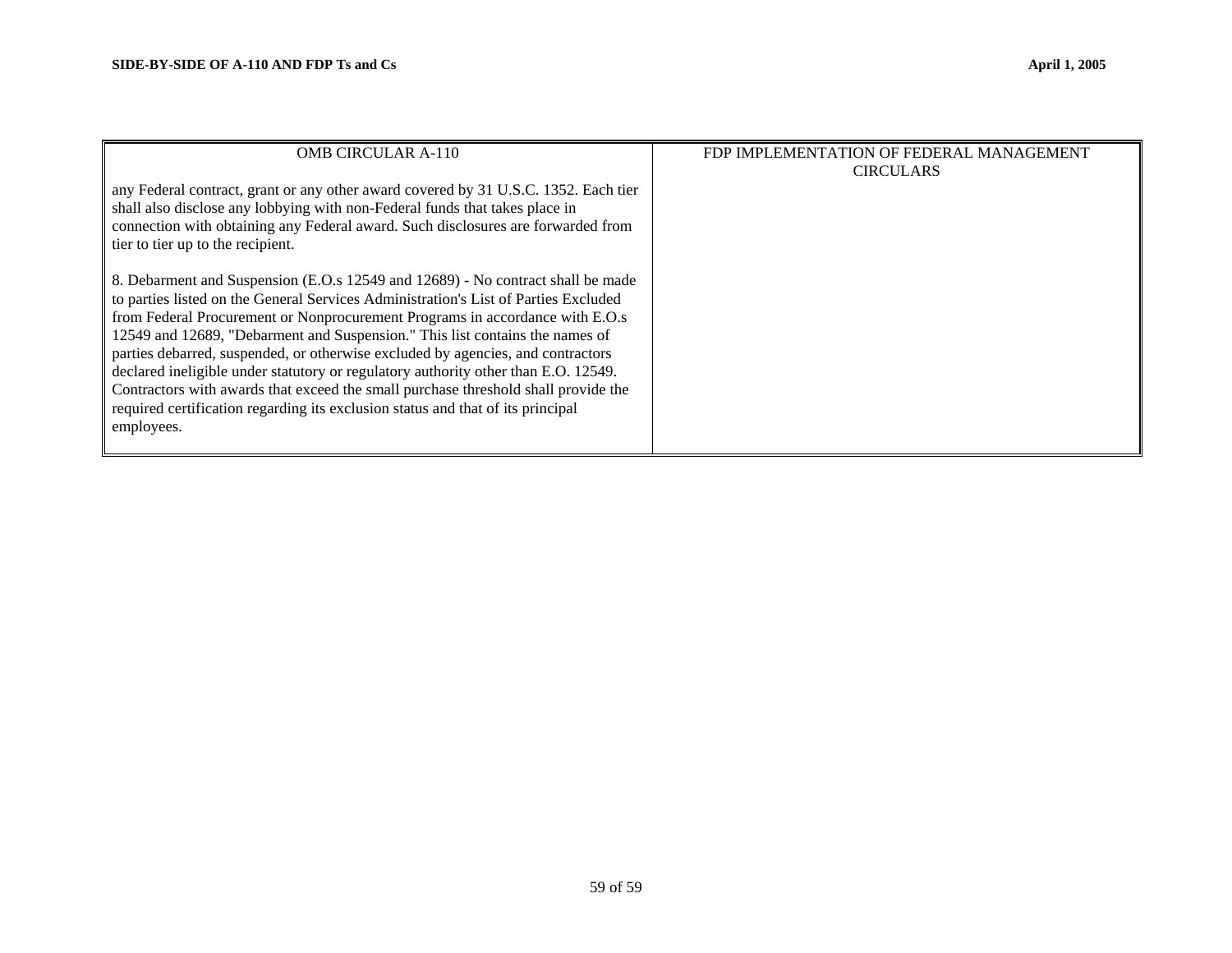| OMB CIRCULAR A-110 | FDP IMPLEMENTATION OF FEDERAL MANAGEMENT CIRCULARS |
|---|---|
| any Federal contract, grant or any other award covered by 31 U.S.C. 1352. Each tier shall also disclose any lobbying with non-Federal funds that takes place in connection with obtaining any Federal award. Such disclosures are forwarded from tier to tier up to the recipient.<br><br>8. Debarment and Suspension (E.O.s 12549 and 12689) - No contract shall be made to parties listed on the General Services Administration's List of Parties Excluded from Federal Procurement or Nonprocurement Programs in accordance with E.O.s 12549 and 12689, "Debarment and Suspension." This list contains the names of parties debarred, suspended, or otherwise excluded by agencies, and contractors declared ineligible under statutory or regulatory authority other than E.O. 12549. Contractors with awards that exceed the small purchase threshold shall provide the required certification regarding its exclusion status and that of its principal employees. | |